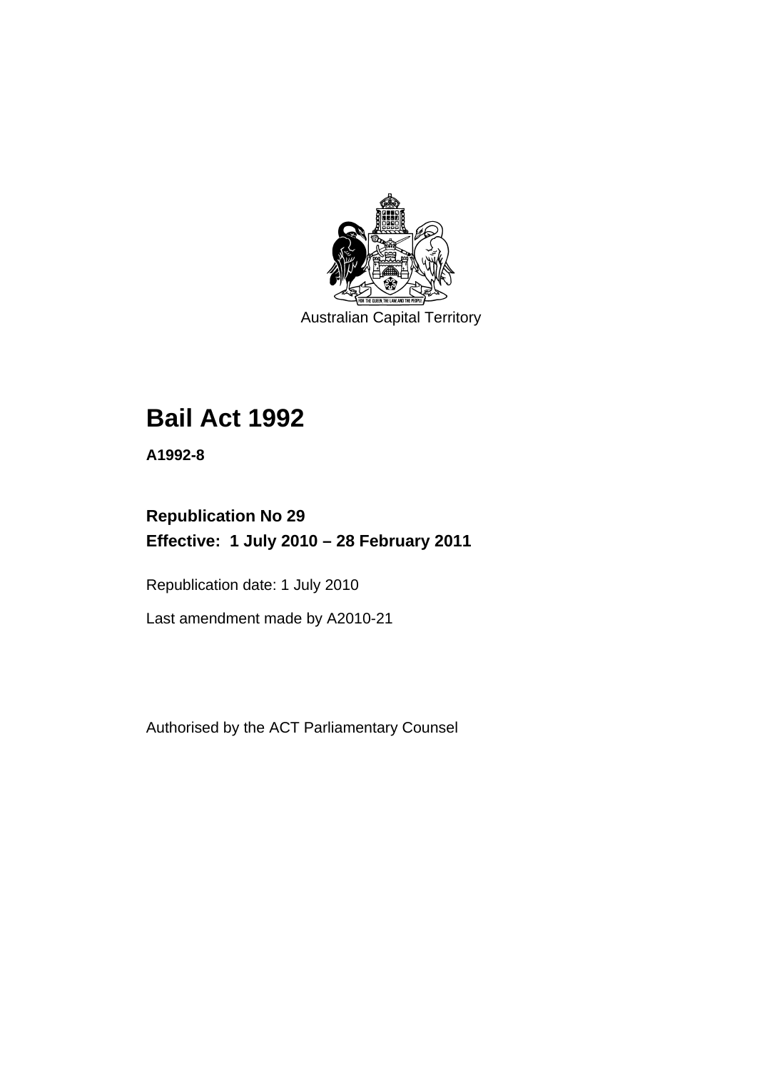Australian Capital Territory

# Bail Act 1992

**A1992-8**

**Republication No 29**
**Effective: 1 July 2010 – 28 February 2011**

Republication date: 1 July 2010

Last amendment made by A2010-21

Authorised by the ACT Parliamentary Counsel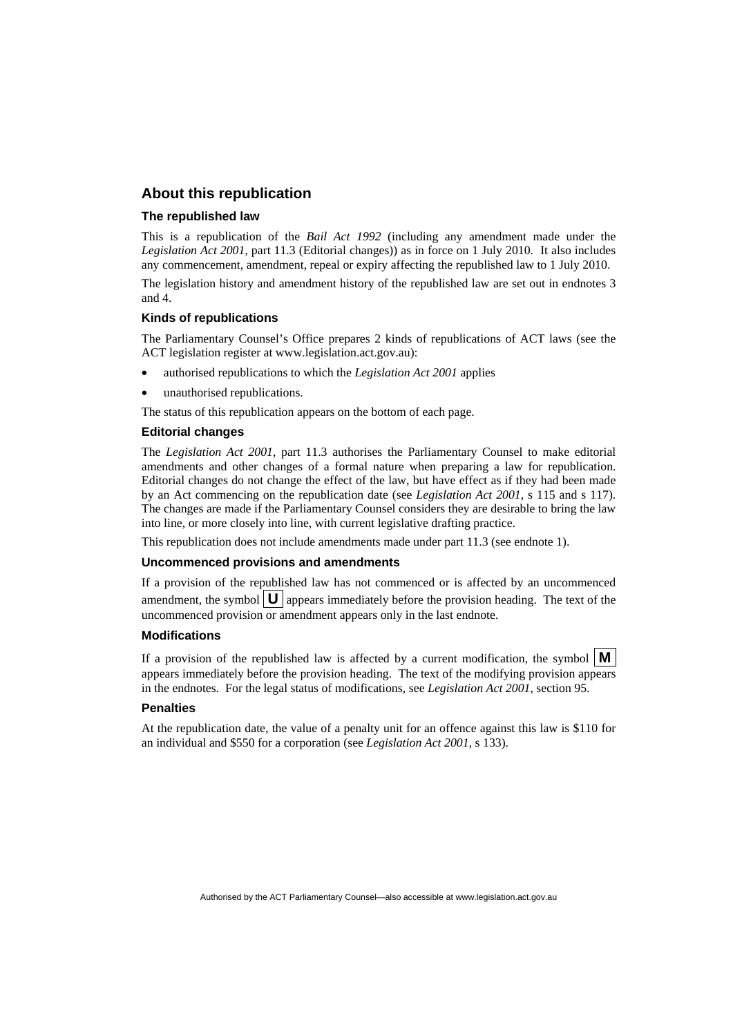## About this republication

### The republished law

This is a republication of the *Bail Act 1992* (including any amendment made under the *Legislation Act 2001*, part 11.3 (Editorial changes)) as in force on 1 July 2010. It also includes any commencement, amendment, repeal or expiry affecting the republished law to 1 July 2010.

The legislation history and amendment history of the republished law are set out in endnotes 3 and 4.

### Kinds of republications

The Parliamentary Counsel's Office prepares 2 kinds of republications of ACT laws (see the ACT legislation register at www.legislation.act.gov.au):

- authorised republications to which the *Legislation Act 2001* applies
- unauthorised republications.

The status of this republication appears on the bottom of each page.

### Editorial changes

The *Legislation Act 2001*, part 11.3 authorises the Parliamentary Counsel to make editorial amendments and other changes of a formal nature when preparing a law for republication. Editorial changes do not change the effect of the law, but have effect as if they had been made by an Act commencing on the republication date (see *Legislation Act 2001*, s 115 and s 117). The changes are made if the Parliamentary Counsel considers they are desirable to bring the law into line, or more closely into line, with current legislative drafting practice.

This republication does not include amendments made under part 11.3 (see endnote 1).

### Uncommenced provisions and amendments

If a provision of the republished law has not commenced or is affected by an uncommenced amendment, the symbol **U** appears immediately before the provision heading. The text of the uncommenced provision or amendment appears only in the last endnote.

### Modifications

If a provision of the republished law is affected by a current modification, the symbol **M** appears immediately before the provision heading. The text of the modifying provision appears in the endnotes. For the legal status of modifications, see *Legislation Act 2001*, section 95.

### Penalties

At the republication date, the value of a penalty unit for an offence against this law is $110 for an individual and $550 for a corporation (see *Legislation Act 2001*, s 133).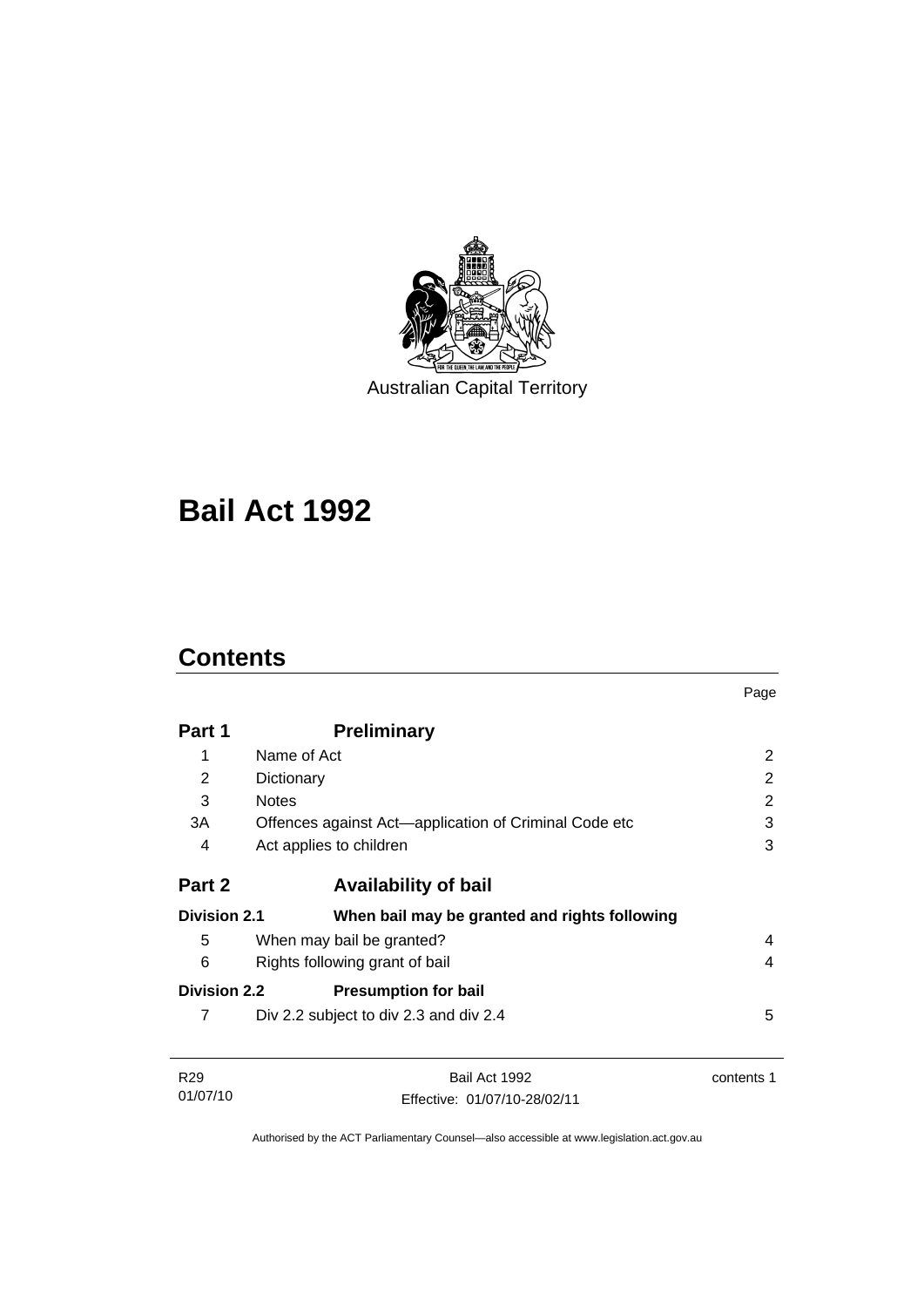Australian Capital Territory

# Bail Act 1992

## Contents

| | | Page |
|---|---|---|
| **Part 1** | **Preliminary** | |
| 1 | Name of Act | 2 |
| 2 | Dictionary | 2 |
| 3 | Notes | 2 |
| 3A | Offences against Act—application of Criminal Code etc | 3 |
| 4 | Act applies to children | 3 |
| **Part 2** | **Availability of bail** | |
| **Division 2.1** | **When bail may be granted and rights following** | |
| 5 | When may bail be granted? | 4 |
| 6 | Rights following grant of bail | 4 |
| **Division 2.2** | **Presumption for bail** | |
| 7 | Div 2.2 subject to div 2.3 and div 2.4 | 5 |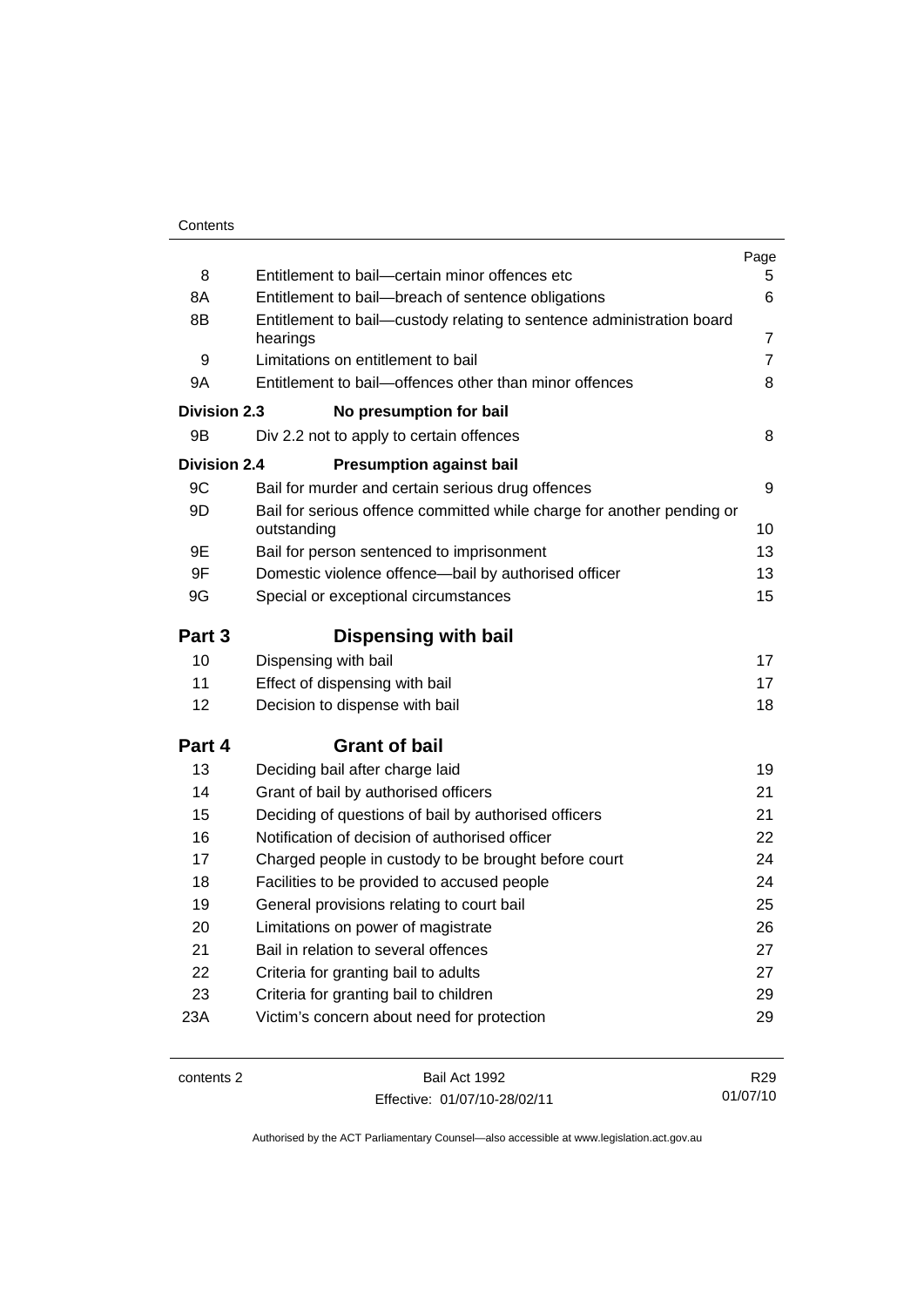| | | Page |
|---|---|---|
| 8 | Entitlement to bail—certain minor offences etc | 5 |
| 8A | Entitlement to bail—breach of sentence obligations | 6 |
| 8B | Entitlement to bail—custody relating to sentence administration board hearings | 7 |
| 9 | Limitations on entitlement to bail | 7 |
| 9A | Entitlement to bail—offences other than minor offences | 8 |
| **Division 2.3** | **No presumption for bail** | |
| 9B | Div 2.2 not to apply to certain offences | 8 |
| **Division 2.4** | **Presumption against bail** | |
| 9C | Bail for murder and certain serious drug offences | 9 |
| 9D | Bail for serious offence committed while charge for another pending or outstanding | 10 |
| 9E | Bail for person sentenced to imprisonment | 13 |
| 9F | Domestic violence offence—bail by authorised officer | 13 |
| 9G | Special or exceptional circumstances | 15 |
| **Part 3** | **Dispensing with bail** | |
| 10 | Dispensing with bail | 17 |
| 11 | Effect of dispensing with bail | 17 |
| 12 | Decision to dispense with bail | 18 |
| **Part 4** | **Grant of bail** | |
| 13 | Deciding bail after charge laid | 19 |
| 14 | Grant of bail by authorised officers | 21 |
| 15 | Deciding of questions of bail by authorised officers | 21 |
| 16 | Notification of decision of authorised officer | 22 |
| 17 | Charged people in custody to be brought before court | 24 |
| 18 | Facilities to be provided to accused people | 24 |
| 19 | General provisions relating to court bail | 25 |
| 20 | Limitations on power of magistrate | 26 |
| 21 | Bail in relation to several offences | 27 |
| 22 | Criteria for granting bail to adults | 27 |
| 23 | Criteria for granting bail to children | 29 |
| 23A | Victim's concern about need for protection | 29 |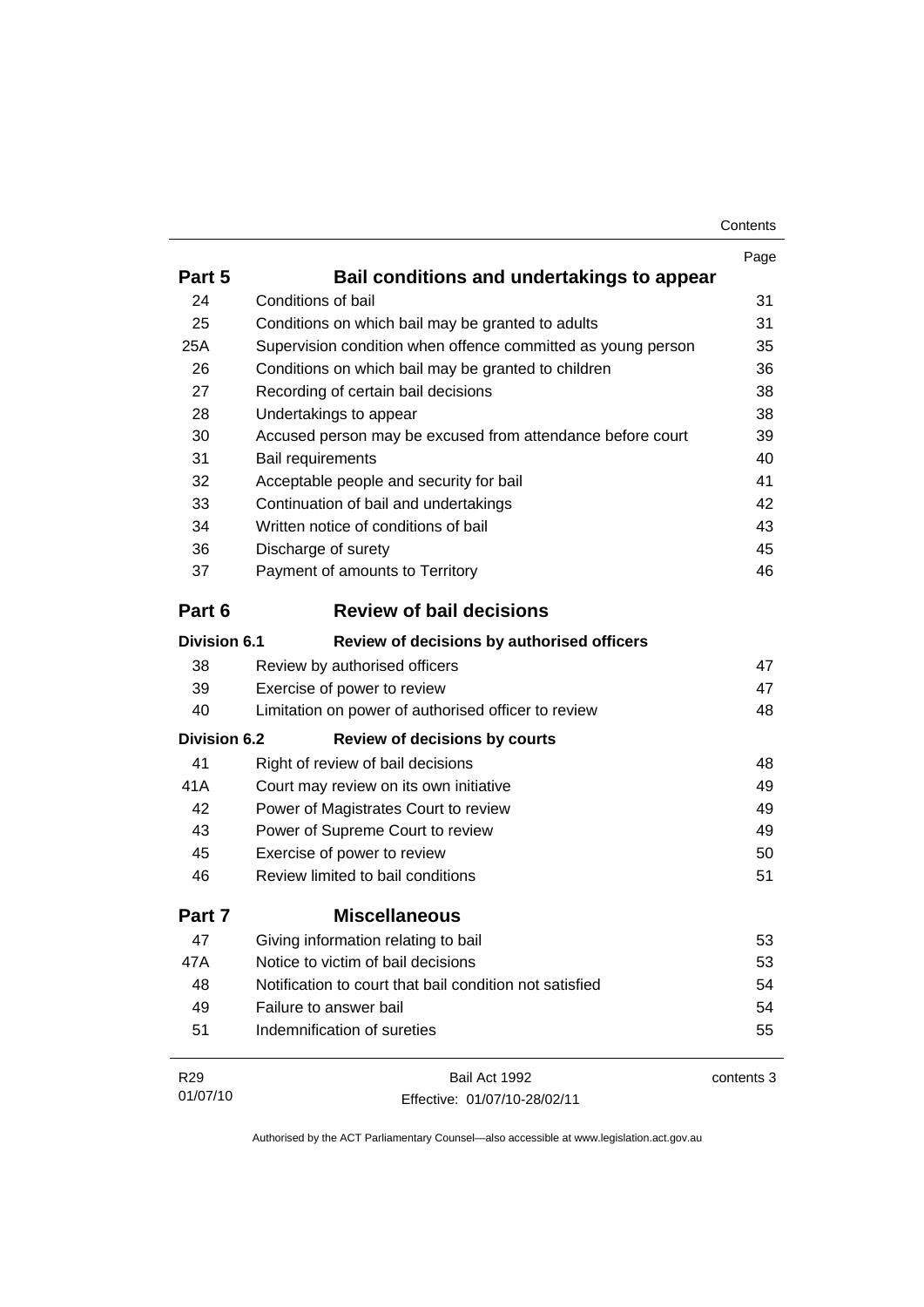| | | Page |
|---|---|---|
| **Part 5** | **Bail conditions and undertakings to appear** | |
| 24 | Conditions of bail | 31 |
| 25 | Conditions on which bail may be granted to adults | 31 |
| 25A | Supervision condition when offence committed as young person | 35 |
| 26 | Conditions on which bail may be granted to children | 36 |
| 27 | Recording of certain bail decisions | 38 |
| 28 | Undertakings to appear | 38 |
| 30 | Accused person may be excused from attendance before court | 39 |
| 31 | Bail requirements | 40 |
| 32 | Acceptable people and security for bail | 41 |
| 33 | Continuation of bail and undertakings | 42 |
| 34 | Written notice of conditions of bail | 43 |
| 36 | Discharge of surety | 45 |
| 37 | Payment of amounts to Territory | 46 |
| **Part 6** | **Review of bail decisions** | |
| **Division 6.1** | **Review of decisions by authorised officers** | |
| 38 | Review by authorised officers | 47 |
| 39 | Exercise of power to review | 47 |
| 40 | Limitation on power of authorised officer to review | 48 |
| **Division 6.2** | **Review of decisions by courts** | |
| 41 | Right of review of bail decisions | 48 |
| 41A | Court may review on its own initiative | 49 |
| 42 | Power of Magistrates Court to review | 49 |
| 43 | Power of Supreme Court to review | 49 |
| 45 | Exercise of power to review | 50 |
| 46 | Review limited to bail conditions | 51 |
| **Part 7** | **Miscellaneous** | |
| 47 | Giving information relating to bail | 53 |
| 47A | Notice to victim of bail decisions | 53 |
| 48 | Notification to court that bail condition not satisfied | 54 |
| 49 | Failure to answer bail | 54 |
| 51 | Indemnification of sureties | 55 |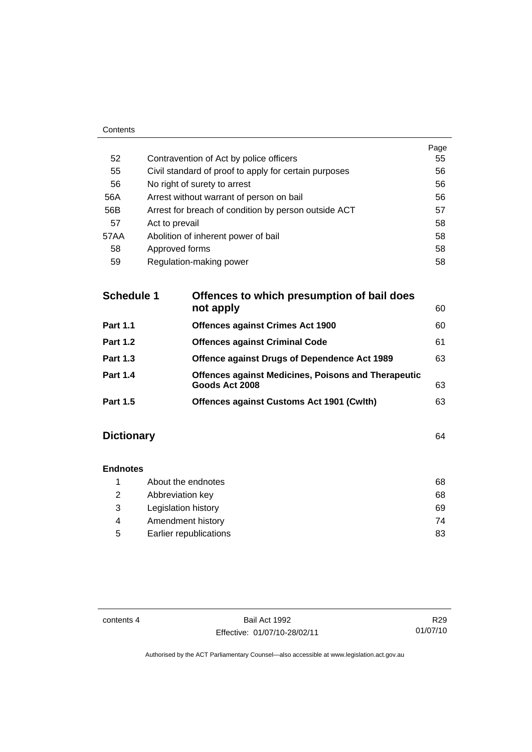| | | Page |
|---|---|---|
| 52 | Contravention of Act by police officers | 55 |
| 55 | Civil standard of proof to apply for certain purposes | 56 |
| 56 | No right of surety to arrest | 56 |
| 56A | Arrest without warrant of person on bail | 56 |
| 56B | Arrest for breach of condition by person outside ACT | 57 |
| 57 | Act to prevail | 58 |
| 57AA | Abolition of inherent power of bail | 58 |
| 58 | Approved forms | 58 |
| 59 | Regulation-making power | 58 |

| | | |
|---|---|---|
| **Schedule 1** | **Offences to which presumption of bail does not apply** | 60 |
| **Part 1.1** | **Offences against Crimes Act 1900** | 60 |
| **Part 1.2** | **Offences against Criminal Code** | 61 |
| **Part 1.3** | **Offence against Drugs of Dependence Act 1989** | 63 |
| **Part 1.4** | **Offences against Medicines, Poisons and Therapeutic Goods Act 2008** | 63 |
| **Part 1.5** | **Offences against Customs Act 1901 (Cwlth)** | 63 |

**Dictionary** 64

**Endnotes**

| | | |
|---|---|---|
| 1 | About the endnotes | 68 |
| 2 | Abbreviation key | 68 |
| 3 | Legislation history | 69 |
| 4 | Amendment history | 74 |
| 5 | Earlier republications | 83 |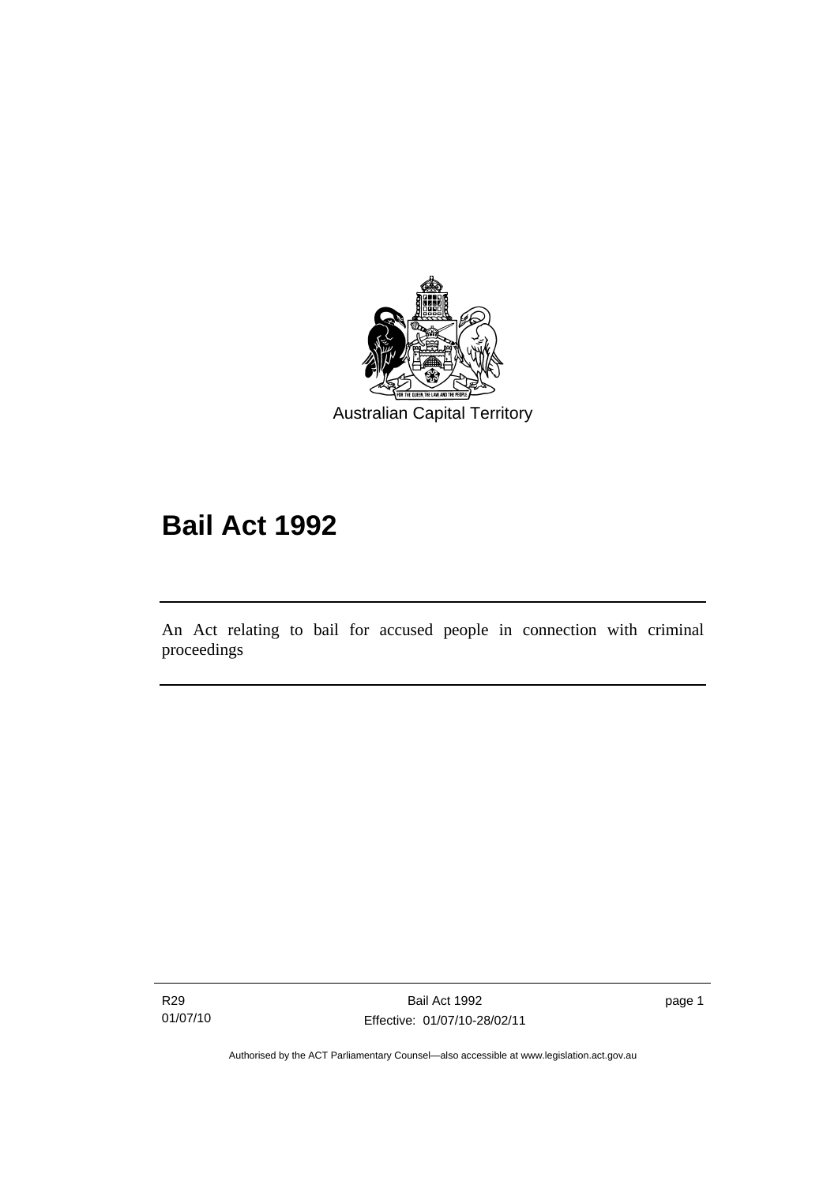Australian Capital Territory

# Bail Act 1992

An Act relating to bail for accused people in connection with criminal proceedings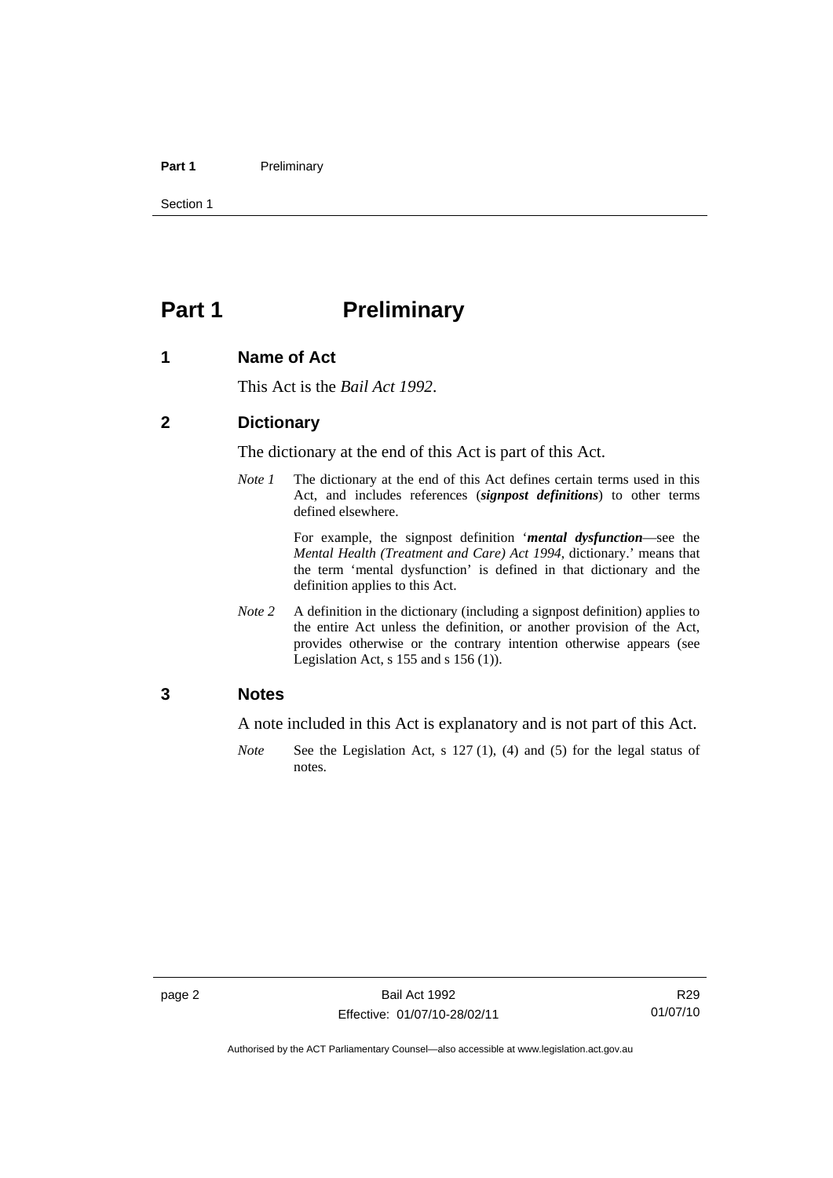# Part 1 Preliminary

## 1 Name of Act

This Act is the *Bail Act 1992*.

## 2 Dictionary

The dictionary at the end of this Act is part of this Act.

*Note 1* The dictionary at the end of this Act defines certain terms used in this Act, and includes references (***signpost definitions***) to other terms defined elsewhere.

For example, the signpost definition '***mental dysfunction***—see the *Mental Health (Treatment and Care) Act 1994*, dictionary.' means that the term 'mental dysfunction' is defined in that dictionary and the definition applies to this Act.

*Note 2* A definition in the dictionary (including a signpost definition) applies to the entire Act unless the definition, or another provision of the Act, provides otherwise or the contrary intention otherwise appears (see Legislation Act, s 155 and s 156 (1)).

## 3 Notes

A note included in this Act is explanatory and is not part of this Act.

*Note* See the Legislation Act, s 127 (1), (4) and (5) for the legal status of notes.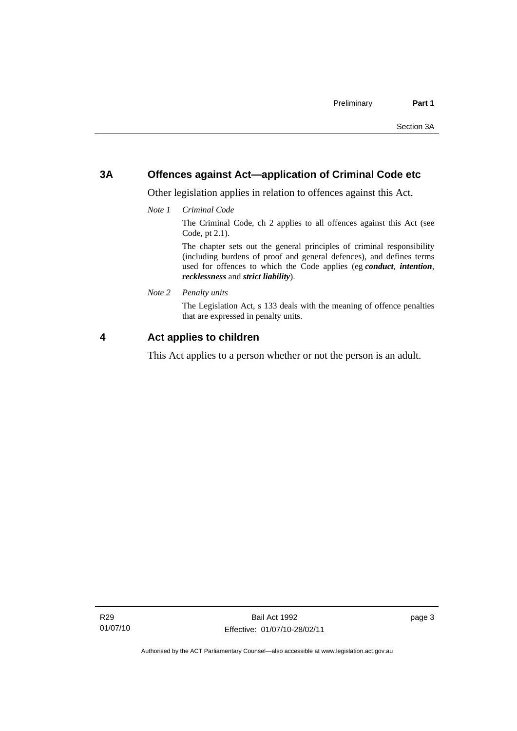## 3A Offences against Act—application of Criminal Code etc

Other legislation applies in relation to offences against this Act.

*Note 1* *Criminal Code*

The Criminal Code, ch 2 applies to all offences against this Act (see Code, pt 2.1).

The chapter sets out the general principles of criminal responsibility (including burdens of proof and general defences), and defines terms used for offences to which the Code applies (eg ***conduct***, ***intention***, ***recklessness*** and ***strict liability***).

*Note 2* *Penalty units*

The Legislation Act, s 133 deals with the meaning of offence penalties that are expressed in penalty units.

## 4 Act applies to children

This Act applies to a person whether or not the person is an adult.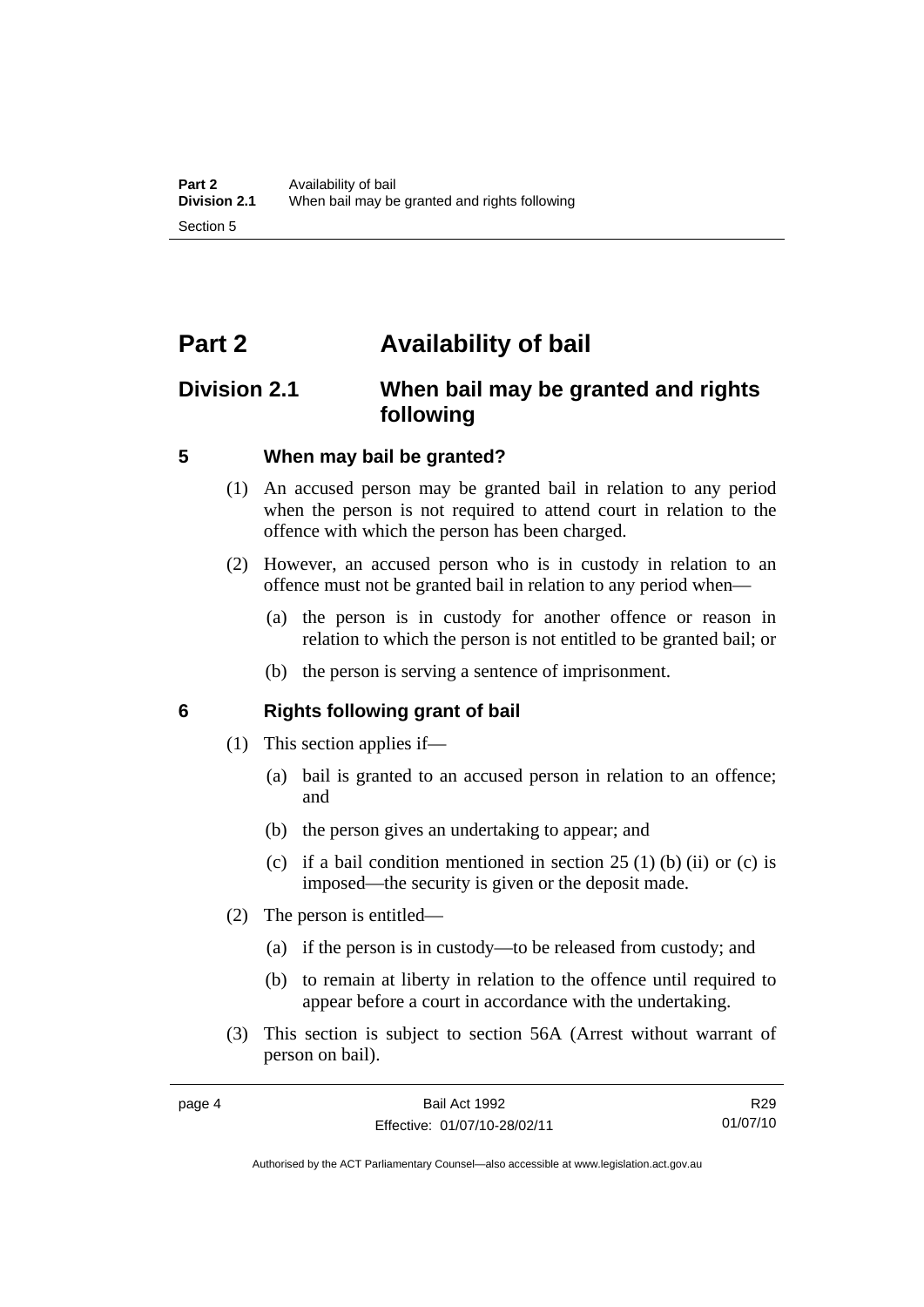# Part 2 Availability of bail

## Division 2.1 When bail may be granted and rights following

### 5 When may bail be granted?

(1) An accused person may be granted bail in relation to any period when the person is not required to attend court in relation to the offence with which the person has been charged.

(2) However, an accused person who is in custody in relation to an offence must not be granted bail in relation to any period when—

(a) the person is in custody for another offence or reason in relation to which the person is not entitled to be granted bail; or

(b) the person is serving a sentence of imprisonment.

### 6 Rights following grant of bail

(1) This section applies if—

(a) bail is granted to an accused person in relation to an offence; and

(b) the person gives an undertaking to appear; and

(c) if a bail condition mentioned in section 25 (1) (b) (ii) or (c) is imposed—the security is given or the deposit made.

(2) The person is entitled—

(a) if the person is in custody—to be released from custody; and

(b) to remain at liberty in relation to the offence until required to appear before a court in accordance with the undertaking.

(3) This section is subject to section 56A (Arrest without warrant of person on bail).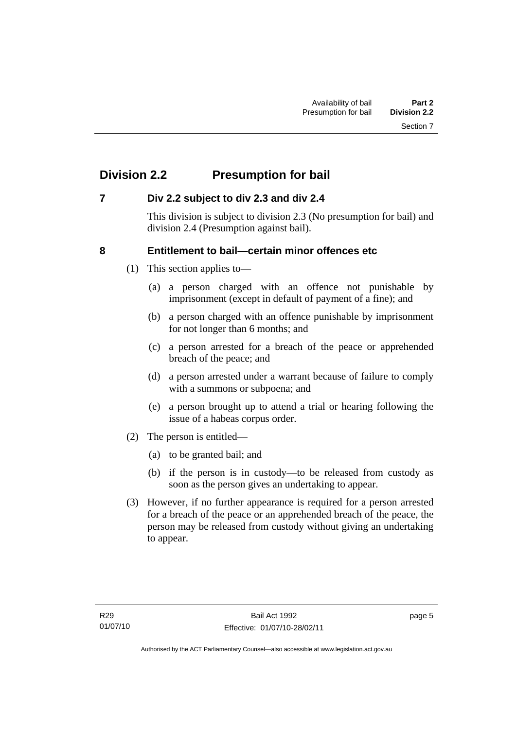## Division 2.2 Presumption for bail

### 7 Div 2.2 subject to div 2.3 and div 2.4

This division is subject to division 2.3 (No presumption for bail) and division 2.4 (Presumption against bail).

### 8 Entitlement to bail—certain minor offences etc

(1) This section applies to—

(a) a person charged with an offence not punishable by imprisonment (except in default of payment of a fine); and

(b) a person charged with an offence punishable by imprisonment for not longer than 6 months; and

(c) a person arrested for a breach of the peace or apprehended breach of the peace; and

(d) a person arrested under a warrant because of failure to comply with a summons or subpoena; and

(e) a person brought up to attend a trial or hearing following the issue of a habeas corpus order.

(2) The person is entitled—

(a) to be granted bail; and

(b) if the person is in custody—to be released from custody as soon as the person gives an undertaking to appear.

(3) However, if no further appearance is required for a person arrested for a breach of the peace or an apprehended breach of the peace, the person may be released from custody without giving an undertaking to appear.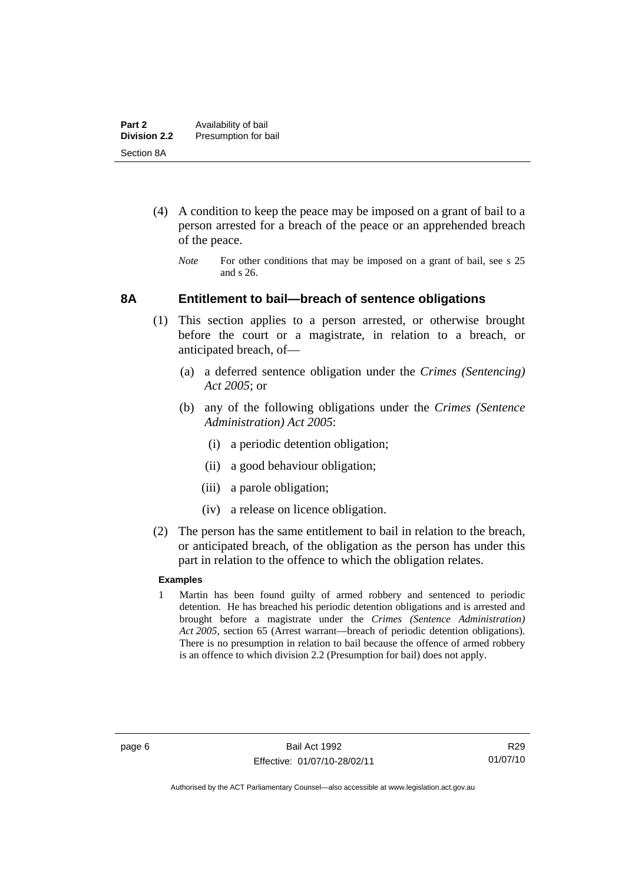(4) A condition to keep the peace may be imposed on a grant of bail to a person arrested for a breach of the peace or an apprehended breach of the peace.

*Note* For other conditions that may be imposed on a grant of bail, see s 25 and s 26.

## 8A Entitlement to bail—breach of sentence obligations

(1) This section applies to a person arrested, or otherwise brought before the court or a magistrate, in relation to a breach, or anticipated breach, of—

(a) a deferred sentence obligation under the *Crimes (Sentencing) Act 2005*; or

(b) any of the following obligations under the *Crimes (Sentence Administration) Act 2005*:

(i) a periodic detention obligation;

(ii) a good behaviour obligation;

(iii) a parole obligation;

(iv) a release on licence obligation.

(2) The person has the same entitlement to bail in relation to the breach, or anticipated breach, of the obligation as the person has under this part in relation to the offence to which the obligation relates.

**Examples**

1 Martin has been found guilty of armed robbery and sentenced to periodic detention. He has breached his periodic detention obligations and is arrested and brought before a magistrate under the *Crimes (Sentence Administration) Act 2005*, section 65 (Arrest warrant—breach of periodic detention obligations). There is no presumption in relation to bail because the offence of armed robbery is an offence to which division 2.2 (Presumption for bail) does not apply.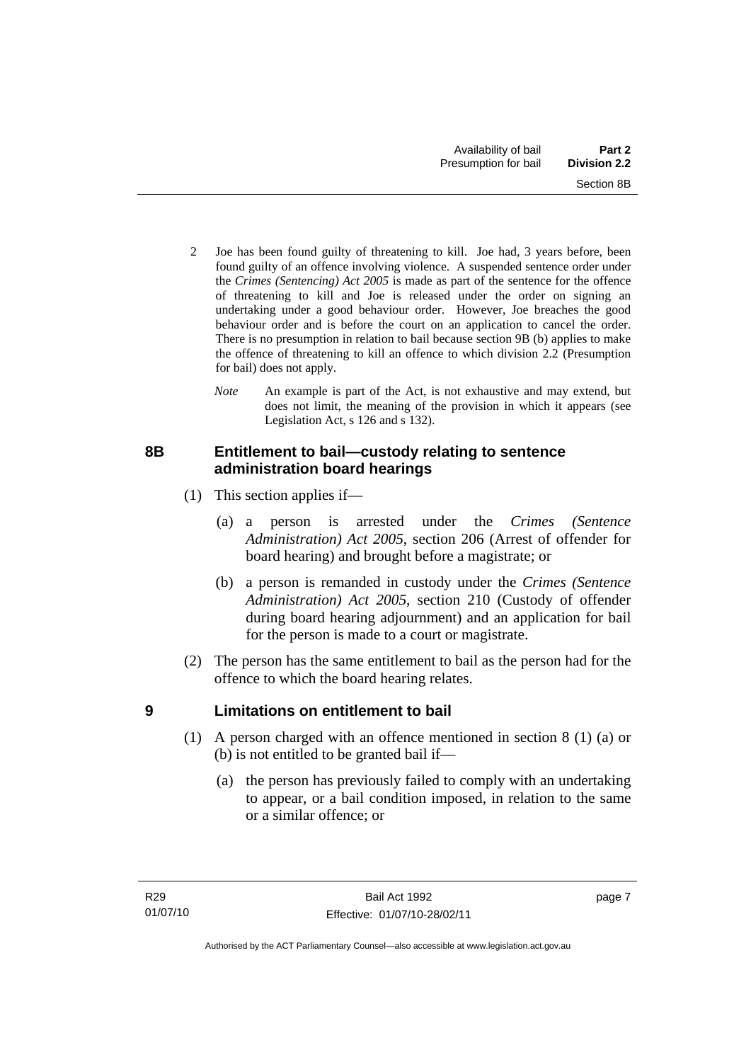2 Joe has been found guilty of threatening to kill. Joe had, 3 years before, been found guilty of an offence involving violence. A suspended sentence order under the *Crimes (Sentencing) Act 2005* is made as part of the sentence for the offence of threatening to kill and Joe is released under the order on signing an undertaking under a good behaviour order. However, Joe breaches the good behaviour order and is before the court on an application to cancel the order. There is no presumption in relation to bail because section 9B (b) applies to make the offence of threatening to kill an offence to which division 2.2 (Presumption for bail) does not apply.

*Note* An example is part of the Act, is not exhaustive and may extend, but does not limit, the meaning of the provision in which it appears (see Legislation Act, s 126 and s 132).

### 8B Entitlement to bail—custody relating to sentence administration board hearings

(1) This section applies if—

(a) a person is arrested under the *Crimes (Sentence Administration) Act 2005*, section 206 (Arrest of offender for board hearing) and brought before a magistrate; or

(b) a person is remanded in custody under the *Crimes (Sentence Administration) Act 2005*, section 210 (Custody of offender during board hearing adjournment) and an application for bail for the person is made to a court or magistrate.

(2) The person has the same entitlement to bail as the person had for the offence to which the board hearing relates.

### 9 Limitations on entitlement to bail

(1) A person charged with an offence mentioned in section 8 (1) (a) or (b) is not entitled to be granted bail if—

(a) the person has previously failed to comply with an undertaking to appear, or a bail condition imposed, in relation to the same or a similar offence; or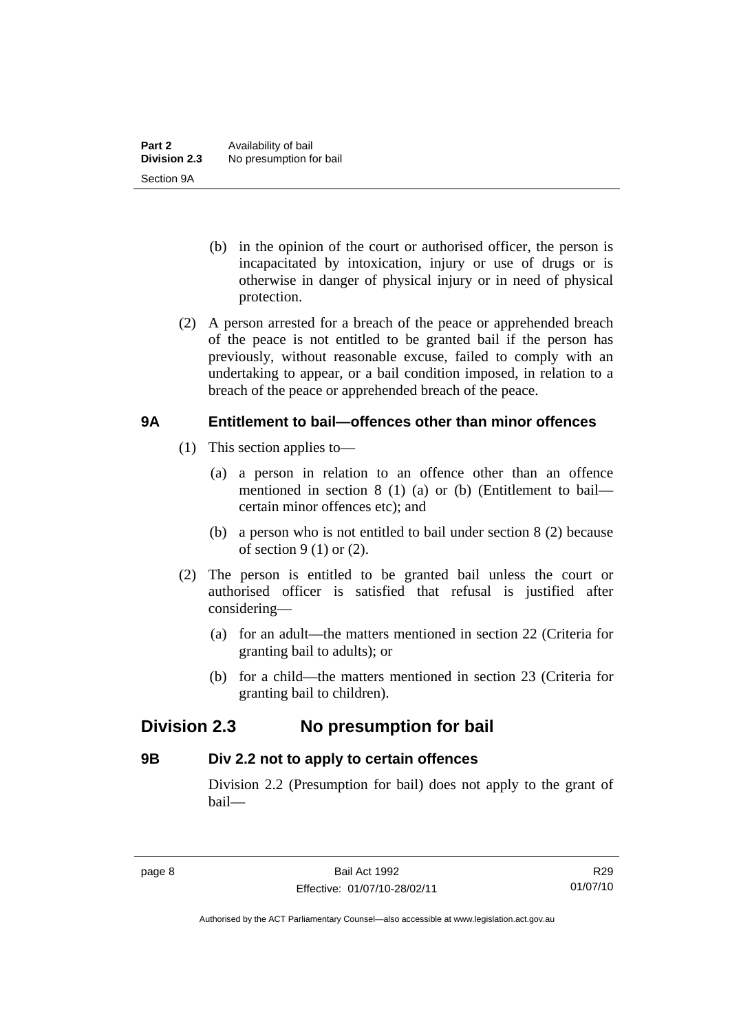(b) in the opinion of the court or authorised officer, the person is incapacitated by intoxication, injury or use of drugs or is otherwise in danger of physical injury or in need of physical protection.

(2) A person arrested for a breach of the peace or apprehended breach of the peace is not entitled to be granted bail if the person has previously, without reasonable excuse, failed to comply with an undertaking to appear, or a bail condition imposed, in relation to a breach of the peace or apprehended breach of the peace.

### 9A Entitlement to bail—offences other than minor offences

(1) This section applies to—

(a) a person in relation to an offence other than an offence mentioned in section 8 (1) (a) or (b) (Entitlement to bail—certain minor offences etc); and

(b) a person who is not entitled to bail under section 8 (2) because of section 9 (1) or (2).

(2) The person is entitled to be granted bail unless the court or authorised officer is satisfied that refusal is justified after considering—

(a) for an adult—the matters mentioned in section 22 (Criteria for granting bail to adults); or

(b) for a child—the matters mentioned in section 23 (Criteria for granting bail to children).

## Division 2.3 No presumption for bail

### 9B Div 2.2 not to apply to certain offences

Division 2.2 (Presumption for bail) does not apply to the grant of bail—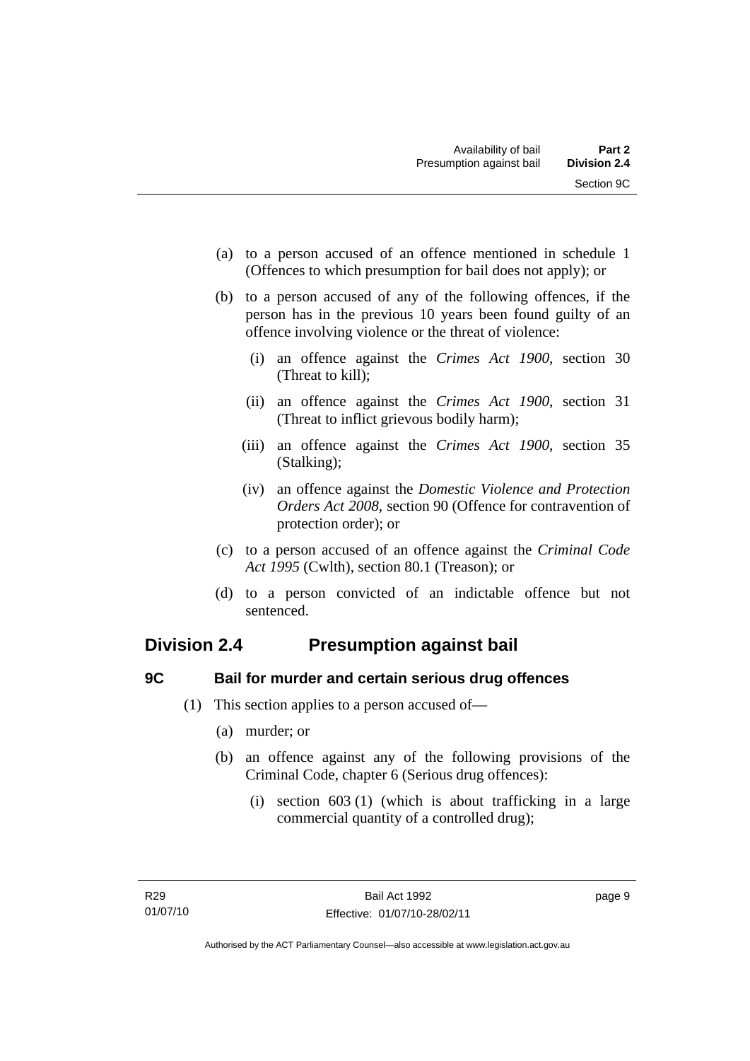(a) to a person accused of an offence mentioned in schedule 1 (Offences to which presumption for bail does not apply); or

(b) to a person accused of any of the following offences, if the person has in the previous 10 years been found guilty of an offence involving violence or the threat of violence:

  (i) an offence against the *Crimes Act 1900*, section 30 (Threat to kill);

  (ii) an offence against the *Crimes Act 1900*, section 31 (Threat to inflict grievous bodily harm);

  (iii) an offence against the *Crimes Act 1900*, section 35 (Stalking);

  (iv) an offence against the *Domestic Violence and Protection Orders Act 2008*, section 90 (Offence for contravention of protection order); or

(c) to a person accused of an offence against the *Criminal Code Act 1995* (Cwlth), section 80.1 (Treason); or

(d) to a person convicted of an indictable offence but not sentenced.

## Division 2.4 Presumption against bail

### 9C Bail for murder and certain serious drug offences

(1) This section applies to a person accused of—

  (a) murder; or

  (b) an offence against any of the following provisions of the Criminal Code, chapter 6 (Serious drug offences):

    (i) section 603 (1) (which is about trafficking in a large commercial quantity of a controlled drug);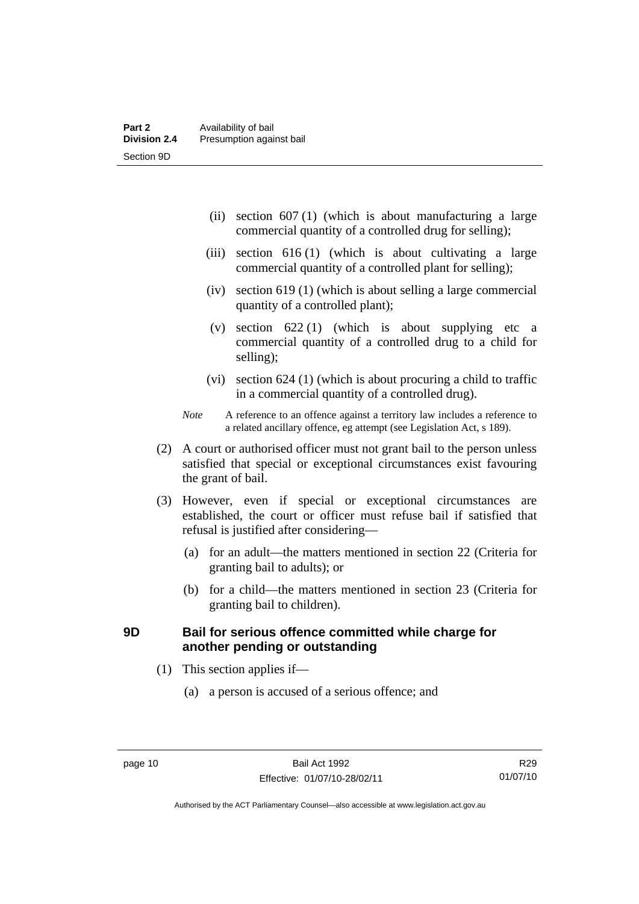(ii) section 607 (1) (which is about manufacturing a large commercial quantity of a controlled drug for selling);

(iii) section 616 (1) (which is about cultivating a large commercial quantity of a controlled plant for selling);

(iv) section 619 (1) (which is about selling a large commercial quantity of a controlled plant);

(v) section 622 (1) (which is about supplying etc a commercial quantity of a controlled drug to a child for selling);

(vi) section 624 (1) (which is about procuring a child to traffic in a commercial quantity of a controlled drug).

*Note* A reference to an offence against a territory law includes a reference to a related ancillary offence, eg attempt (see Legislation Act, s 189).

(2) A court or authorised officer must not grant bail to the person unless satisfied that special or exceptional circumstances exist favouring the grant of bail.

(3) However, even if special or exceptional circumstances are established, the court or officer must refuse bail if satisfied that refusal is justified after considering—

(a) for an adult—the matters mentioned in section 22 (Criteria for granting bail to adults); or

(b) for a child—the matters mentioned in section 23 (Criteria for granting bail to children).

### 9D Bail for serious offence committed while charge for another pending or outstanding

(1) This section applies if—

(a) a person is accused of a serious offence; and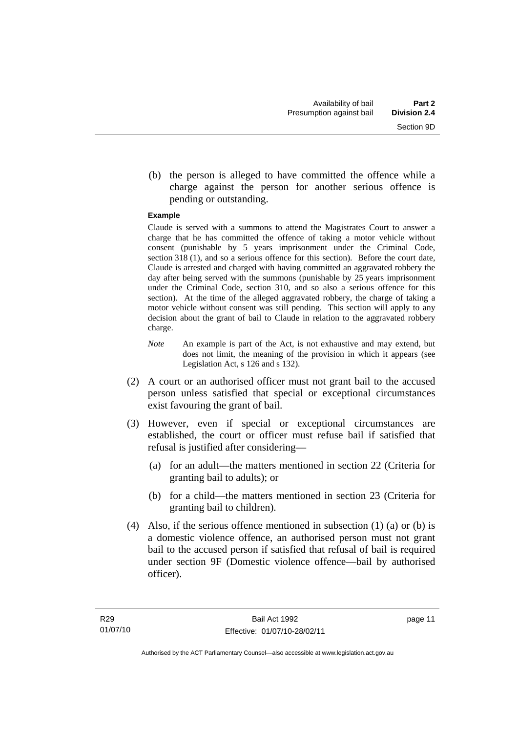(b) the person is alleged to have committed the offence while a charge against the person for another serious offence is pending or outstanding.

**Example**

Claude is served with a summons to attend the Magistrates Court to answer a charge that he has committed the offence of taking a motor vehicle without consent (punishable by 5 years imprisonment under the Criminal Code, section 318 (1), and so a serious offence for this section). Before the court date, Claude is arrested and charged with having committed an aggravated robbery the day after being served with the summons (punishable by 25 years imprisonment under the Criminal Code, section 310, and so also a serious offence for this section). At the time of the alleged aggravated robbery, the charge of taking a motor vehicle without consent was still pending. This section will apply to any decision about the grant of bail to Claude in relation to the aggravated robbery charge.

*Note* An example is part of the Act, is not exhaustive and may extend, but does not limit, the meaning of the provision in which it appears (see Legislation Act, s 126 and s 132).

(2) A court or an authorised officer must not grant bail to the accused person unless satisfied that special or exceptional circumstances exist favouring the grant of bail.

(3) However, even if special or exceptional circumstances are established, the court or officer must refuse bail if satisfied that refusal is justified after considering—

(a) for an adult—the matters mentioned in section 22 (Criteria for granting bail to adults); or

(b) for a child—the matters mentioned in section 23 (Criteria for granting bail to children).

(4) Also, if the serious offence mentioned in subsection (1) (a) or (b) is a domestic violence offence, an authorised person must not grant bail to the accused person if satisfied that refusal of bail is required under section 9F (Domestic violence offence—bail by authorised officer).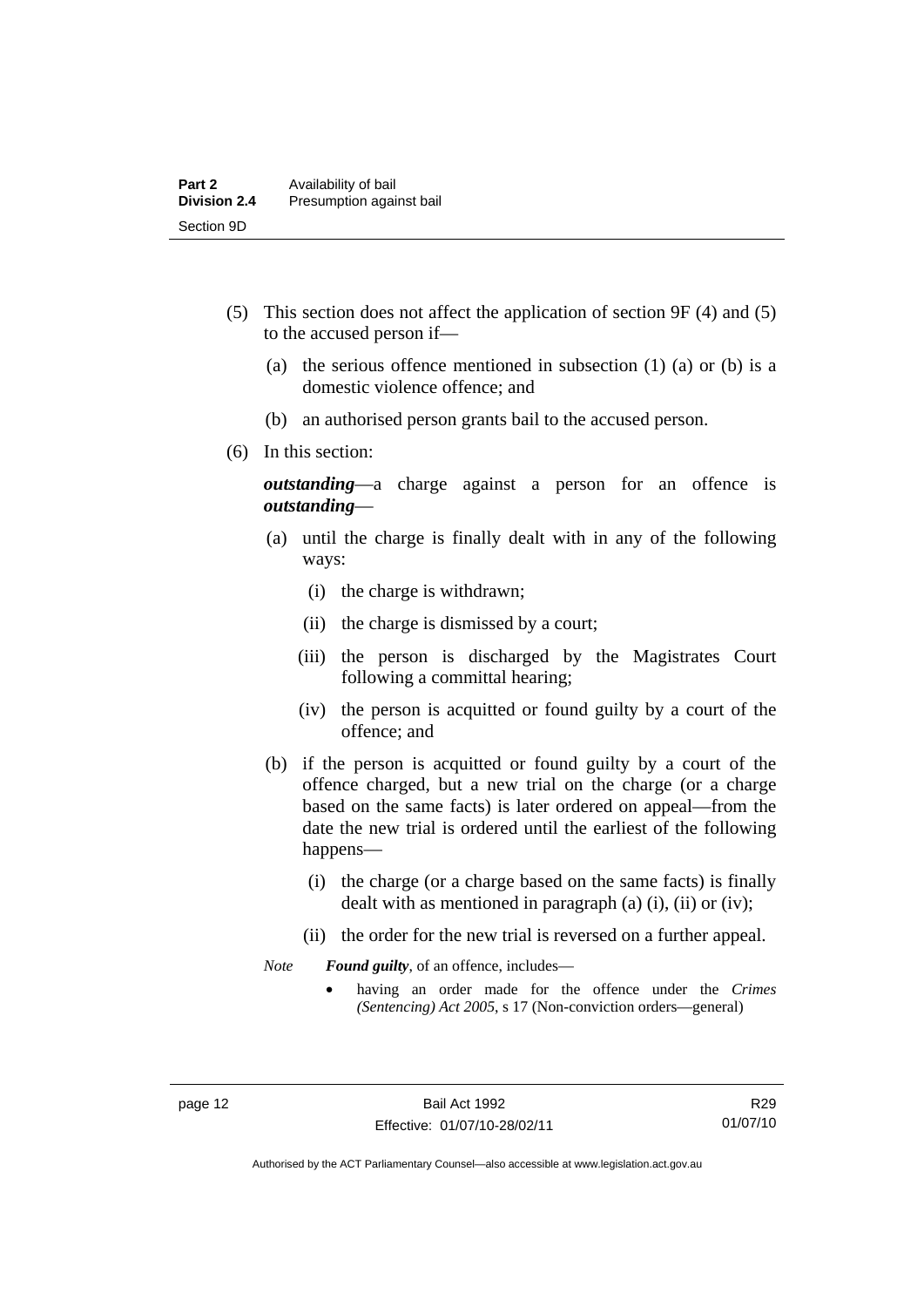(5) This section does not affect the application of section 9F (4) and (5) to the accused person if—

(a) the serious offence mentioned in subsection (1) (a) or (b) is a domestic violence offence; and

(b) an authorised person grants bail to the accused person.

(6) In this section:

***outstanding***—a charge against a person for an offence is ***outstanding***—

(a) until the charge is finally dealt with in any of the following ways:

(i) the charge is withdrawn;

(ii) the charge is dismissed by a court;

(iii) the person is discharged by the Magistrates Court following a committal hearing;

(iv) the person is acquitted or found guilty by a court of the offence; and

(b) if the person is acquitted or found guilty by a court of the offence charged, but a new trial on the charge (or a charge based on the same facts) is later ordered on appeal—from the date the new trial is ordered until the earliest of the following happens—

(i) the charge (or a charge based on the same facts) is finally dealt with as mentioned in paragraph (a) (i), (ii) or (iv);

(ii) the order for the new trial is reversed on a further appeal.

*Note* ***Found guilty***, of an offence, includes—

- having an order made for the offence under the *Crimes (Sentencing) Act 2005*, s 17 (Non-conviction orders—general)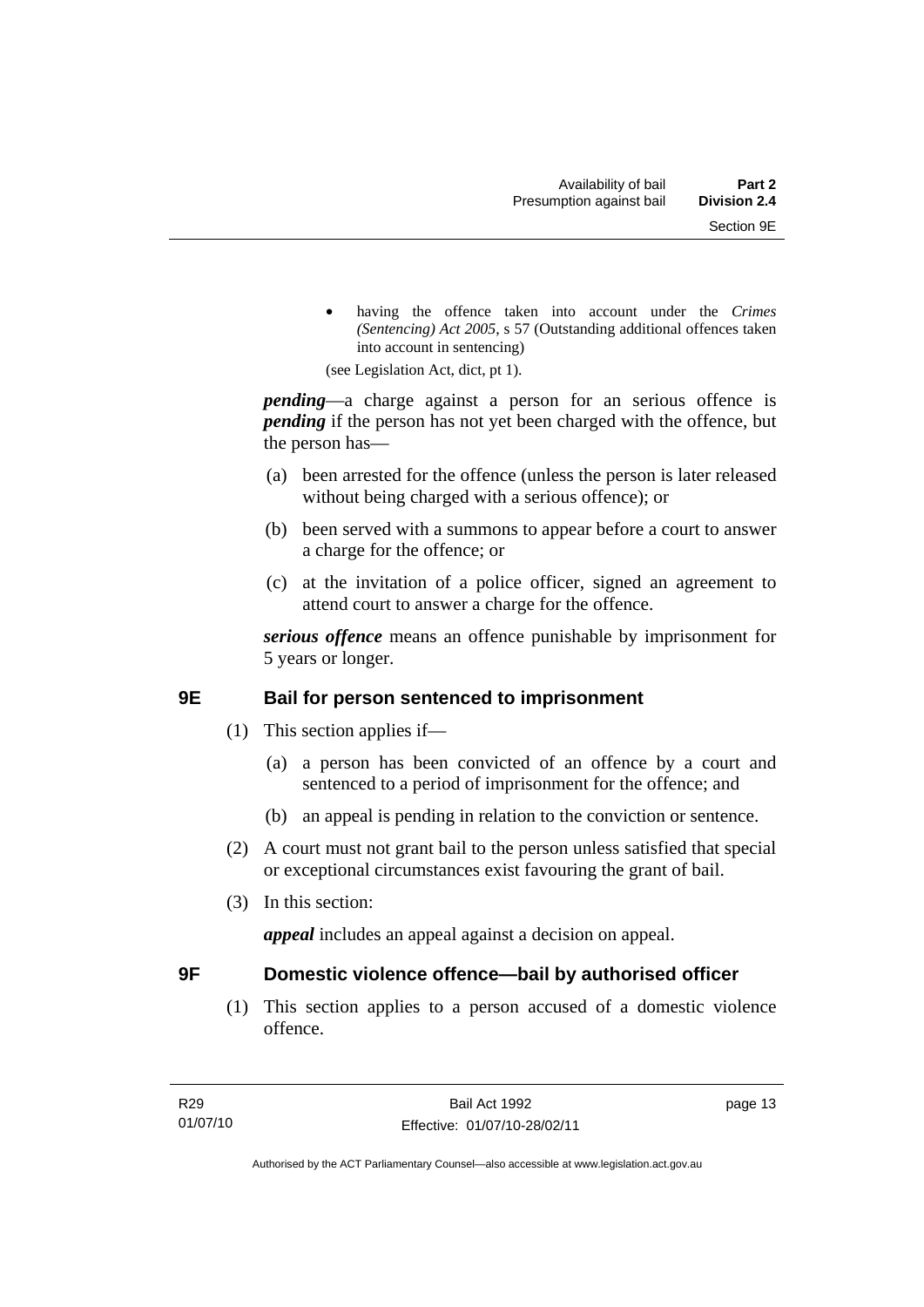- having the offence taken into account under the *Crimes (Sentencing) Act 2005*, s 57 (Outstanding additional offences taken into account in sentencing)

(see Legislation Act, dict, pt 1).

***pending***—a charge against a person for an serious offence is ***pending*** if the person has not yet been charged with the offence, but the person has—

(a) been arrested for the offence (unless the person is later released without being charged with a serious offence); or

(b) been served with a summons to appear before a court to answer a charge for the offence; or

(c) at the invitation of a police officer, signed an agreement to attend court to answer a charge for the offence.

***serious offence*** means an offence punishable by imprisonment for 5 years or longer.

### 9E Bail for person sentenced to imprisonment

(1) This section applies if—

(a) a person has been convicted of an offence by a court and sentenced to a period of imprisonment for the offence; and

(b) an appeal is pending in relation to the conviction or sentence.

(2) A court must not grant bail to the person unless satisfied that special or exceptional circumstances exist favouring the grant of bail.

(3) In this section:

***appeal*** includes an appeal against a decision on appeal.

### 9F Domestic violence offence—bail by authorised officer

(1) This section applies to a person accused of a domestic violence offence.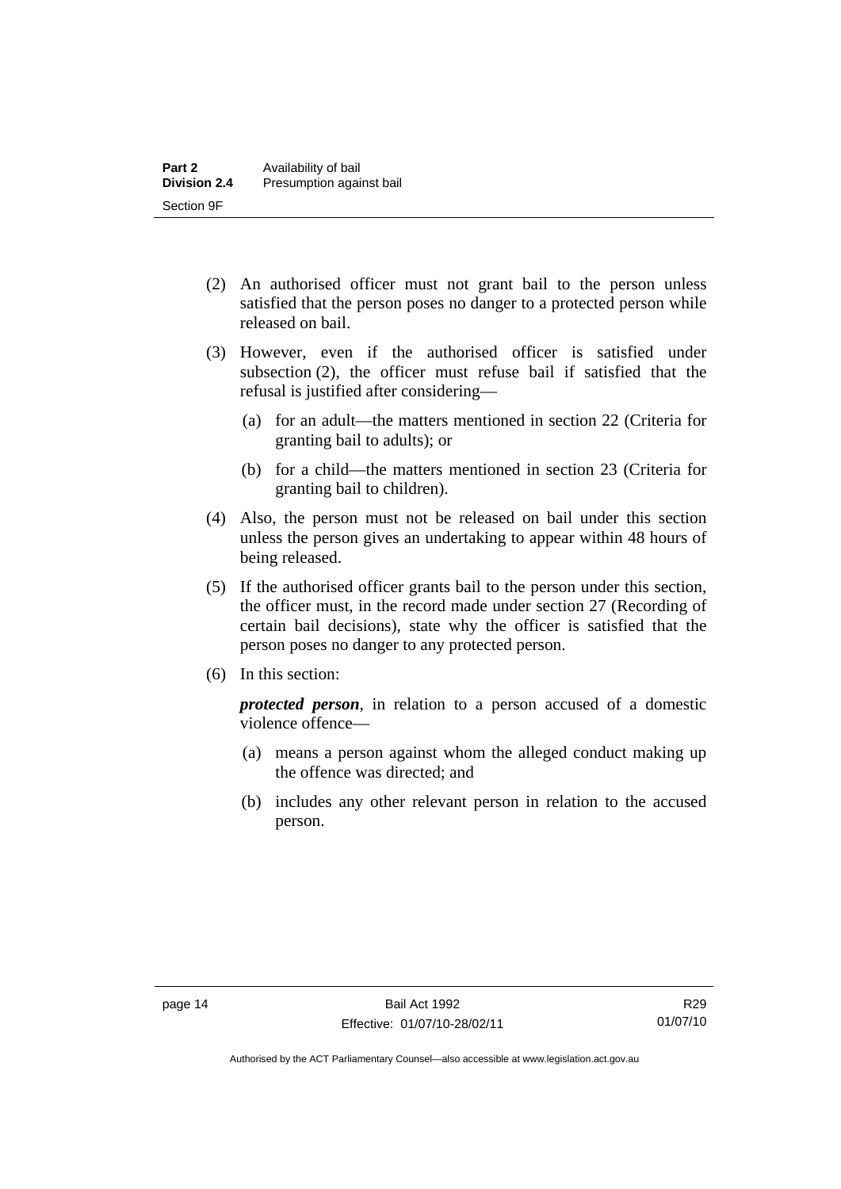(2) An authorised officer must not grant bail to the person unless satisfied that the person poses no danger to a protected person while released on bail.

(3) However, even if the authorised officer is satisfied under subsection (2), the officer must refuse bail if satisfied that the refusal is justified after considering—

(a) for an adult—the matters mentioned in section 22 (Criteria for granting bail to adults); or

(b) for a child—the matters mentioned in section 23 (Criteria for granting bail to children).

(4) Also, the person must not be released on bail under this section unless the person gives an undertaking to appear within 48 hours of being released.

(5) If the authorised officer grants bail to the person under this section, the officer must, in the record made under section 27 (Recording of certain bail decisions), state why the officer is satisfied that the person poses no danger to any protected person.

(6) In this section:

***protected person***, in relation to a person accused of a domestic violence offence—

(a) means a person against whom the alleged conduct making up the offence was directed; and

(b) includes any other relevant person in relation to the accused person.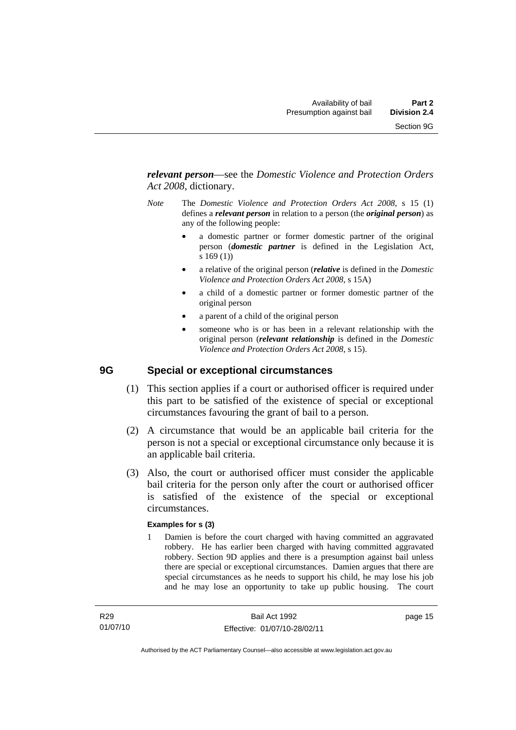***relevant person***—see the *Domestic Violence and Protection Orders Act 2008*, dictionary.

*Note* The *Domestic Violence and Protection Orders Act 2008*, s 15 (1) defines a ***relevant person*** in relation to a person (the ***original person***) as any of the following people:

- a domestic partner or former domestic partner of the original person (***domestic partner*** is defined in the Legislation Act, s 169 (1))
- a relative of the original person (***relative*** is defined in the *Domestic Violence and Protection Orders Act 2008*, s 15A)
- a child of a domestic partner or former domestic partner of the original person
- a parent of a child of the original person
- someone who is or has been in a relevant relationship with the original person (***relevant relationship*** is defined in the *Domestic Violence and Protection Orders Act 2008*, s 15).

## 9G Special or exceptional circumstances

(1) This section applies if a court or authorised officer is required under this part to be satisfied of the existence of special or exceptional circumstances favouring the grant of bail to a person.

(2) A circumstance that would be an applicable bail criteria for the person is not a special or exceptional circumstance only because it is an applicable bail criteria.

(3) Also, the court or authorised officer must consider the applicable bail criteria for the person only after the court or authorised officer is satisfied of the existence of the special or exceptional circumstances.

**Examples for s (3)**

1 Damien is before the court charged with having committed an aggravated robbery. He has earlier been charged with having committed aggravated robbery. Section 9D applies and there is a presumption against bail unless there are special or exceptional circumstances. Damien argues that there are special circumstances as he needs to support his child, he may lose his job and he may lose an opportunity to take up public housing. The court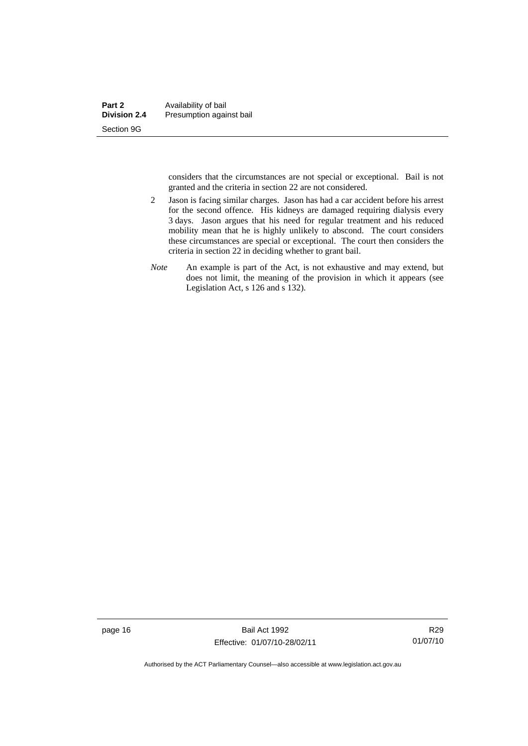considers that the circumstances are not special or exceptional. Bail is not granted and the criteria in section 22 are not considered.

2 Jason is facing similar charges. Jason has had a car accident before his arrest for the second offence. His kidneys are damaged requiring dialysis every 3 days. Jason argues that his need for regular treatment and his reduced mobility mean that he is highly unlikely to abscond. The court considers these circumstances are special or exceptional. The court then considers the criteria in section 22 in deciding whether to grant bail.

*Note* An example is part of the Act, is not exhaustive and may extend, but does not limit, the meaning of the provision in which it appears (see Legislation Act, s 126 and s 132).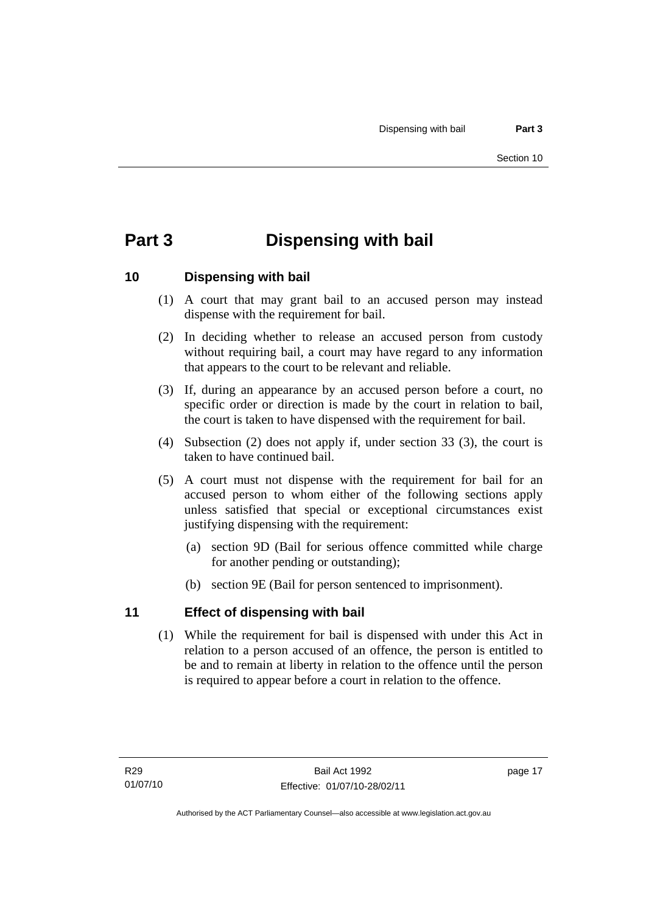# Part 3 Dispensing with bail

## 10 Dispensing with bail

(1) A court that may grant bail to an accused person may instead dispense with the requirement for bail.

(2) In deciding whether to release an accused person from custody without requiring bail, a court may have regard to any information that appears to the court to be relevant and reliable.

(3) If, during an appearance by an accused person before a court, no specific order or direction is made by the court in relation to bail, the court is taken to have dispensed with the requirement for bail.

(4) Subsection (2) does not apply if, under section 33 (3), the court is taken to have continued bail.

(5) A court must not dispense with the requirement for bail for an accused person to whom either of the following sections apply unless satisfied that special or exceptional circumstances exist justifying dispensing with the requirement:

- (a) section 9D (Bail for serious offence committed while charge for another pending or outstanding);
- (b) section 9E (Bail for person sentenced to imprisonment).

## 11 Effect of dispensing with bail

(1) While the requirement for bail is dispensed with under this Act in relation to a person accused of an offence, the person is entitled to be and to remain at liberty in relation to the offence until the person is required to appear before a court in relation to the offence.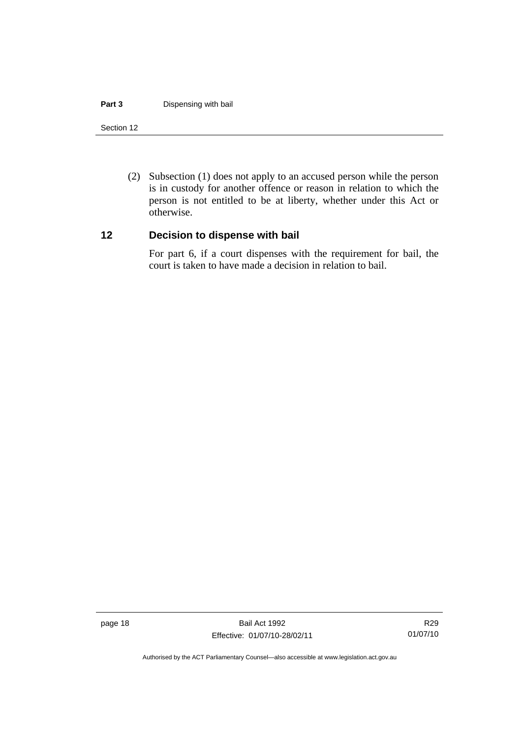(2) Subsection (1) does not apply to an accused person while the person is in custody for another offence or reason in relation to which the person is not entitled to be at liberty, whether under this Act or otherwise.

## 12 Decision to dispense with bail

For part 6, if a court dispenses with the requirement for bail, the court is taken to have made a decision in relation to bail.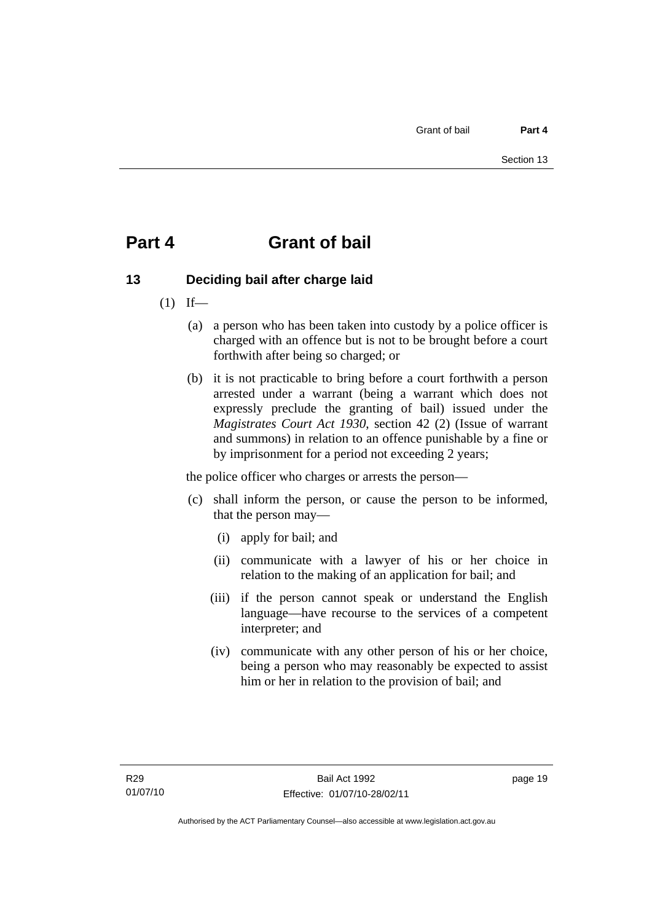# Part 4 Grant of bail

## 13 Deciding bail after charge laid

(1) If—

(a) a person who has been taken into custody by a police officer is charged with an offence but is not to be brought before a court forthwith after being so charged; or

(b) it is not practicable to bring before a court forthwith a person arrested under a warrant (being a warrant which does not expressly preclude the granting of bail) issued under the *Magistrates Court Act 1930*, section 42 (2) (Issue of warrant and summons) in relation to an offence punishable by a fine or by imprisonment for a period not exceeding 2 years;

the police officer who charges or arrests the person—

(c) shall inform the person, or cause the person to be informed, that the person may—

(i) apply for bail; and

(ii) communicate with a lawyer of his or her choice in relation to the making of an application for bail; and

(iii) if the person cannot speak or understand the English language—have recourse to the services of a competent interpreter; and

(iv) communicate with any other person of his or her choice, being a person who may reasonably be expected to assist him or her in relation to the provision of bail; and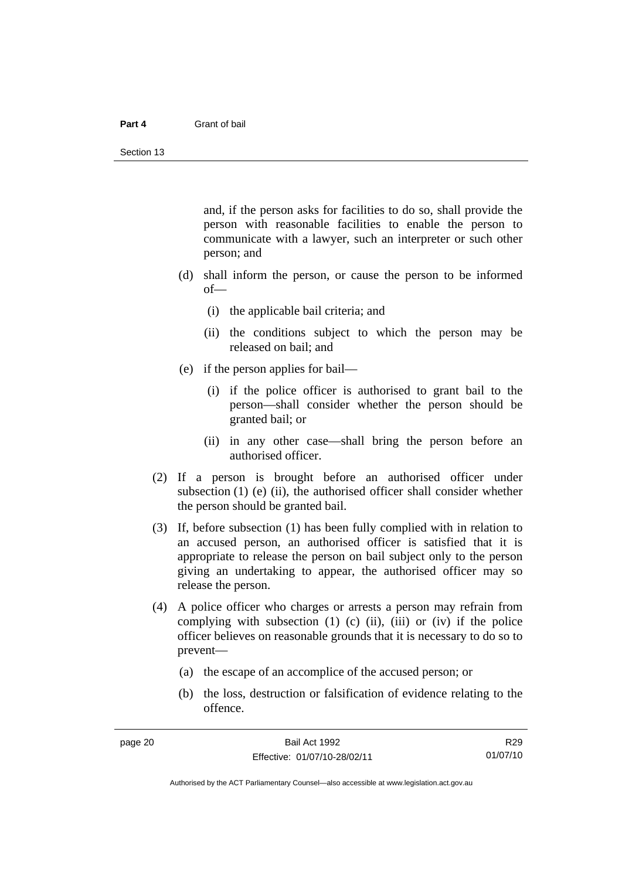and, if the person asks for facilities to do so, shall provide the person with reasonable facilities to enable the person to communicate with a lawyer, such an interpreter or such other person; and

(d) shall inform the person, or cause the person to be informed of—

(i) the applicable bail criteria; and

(ii) the conditions subject to which the person may be released on bail; and

(e) if the person applies for bail—

(i) if the police officer is authorised to grant bail to the person—shall consider whether the person should be granted bail; or

(ii) in any other case—shall bring the person before an authorised officer.

(2) If a person is brought before an authorised officer under subsection (1) (e) (ii), the authorised officer shall consider whether the person should be granted bail.

(3) If, before subsection (1) has been fully complied with in relation to an accused person, an authorised officer is satisfied that it is appropriate to release the person on bail subject only to the person giving an undertaking to appear, the authorised officer may so release the person.

(4) A police officer who charges or arrests a person may refrain from complying with subsection (1) (c) (ii), (iii) or (iv) if the police officer believes on reasonable grounds that it is necessary to do so to prevent—

(a) the escape of an accomplice of the accused person; or

(b) the loss, destruction or falsification of evidence relating to the offence.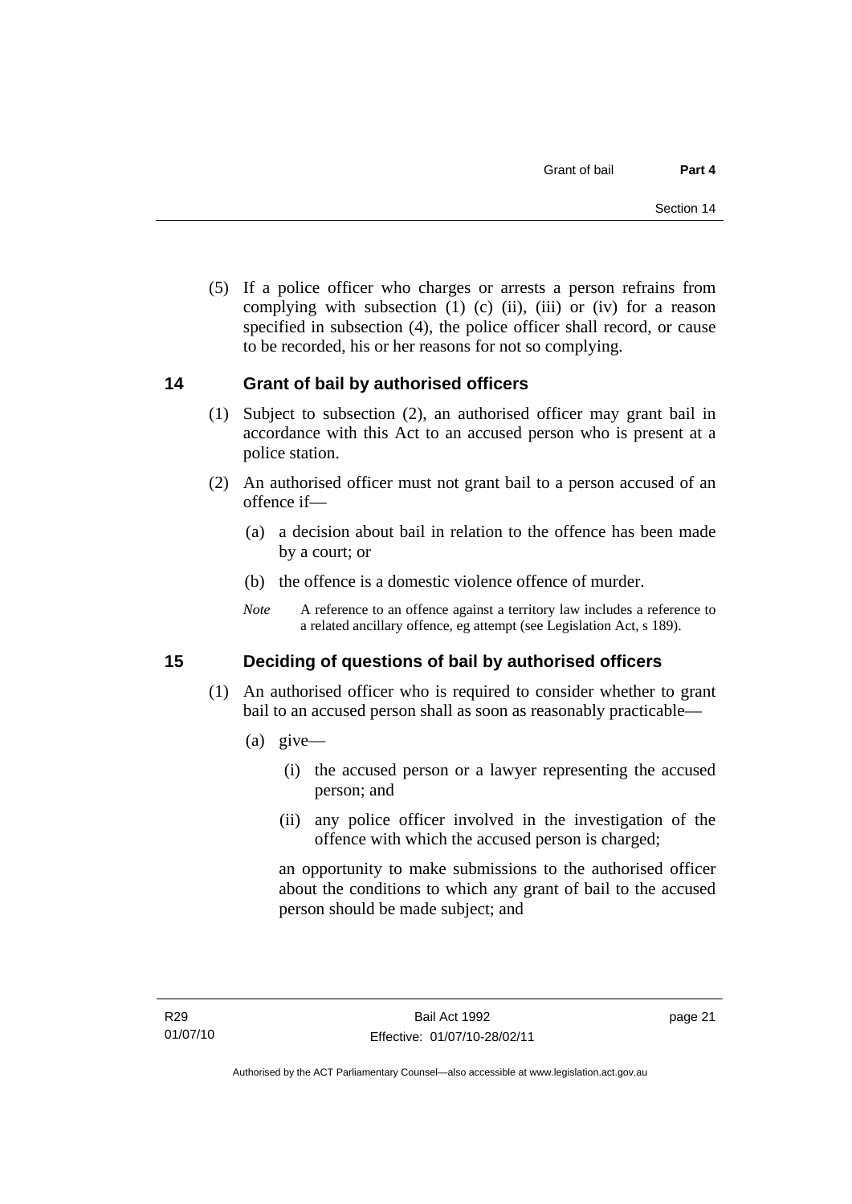(5) If a police officer who charges or arrests a person refrains from complying with subsection (1) (c) (ii), (iii) or (iv) for a reason specified in subsection (4), the police officer shall record, or cause to be recorded, his or her reasons for not so complying.

## 14 Grant of bail by authorised officers

(1) Subject to subsection (2), an authorised officer may grant bail in accordance with this Act to an accused person who is present at a police station.

(2) An authorised officer must not grant bail to a person accused of an offence if—

(a) a decision about bail in relation to the offence has been made by a court; or

(b) the offence is a domestic violence offence of murder.

*Note* A reference to an offence against a territory law includes a reference to a related ancillary offence, eg attempt (see Legislation Act, s 189).

## 15 Deciding of questions of bail by authorised officers

(1) An authorised officer who is required to consider whether to grant bail to an accused person shall as soon as reasonably practicable—

(a) give—

(i) the accused person or a lawyer representing the accused person; and

(ii) any police officer involved in the investigation of the offence with which the accused person is charged;

an opportunity to make submissions to the authorised officer about the conditions to which any grant of bail to the accused person should be made subject; and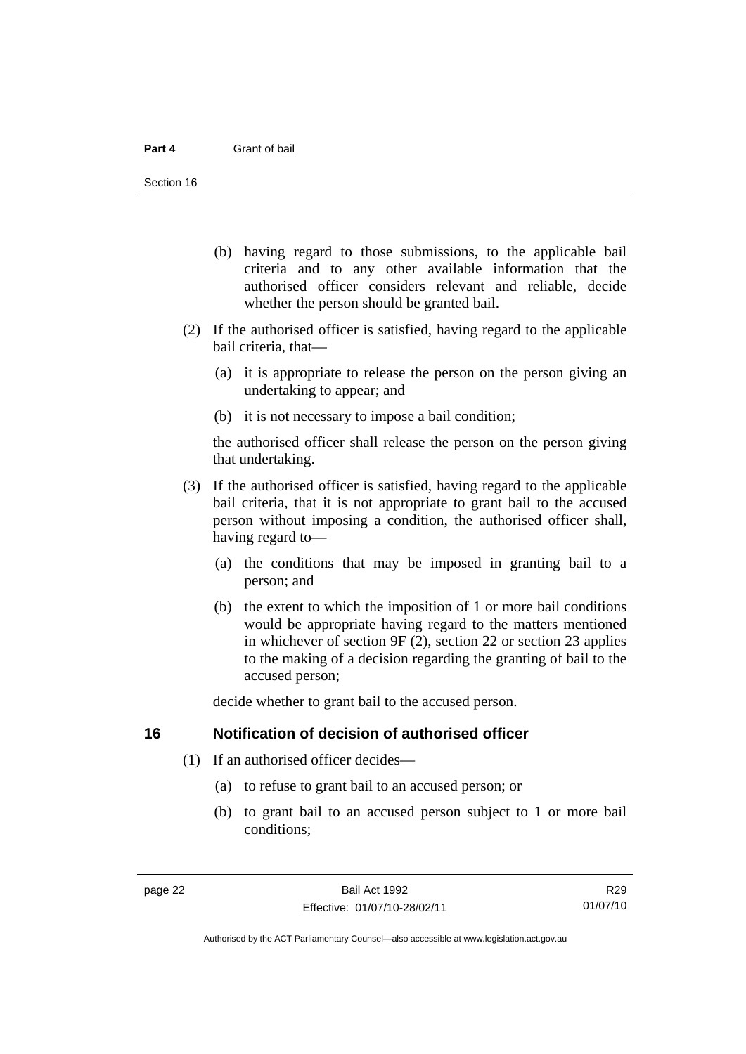(b) having regard to those submissions, to the applicable bail criteria and to any other available information that the authorised officer considers relevant and reliable, decide whether the person should be granted bail.

(2) If the authorised officer is satisfied, having regard to the applicable bail criteria, that—

(a) it is appropriate to release the person on the person giving an undertaking to appear; and

(b) it is not necessary to impose a bail condition;

the authorised officer shall release the person on the person giving that undertaking.

(3) If the authorised officer is satisfied, having regard to the applicable bail criteria, that it is not appropriate to grant bail to the accused person without imposing a condition, the authorised officer shall, having regard to—

(a) the conditions that may be imposed in granting bail to a person; and

(b) the extent to which the imposition of 1 or more bail conditions would be appropriate having regard to the matters mentioned in whichever of section 9F (2), section 22 or section 23 applies to the making of a decision regarding the granting of bail to the accused person;

decide whether to grant bail to the accused person.

## 16 Notification of decision of authorised officer

(1) If an authorised officer decides—

(a) to refuse to grant bail to an accused person; or

(b) to grant bail to an accused person subject to 1 or more bail conditions;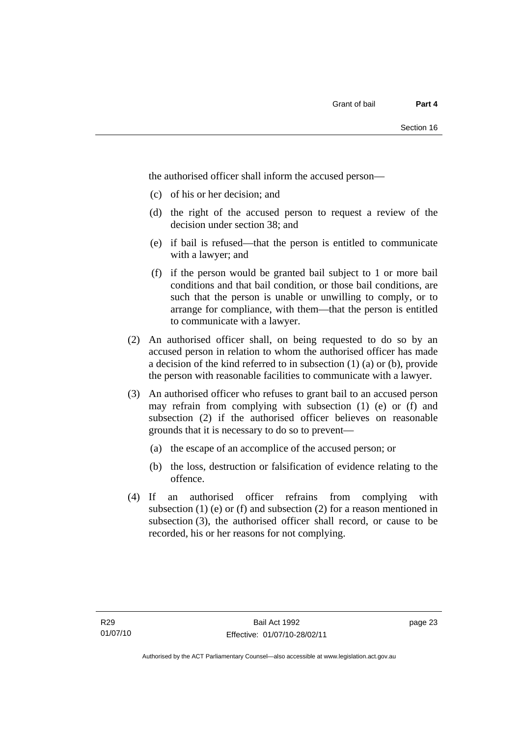the authorised officer shall inform the accused person—

(c) of his or her decision; and

(d) the right of the accused person to request a review of the decision under section 38; and

(e) if bail is refused—that the person is entitled to communicate with a lawyer; and

(f) if the person would be granted bail subject to 1 or more bail conditions and that bail condition, or those bail conditions, are such that the person is unable or unwilling to comply, or to arrange for compliance, with them—that the person is entitled to communicate with a lawyer.

(2) An authorised officer shall, on being requested to do so by an accused person in relation to whom the authorised officer has made a decision of the kind referred to in subsection (1) (a) or (b), provide the person with reasonable facilities to communicate with a lawyer.

(3) An authorised officer who refuses to grant bail to an accused person may refrain from complying with subsection (1) (e) or (f) and subsection (2) if the authorised officer believes on reasonable grounds that it is necessary to do so to prevent—

(a) the escape of an accomplice of the accused person; or

(b) the loss, destruction or falsification of evidence relating to the offence.

(4) If an authorised officer refrains from complying with subsection (1) (e) or (f) and subsection (2) for a reason mentioned in subsection (3), the authorised officer shall record, or cause to be recorded, his or her reasons for not complying.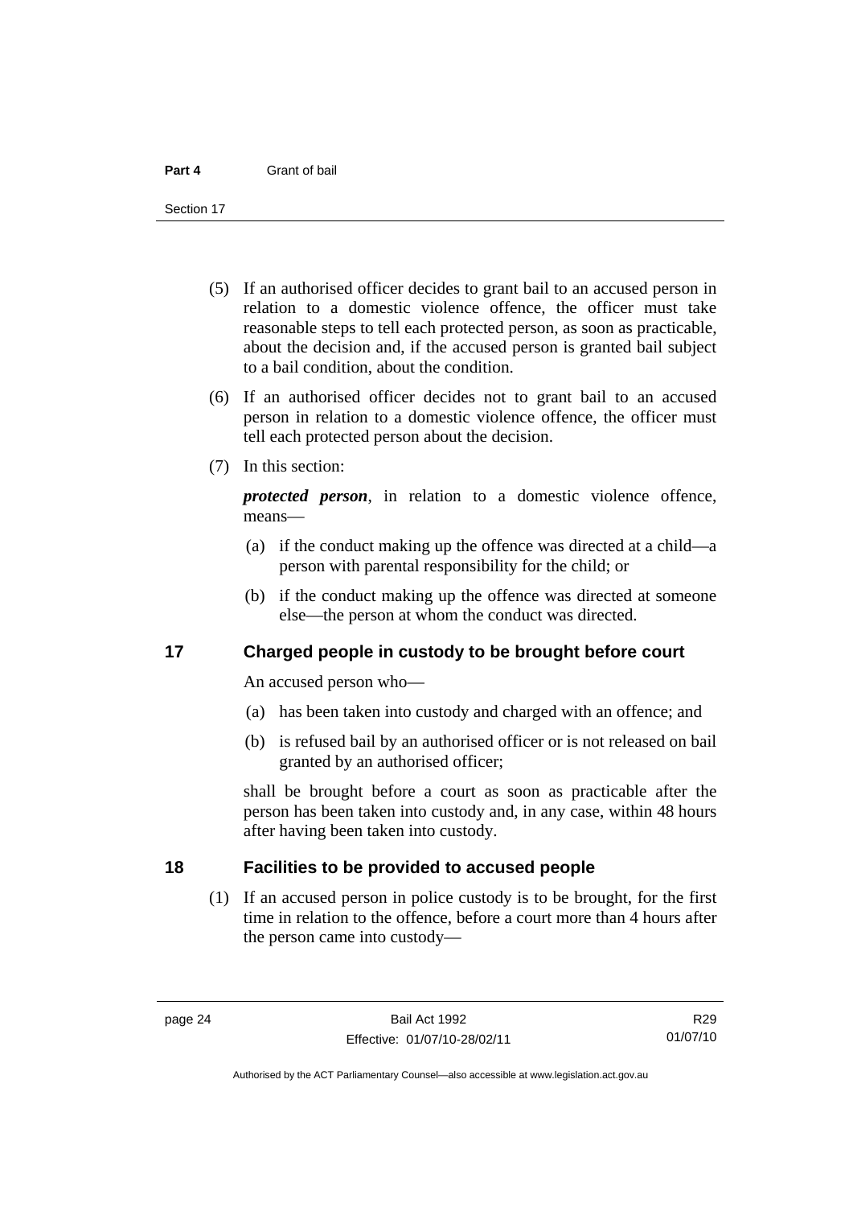(5) If an authorised officer decides to grant bail to an accused person in relation to a domestic violence offence, the officer must take reasonable steps to tell each protected person, as soon as practicable, about the decision and, if the accused person is granted bail subject to a bail condition, about the condition.

(6) If an authorised officer decides not to grant bail to an accused person in relation to a domestic violence offence, the officer must tell each protected person about the decision.

(7) In this section:

***protected person***, in relation to a domestic violence offence, means—

(a) if the conduct making up the offence was directed at a child—a person with parental responsibility for the child; or

(b) if the conduct making up the offence was directed at someone else—the person at whom the conduct was directed.

## 17 Charged people in custody to be brought before court

An accused person who—

(a) has been taken into custody and charged with an offence; and

(b) is refused bail by an authorised officer or is not released on bail granted by an authorised officer;

shall be brought before a court as soon as practicable after the person has been taken into custody and, in any case, within 48 hours after having been taken into custody.

## 18 Facilities to be provided to accused people

(1) If an accused person in police custody is to be brought, for the first time in relation to the offence, before a court more than 4 hours after the person came into custody—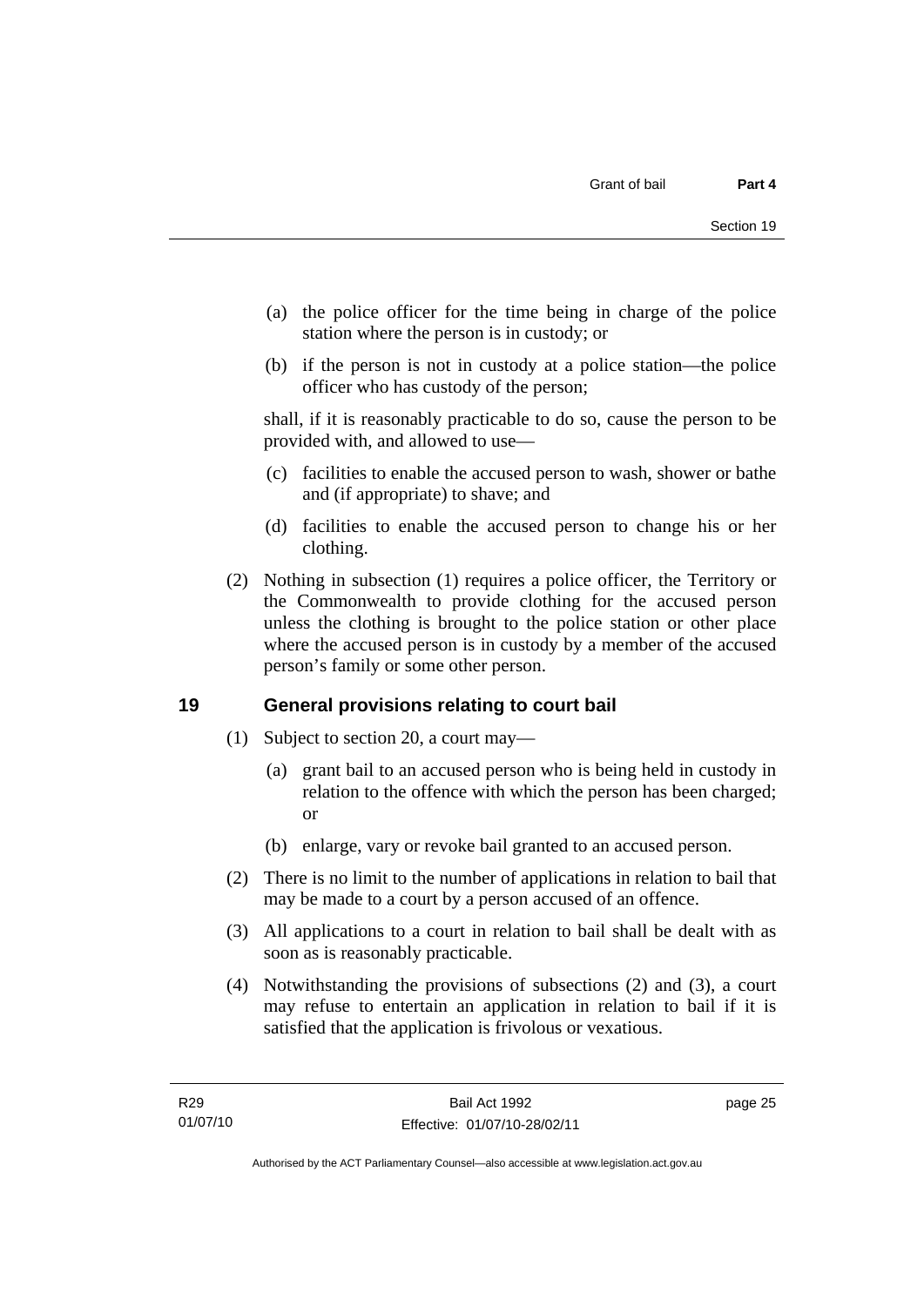(a) the police officer for the time being in charge of the police station where the person is in custody; or

(b) if the person is not in custody at a police station—the police officer who has custody of the person;

shall, if it is reasonably practicable to do so, cause the person to be provided with, and allowed to use—

(c) facilities to enable the accused person to wash, shower or bathe and (if appropriate) to shave; and

(d) facilities to enable the accused person to change his or her clothing.

(2) Nothing in subsection (1) requires a police officer, the Territory or the Commonwealth to provide clothing for the accused person unless the clothing is brought to the police station or other place where the accused person is in custody by a member of the accused person's family or some other person.

## 19 General provisions relating to court bail

(1) Subject to section 20, a court may—

(a) grant bail to an accused person who is being held in custody in relation to the offence with which the person has been charged; or

(b) enlarge, vary or revoke bail granted to an accused person.

(2) There is no limit to the number of applications in relation to bail that may be made to a court by a person accused of an offence.

(3) All applications to a court in relation to bail shall be dealt with as soon as is reasonably practicable.

(4) Notwithstanding the provisions of subsections (2) and (3), a court may refuse to entertain an application in relation to bail if it is satisfied that the application is frivolous or vexatious.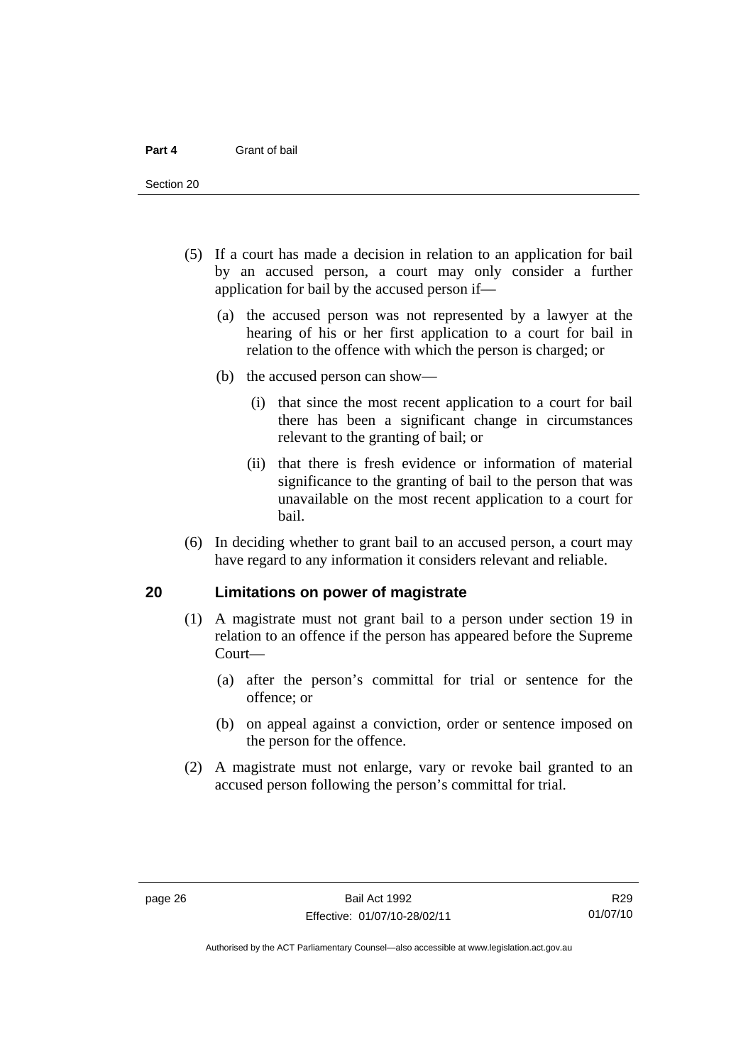(5) If a court has made a decision in relation to an application for bail by an accused person, a court may only consider a further application for bail by the accused person if—

  (a) the accused person was not represented by a lawyer at the hearing of his or her first application to a court for bail in relation to the offence with which the person is charged; or

  (b) the accused person can show—

    (i) that since the most recent application to a court for bail there has been a significant change in circumstances relevant to the granting of bail; or

    (ii) that there is fresh evidence or information of material significance to the granting of bail to the person that was unavailable on the most recent application to a court for bail.

(6) In deciding whether to grant bail to an accused person, a court may have regard to any information it considers relevant and reliable.

## 20 Limitations on power of magistrate

(1) A magistrate must not grant bail to a person under section 19 in relation to an offence if the person has appeared before the Supreme Court—

  (a) after the person's committal for trial or sentence for the offence; or

  (b) on appeal against a conviction, order or sentence imposed on the person for the offence.

(2) A magistrate must not enlarge, vary or revoke bail granted to an accused person following the person's committal for trial.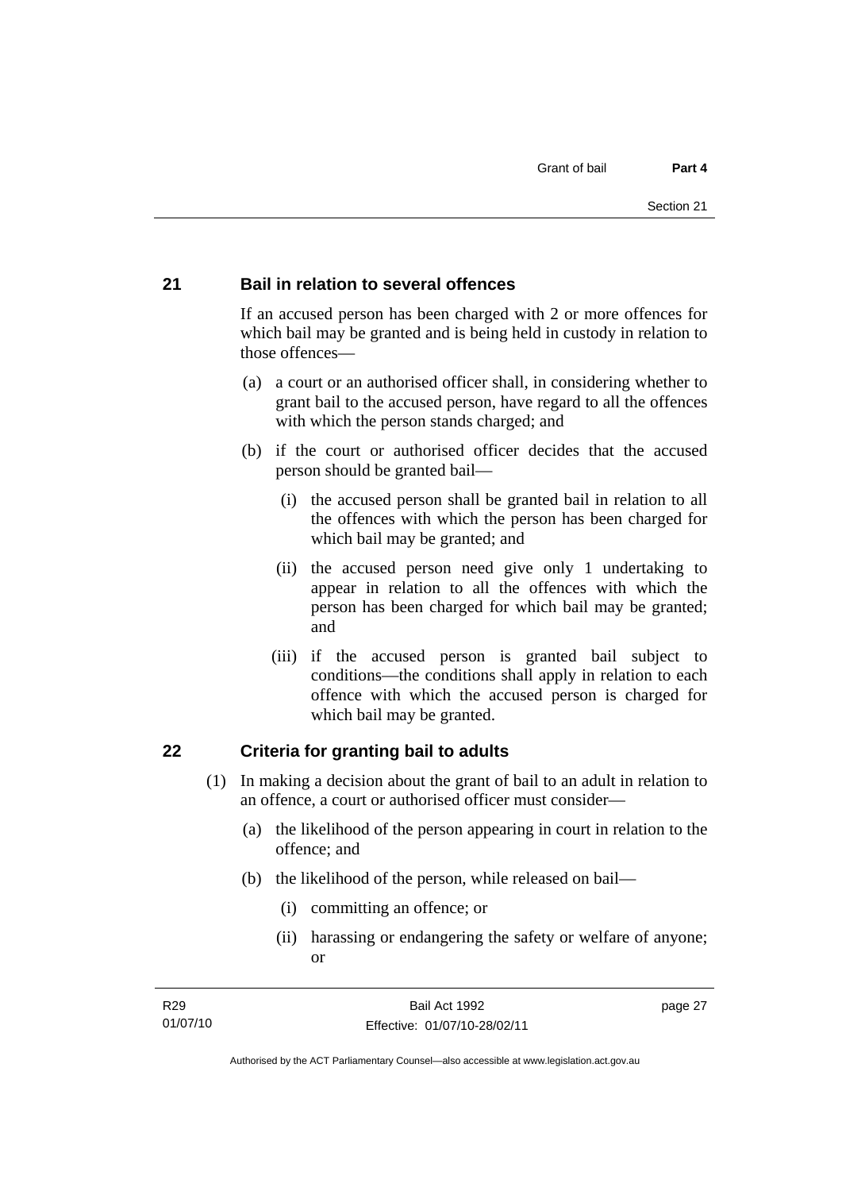## 21 Bail in relation to several offences

If an accused person has been charged with 2 or more offences for which bail may be granted and is being held in custody in relation to those offences—

(a) a court or an authorised officer shall, in considering whether to grant bail to the accused person, have regard to all the offences with which the person stands charged; and

(b) if the court or authorised officer decides that the accused person should be granted bail—

(i) the accused person shall be granted bail in relation to all the offences with which the person has been charged for which bail may be granted; and

(ii) the accused person need give only 1 undertaking to appear in relation to all the offences with which the person has been charged for which bail may be granted; and

(iii) if the accused person is granted bail subject to conditions—the conditions shall apply in relation to each offence with which the accused person is charged for which bail may be granted.

## 22 Criteria for granting bail to adults

(1) In making a decision about the grant of bail to an adult in relation to an offence, a court or authorised officer must consider—

(a) the likelihood of the person appearing in court in relation to the offence; and

(b) the likelihood of the person, while released on bail—

(i) committing an offence; or

(ii) harassing or endangering the safety or welfare of anyone; or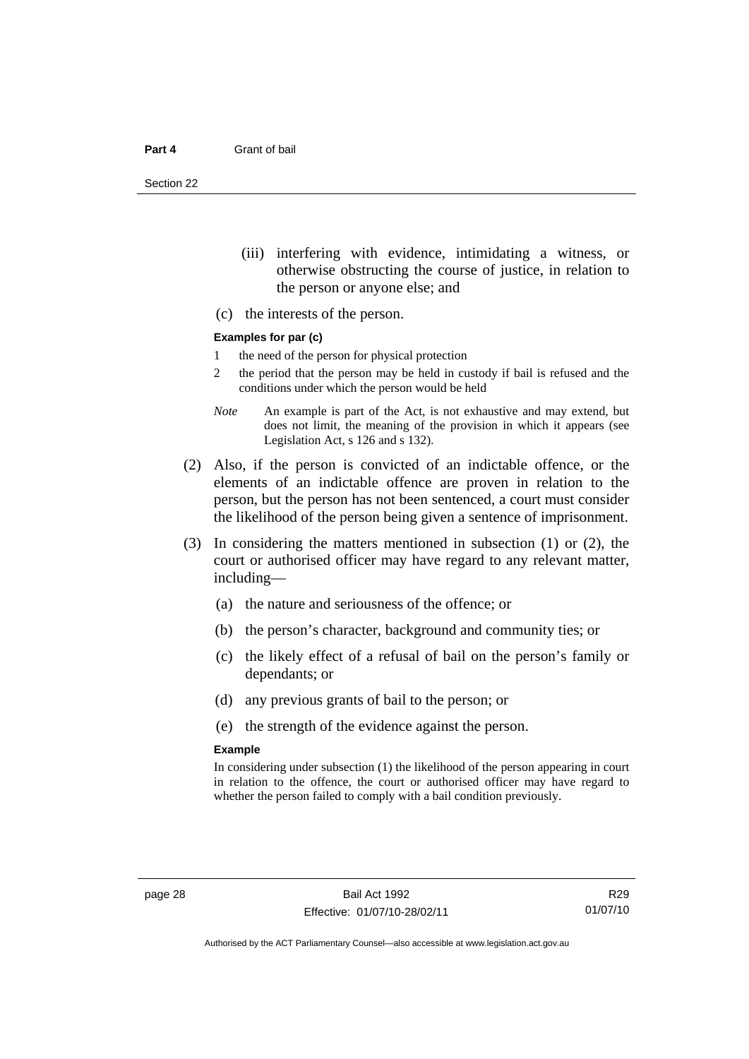(iii) interfering with evidence, intimidating a witness, or otherwise obstructing the course of justice, in relation to the person or anyone else; and

(c) the interests of the person.

**Examples for par (c)**

1 the need of the person for physical protection

2 the period that the person may be held in custody if bail is refused and the conditions under which the person would be held

*Note* An example is part of the Act, is not exhaustive and may extend, but does not limit, the meaning of the provision in which it appears (see Legislation Act, s 126 and s 132).

(2) Also, if the person is convicted of an indictable offence, or the elements of an indictable offence are proven in relation to the person, but the person has not been sentenced, a court must consider the likelihood of the person being given a sentence of imprisonment.

(3) In considering the matters mentioned in subsection (1) or (2), the court or authorised officer may have regard to any relevant matter, including—

(a) the nature and seriousness of the offence; or

(b) the person's character, background and community ties; or

(c) the likely effect of a refusal of bail on the person's family or dependants; or

(d) any previous grants of bail to the person; or

(e) the strength of the evidence against the person.

**Example**

In considering under subsection (1) the likelihood of the person appearing in court in relation to the offence, the court or authorised officer may have regard to whether the person failed to comply with a bail condition previously.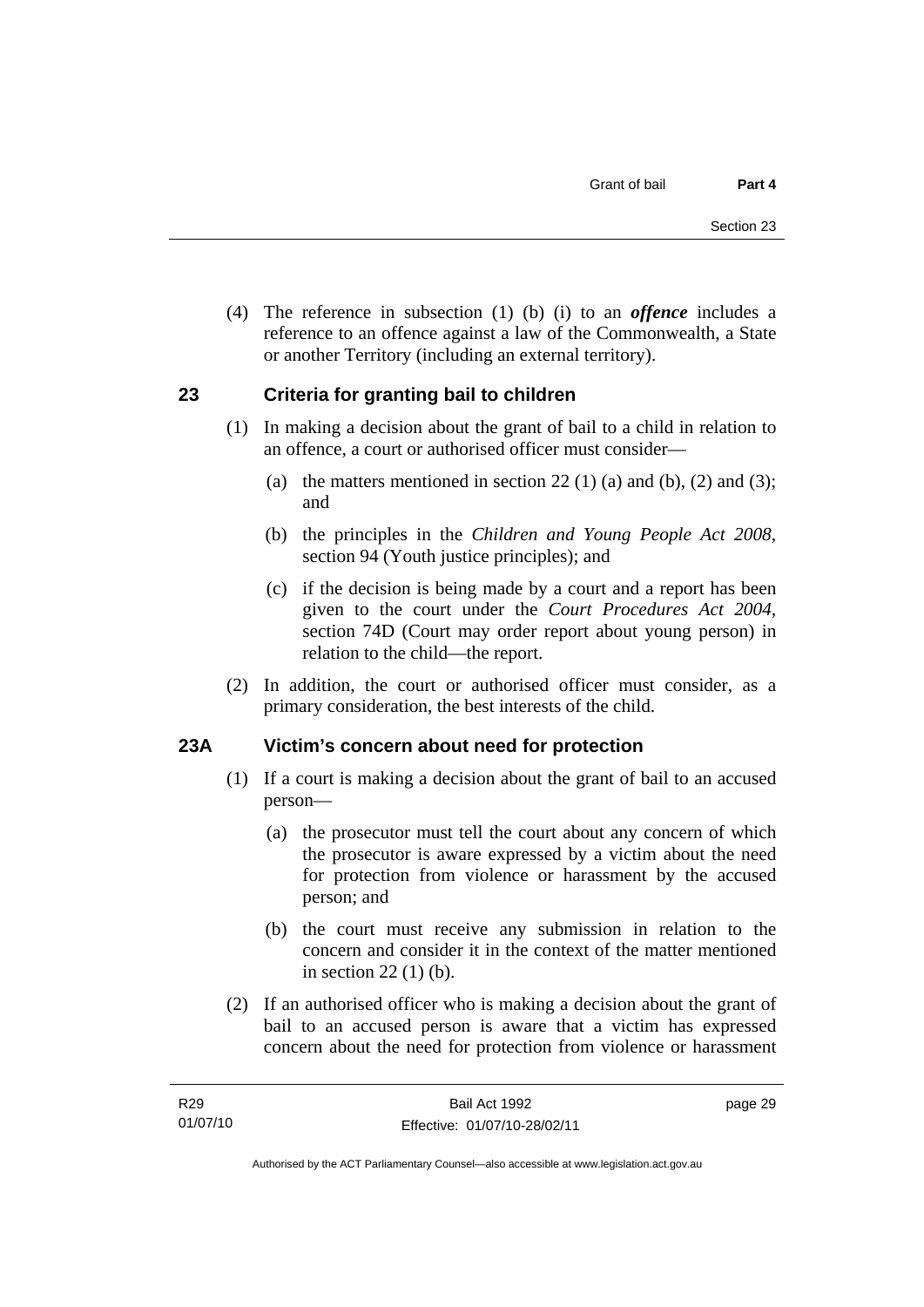(4) The reference in subsection (1) (b) (i) to an ***offence*** includes a reference to an offence against a law of the Commonwealth, a State or another Territory (including an external territory).

## 23 Criteria for granting bail to children

(1) In making a decision about the grant of bail to a child in relation to an offence, a court or authorised officer must consider—

(a) the matters mentioned in section 22 (1) (a) and (b), (2) and (3); and

(b) the principles in the *Children and Young People Act 2008*, section 94 (Youth justice principles); and

(c) if the decision is being made by a court and a report has been given to the court under the *Court Procedures Act 2004*, section 74D (Court may order report about young person) in relation to the child—the report.

(2) In addition, the court or authorised officer must consider, as a primary consideration, the best interests of the child.

## 23A Victim's concern about need for protection

(1) If a court is making a decision about the grant of bail to an accused person—

(a) the prosecutor must tell the court about any concern of which the prosecutor is aware expressed by a victim about the need for protection from violence or harassment by the accused person; and

(b) the court must receive any submission in relation to the concern and consider it in the context of the matter mentioned in section 22 (1) (b).

(2) If an authorised officer who is making a decision about the grant of bail to an accused person is aware that a victim has expressed concern about the need for protection from violence or harassment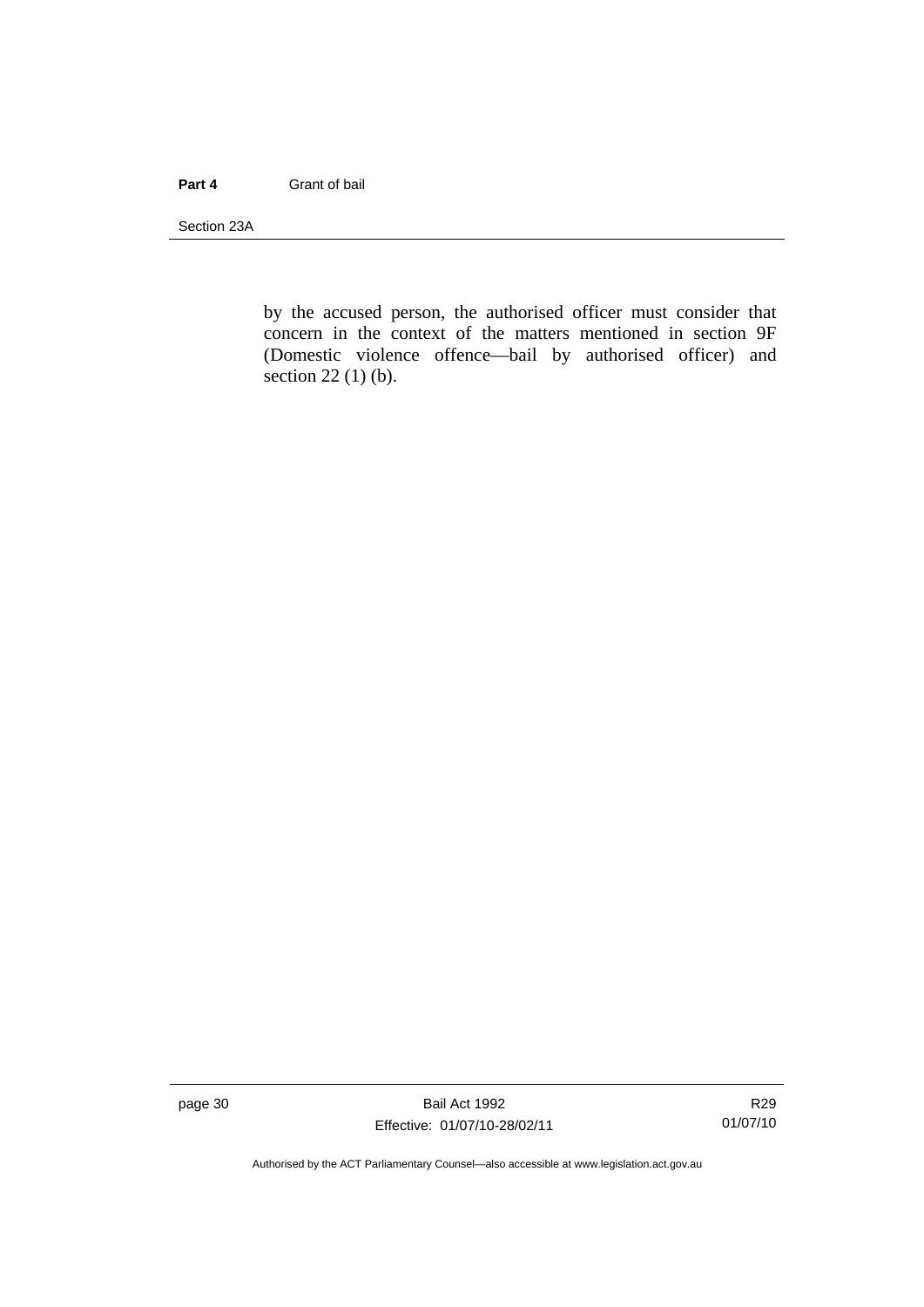by the accused person, the authorised officer must consider that concern in the context of the matters mentioned in section 9F (Domestic violence offence—bail by authorised officer) and section 22 (1) (b).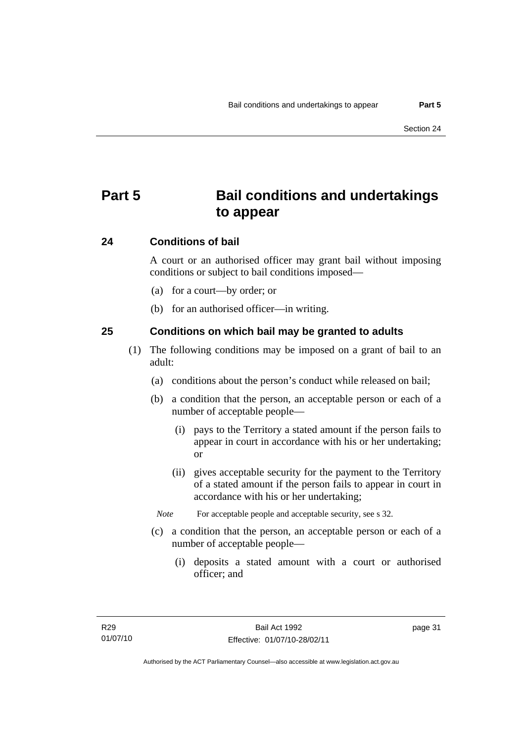# Part 5 Bail conditions and undertakings to appear

## 24 Conditions of bail

A court or an authorised officer may grant bail without imposing conditions or subject to bail conditions imposed—

(a) for a court—by order; or

(b) for an authorised officer—in writing.

## 25 Conditions on which bail may be granted to adults

(1) The following conditions may be imposed on a grant of bail to an adult:

(a) conditions about the person's conduct while released on bail;

(b) a condition that the person, an acceptable person or each of a number of acceptable people—

(i) pays to the Territory a stated amount if the person fails to appear in court in accordance with his or her undertaking; or

(ii) gives acceptable security for the payment to the Territory of a stated amount if the person fails to appear in court in accordance with his or her undertaking;

*Note* For acceptable people and acceptable security, see s 32.

(c) a condition that the person, an acceptable person or each of a number of acceptable people—

(i) deposits a stated amount with a court or authorised officer; and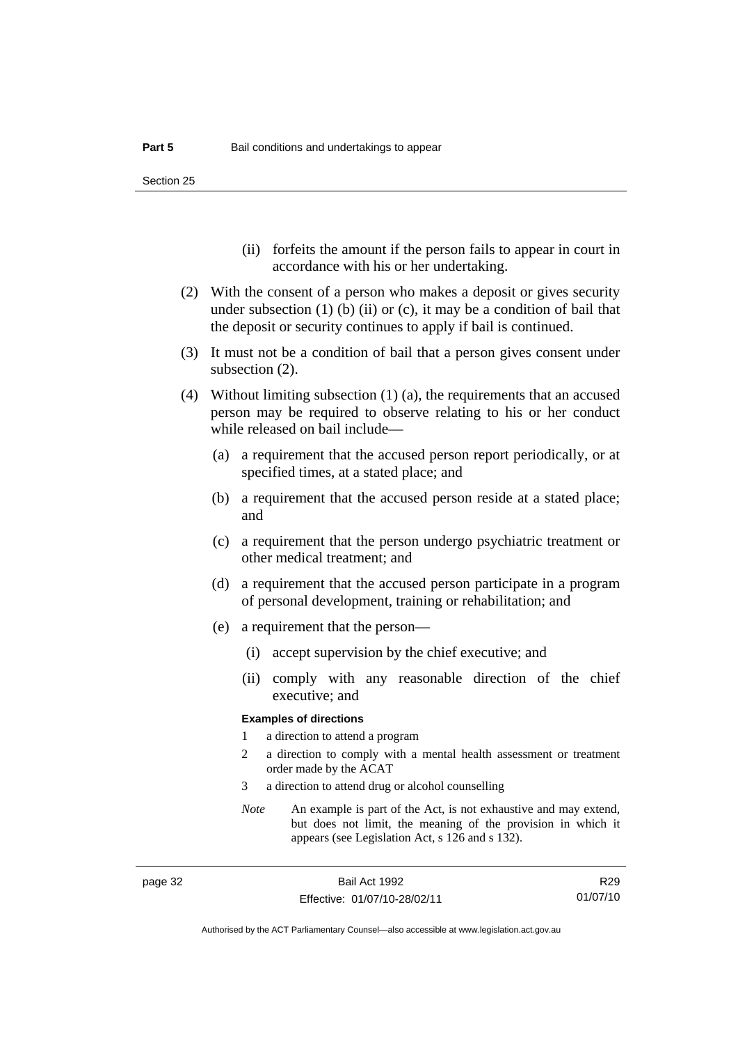(ii) forfeits the amount if the person fails to appear in court in accordance with his or her undertaking.

(2) With the consent of a person who makes a deposit or gives security under subsection (1) (b) (ii) or (c), it may be a condition of bail that the deposit or security continues to apply if bail is continued.

(3) It must not be a condition of bail that a person gives consent under subsection (2).

(4) Without limiting subsection (1) (a), the requirements that an accused person may be required to observe relating to his or her conduct while released on bail include—

(a) a requirement that the accused person report periodically, or at specified times, at a stated place; and

(b) a requirement that the accused person reside at a stated place; and

(c) a requirement that the person undergo psychiatric treatment or other medical treatment; and

(d) a requirement that the accused person participate in a program of personal development, training or rehabilitation; and

(e) a requirement that the person—

(i) accept supervision by the chief executive; and

(ii) comply with any reasonable direction of the chief executive; and

**Examples of directions**

1 a direction to attend a program

2 a direction to comply with a mental health assessment or treatment order made by the ACAT

3 a direction to attend drug or alcohol counselling

*Note* An example is part of the Act, is not exhaustive and may extend, but does not limit, the meaning of the provision in which it appears (see Legislation Act, s 126 and s 132).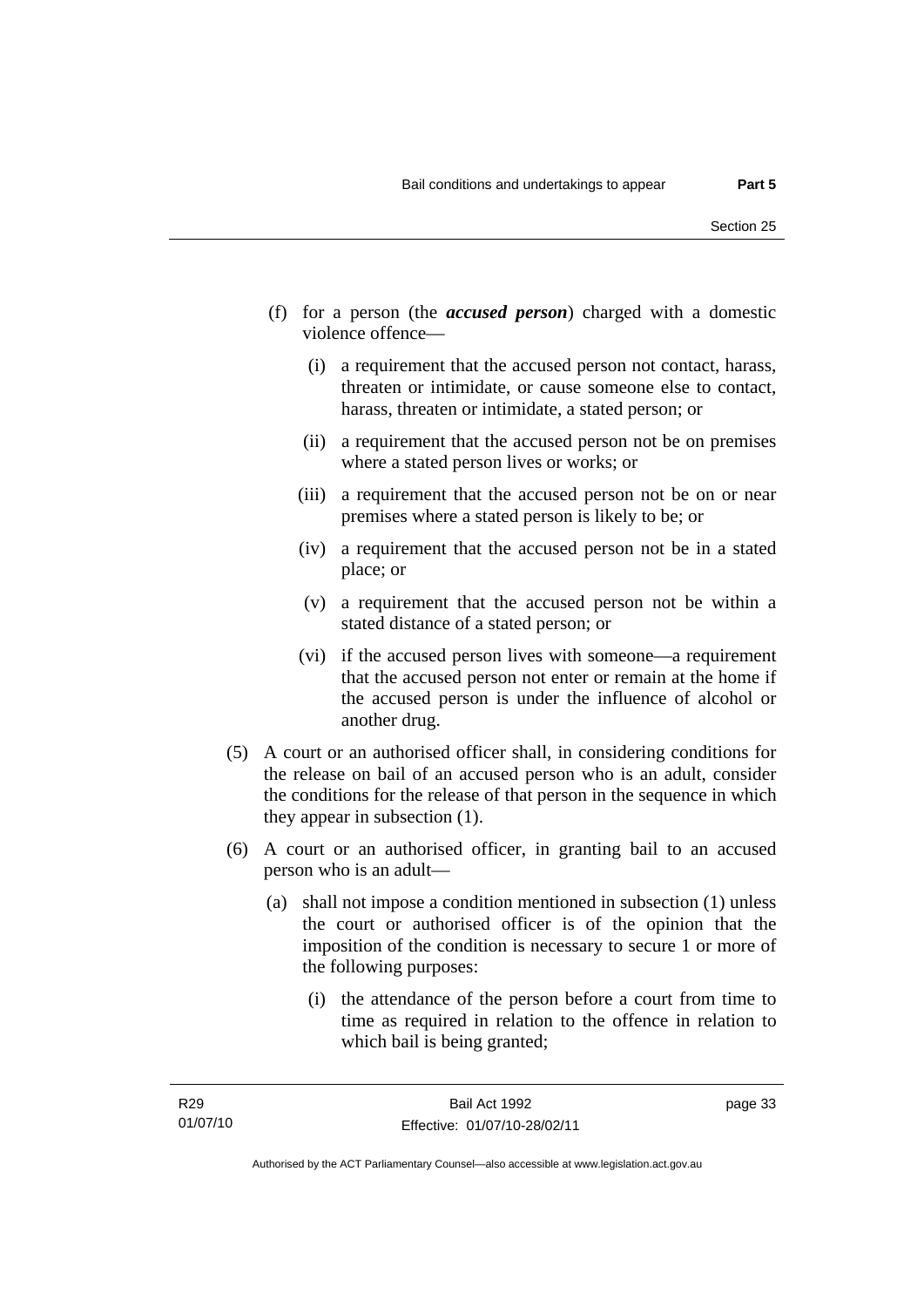(f) for a person (the ***accused person***) charged with a domestic violence offence—

   (i) a requirement that the accused person not contact, harass, threaten or intimidate, or cause someone else to contact, harass, threaten or intimidate, a stated person; or

   (ii) a requirement that the accused person not be on premises where a stated person lives or works; or

   (iii) a requirement that the accused person not be on or near premises where a stated person is likely to be; or

   (iv) a requirement that the accused person not be in a stated place; or

   (v) a requirement that the accused person not be within a stated distance of a stated person; or

   (vi) if the accused person lives with someone—a requirement that the accused person not enter or remain at the home if the accused person is under the influence of alcohol or another drug.

(5) A court or an authorised officer shall, in considering conditions for the release on bail of an accused person who is an adult, consider the conditions for the release of that person in the sequence in which they appear in subsection (1).

(6) A court or an authorised officer, in granting bail to an accused person who is an adult—

   (a) shall not impose a condition mentioned in subsection (1) unless the court or authorised officer is of the opinion that the imposition of the condition is necessary to secure 1 or more of the following purposes:

      (i) the attendance of the person before a court from time to time as required in relation to the offence in relation to which bail is being granted;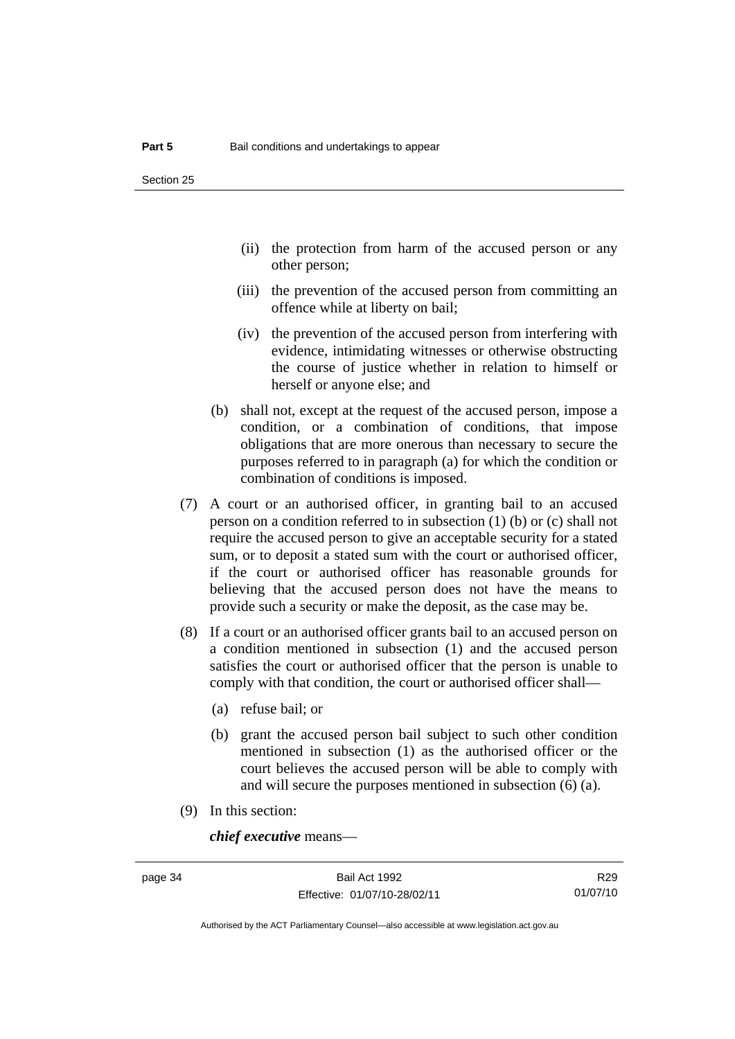(ii) the protection from harm of the accused person or any other person;

(iii) the prevention of the accused person from committing an offence while at liberty on bail;

(iv) the prevention of the accused person from interfering with evidence, intimidating witnesses or otherwise obstructing the course of justice whether in relation to himself or herself or anyone else; and

(b) shall not, except at the request of the accused person, impose a condition, or a combination of conditions, that impose obligations that are more onerous than necessary to secure the purposes referred to in paragraph (a) for which the condition or combination of conditions is imposed.

(7) A court or an authorised officer, in granting bail to an accused person on a condition referred to in subsection (1) (b) or (c) shall not require the accused person to give an acceptable security for a stated sum, or to deposit a stated sum with the court or authorised officer, if the court or authorised officer has reasonable grounds for believing that the accused person does not have the means to provide such a security or make the deposit, as the case may be.

(8) If a court or an authorised officer grants bail to an accused person on a condition mentioned in subsection (1) and the accused person satisfies the court or authorised officer that the person is unable to comply with that condition, the court or authorised officer shall—

(a) refuse bail; or

(b) grant the accused person bail subject to such other condition mentioned in subsection (1) as the authorised officer or the court believes the accused person will be able to comply with and will secure the purposes mentioned in subsection (6) (a).

(9) In this section:

***chief executive*** means—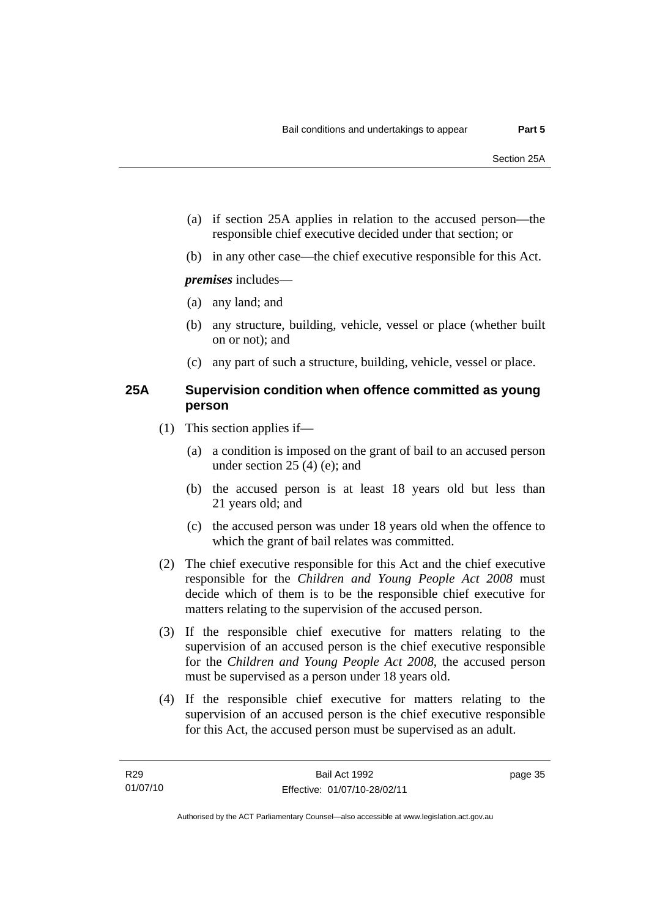(a) if section 25A applies in relation to the accused person—the responsible chief executive decided under that section; or

(b) in any other case—the chief executive responsible for this Act.

***premises*** includes—

(a) any land; and

(b) any structure, building, vehicle, vessel or place (whether built on or not); and

(c) any part of such a structure, building, vehicle, vessel or place.

### 25A Supervision condition when offence committed as young person

(1) This section applies if—

(a) a condition is imposed on the grant of bail to an accused person under section 25 (4) (e); and

(b) the accused person is at least 18 years old but less than 21 years old; and

(c) the accused person was under 18 years old when the offence to which the grant of bail relates was committed.

(2) The chief executive responsible for this Act and the chief executive responsible for the *Children and Young People Act 2008* must decide which of them is to be the responsible chief executive for matters relating to the supervision of the accused person.

(3) If the responsible chief executive for matters relating to the supervision of an accused person is the chief executive responsible for the *Children and Young People Act 2008*, the accused person must be supervised as a person under 18 years old.

(4) If the responsible chief executive for matters relating to the supervision of an accused person is the chief executive responsible for this Act, the accused person must be supervised as an adult.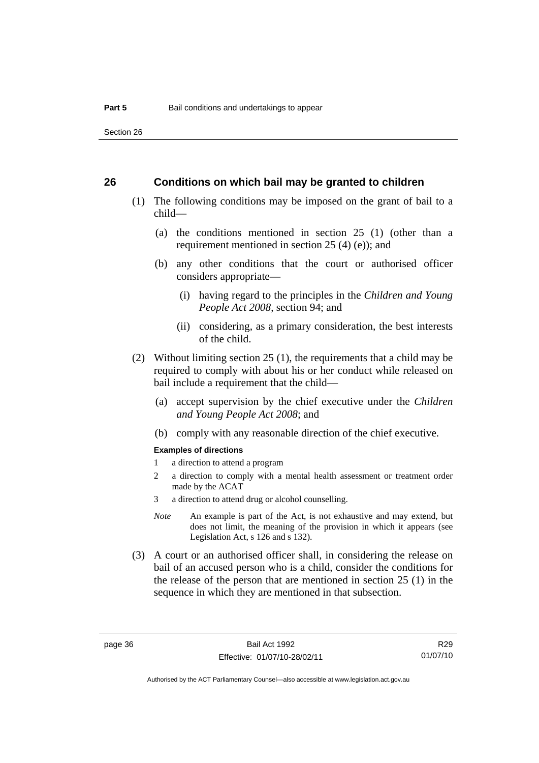## 26 Conditions on which bail may be granted to children

(1) The following conditions may be imposed on the grant of bail to a child—

(a) the conditions mentioned in section 25 (1) (other than a requirement mentioned in section 25 (4) (e)); and

(b) any other conditions that the court or authorised officer considers appropriate—

(i) having regard to the principles in the *Children and Young People Act 2008*, section 94; and

(ii) considering, as a primary consideration, the best interests of the child.

(2) Without limiting section 25 (1), the requirements that a child may be required to comply with about his or her conduct while released on bail include a requirement that the child—

(a) accept supervision by the chief executive under the *Children and Young People Act 2008*; and

(b) comply with any reasonable direction of the chief executive.

**Examples of directions**

1 a direction to attend a program

2 a direction to comply with a mental health assessment or treatment order made by the ACAT

3 a direction to attend drug or alcohol counselling.

*Note* An example is part of the Act, is not exhaustive and may extend, but does not limit, the meaning of the provision in which it appears (see Legislation Act, s 126 and s 132).

(3) A court or an authorised officer shall, in considering the release on bail of an accused person who is a child, consider the conditions for the release of the person that are mentioned in section 25 (1) in the sequence in which they are mentioned in that subsection.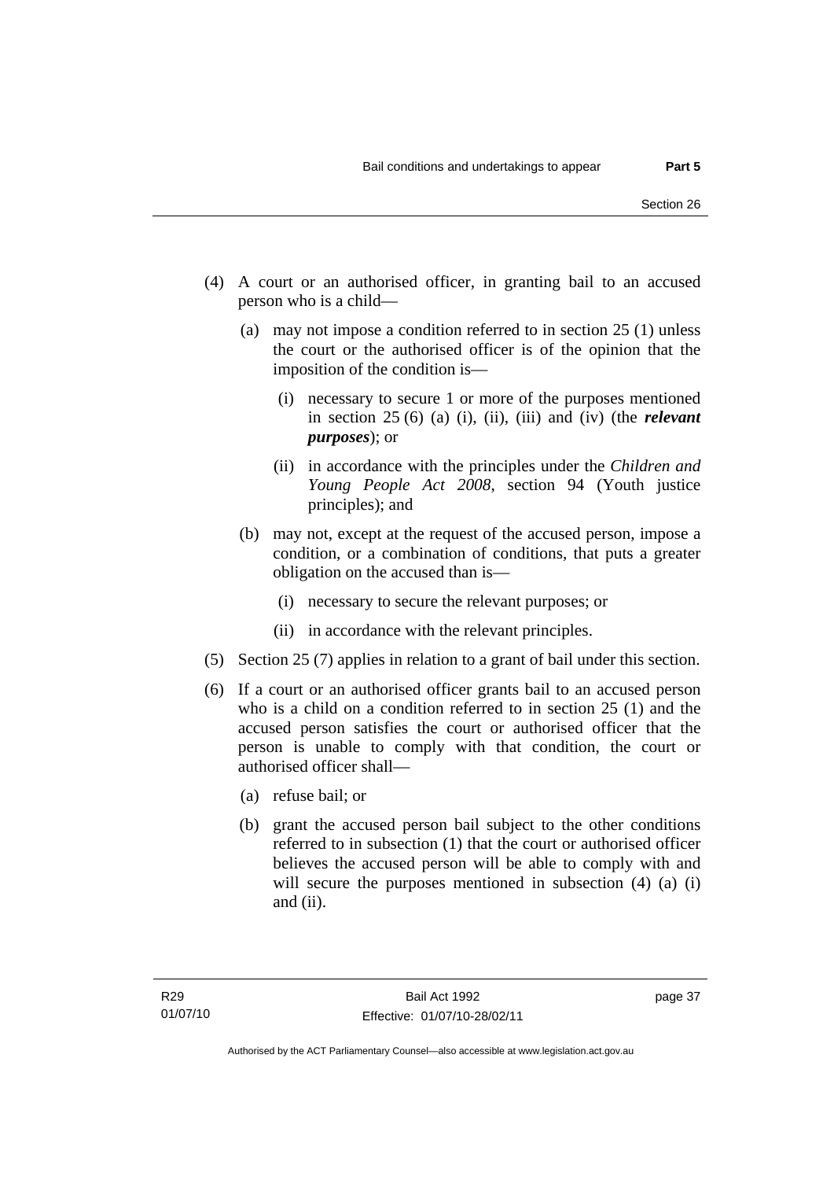(4) A court or an authorised officer, in granting bail to an accused person who is a child—

(a) may not impose a condition referred to in section 25 (1) unless the court or the authorised officer is of the opinion that the imposition of the condition is—

(i) necessary to secure 1 or more of the purposes mentioned in section 25 (6) (a) (i), (ii), (iii) and (iv) (the ***relevant purposes***); or

(ii) in accordance with the principles under the *Children and Young People Act 2008*, section 94 (Youth justice principles); and

(b) may not, except at the request of the accused person, impose a condition, or a combination of conditions, that puts a greater obligation on the accused than is—

(i) necessary to secure the relevant purposes; or

(ii) in accordance with the relevant principles.

(5) Section 25 (7) applies in relation to a grant of bail under this section.

(6) If a court or an authorised officer grants bail to an accused person who is a child on a condition referred to in section 25 (1) and the accused person satisfies the court or authorised officer that the person is unable to comply with that condition, the court or authorised officer shall—

(a) refuse bail; or

(b) grant the accused person bail subject to the other conditions referred to in subsection (1) that the court or authorised officer believes the accused person will be able to comply with and will secure the purposes mentioned in subsection (4) (a) (i) and (ii).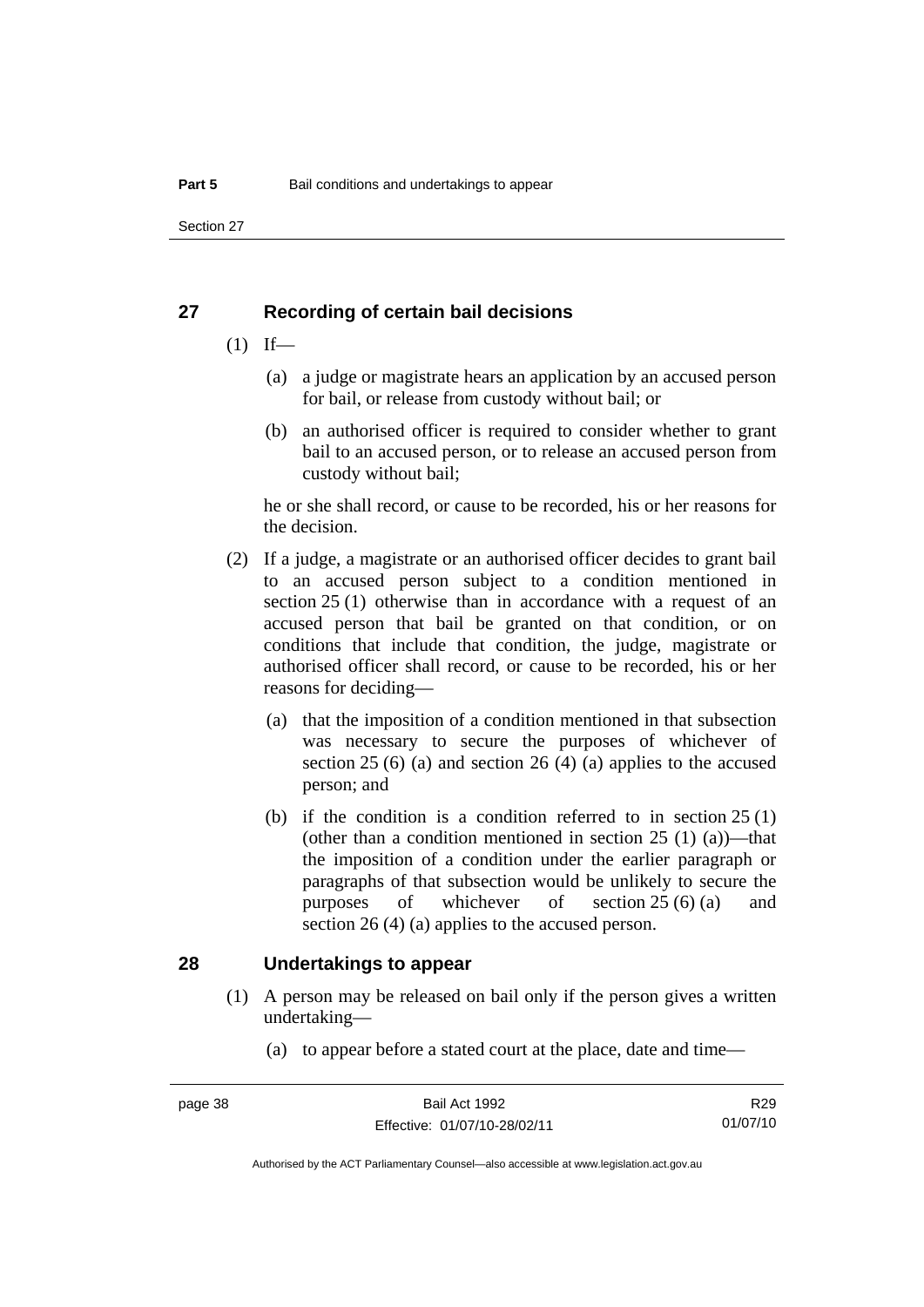## 27 Recording of certain bail decisions

(1) If—

(a) a judge or magistrate hears an application by an accused person for bail, or release from custody without bail; or

(b) an authorised officer is required to consider whether to grant bail to an accused person, or to release an accused person from custody without bail;

he or she shall record, or cause to be recorded, his or her reasons for the decision.

(2) If a judge, a magistrate or an authorised officer decides to grant bail to an accused person subject to a condition mentioned in section 25 (1) otherwise than in accordance with a request of an accused person that bail be granted on that condition, or on conditions that include that condition, the judge, magistrate or authorised officer shall record, or cause to be recorded, his or her reasons for deciding—

(a) that the imposition of a condition mentioned in that subsection was necessary to secure the purposes of whichever of section 25 (6) (a) and section 26 (4) (a) applies to the accused person; and

(b) if the condition is a condition referred to in section 25 (1) (other than a condition mentioned in section 25 (1) (a))—that the imposition of a condition under the earlier paragraph or paragraphs of that subsection would be unlikely to secure the purposes of whichever of section 25 (6) (a) and section 26 (4) (a) applies to the accused person.

## 28 Undertakings to appear

(1) A person may be released on bail only if the person gives a written undertaking—

(a) to appear before a stated court at the place, date and time—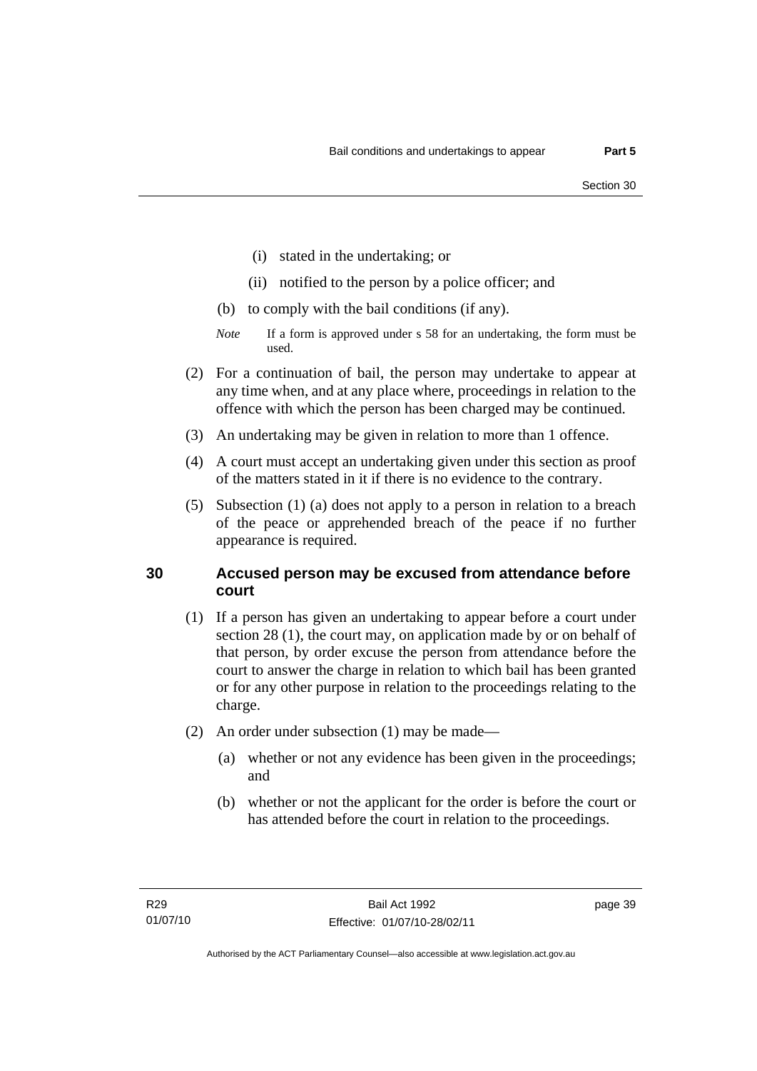(i) stated in the undertaking; or

(ii) notified to the person by a police officer; and

(b) to comply with the bail conditions (if any).

*Note* If a form is approved under s 58 for an undertaking, the form must be used.

(2) For a continuation of bail, the person may undertake to appear at any time when, and at any place where, proceedings in relation to the offence with which the person has been charged may be continued.

(3) An undertaking may be given in relation to more than 1 offence.

(4) A court must accept an undertaking given under this section as proof of the matters stated in it if there is no evidence to the contrary.

(5) Subsection (1) (a) does not apply to a person in relation to a breach of the peace or apprehended breach of the peace if no further appearance is required.

## 30 Accused person may be excused from attendance before court

(1) If a person has given an undertaking to appear before a court under section 28 (1), the court may, on application made by or on behalf of that person, by order excuse the person from attendance before the court to answer the charge in relation to which bail has been granted or for any other purpose in relation to the proceedings relating to the charge.

(2) An order under subsection (1) may be made—

(a) whether or not any evidence has been given in the proceedings; and

(b) whether or not the applicant for the order is before the court or has attended before the court in relation to the proceedings.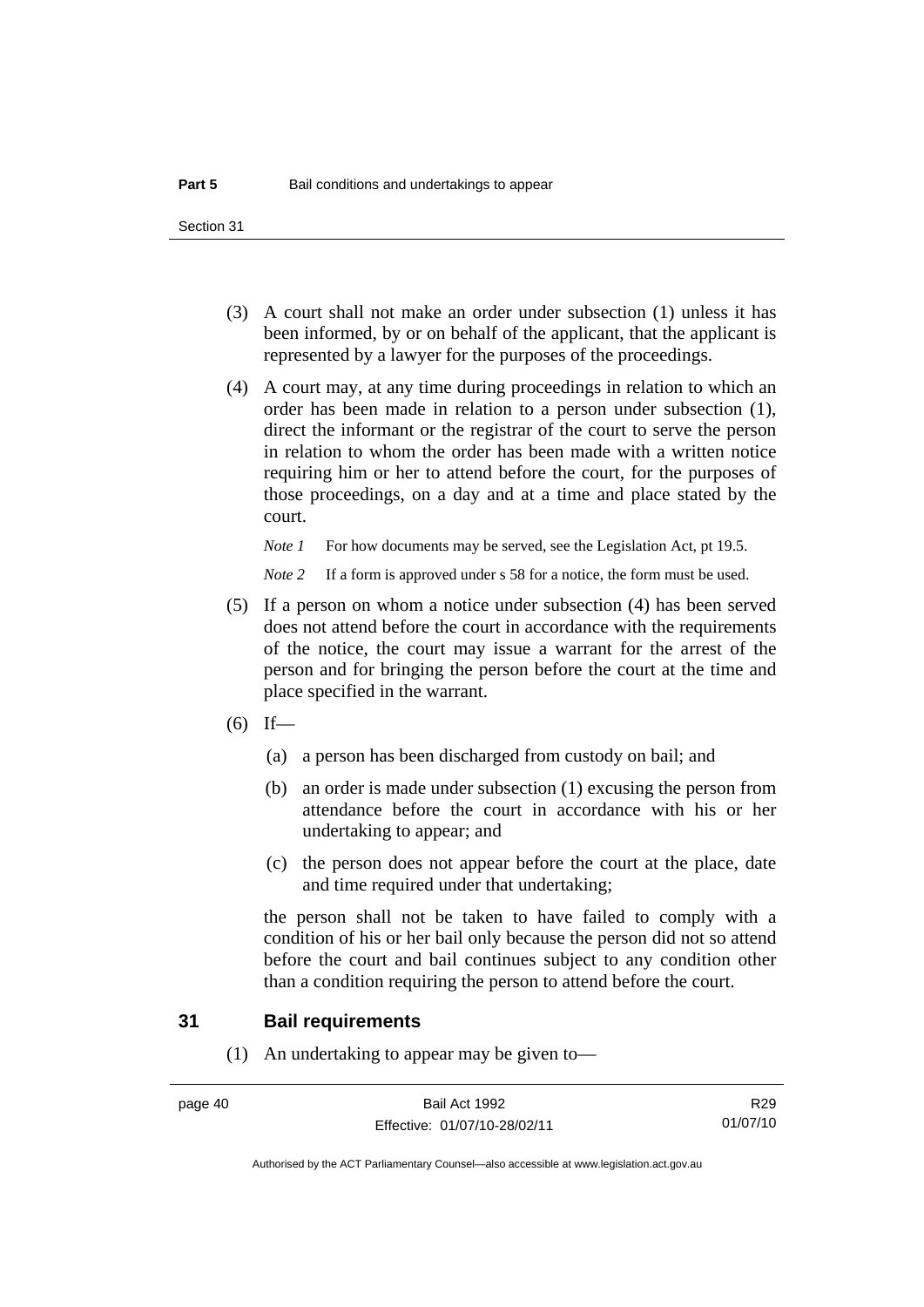(3) A court shall not make an order under subsection (1) unless it has been informed, by or on behalf of the applicant, that the applicant is represented by a lawyer for the purposes of the proceedings.

(4) A court may, at any time during proceedings in relation to which an order has been made in relation to a person under subsection (1), direct the informant or the registrar of the court to serve the person in relation to whom the order has been made with a written notice requiring him or her to attend before the court, for the purposes of those proceedings, on a day and at a time and place stated by the court.

*Note 1* For how documents may be served, see the Legislation Act, pt 19.5.

*Note 2* If a form is approved under s 58 for a notice, the form must be used.

(5) If a person on whom a notice under subsection (4) has been served does not attend before the court in accordance with the requirements of the notice, the court may issue a warrant for the arrest of the person and for bringing the person before the court at the time and place specified in the warrant.

(6) If—

(a) a person has been discharged from custody on bail; and

(b) an order is made under subsection (1) excusing the person from attendance before the court in accordance with his or her undertaking to appear; and

(c) the person does not appear before the court at the place, date and time required under that undertaking;

the person shall not be taken to have failed to comply with a condition of his or her bail only because the person did not so attend before the court and bail continues subject to any condition other than a condition requiring the person to attend before the court.

## 31 Bail requirements

(1) An undertaking to appear may be given to—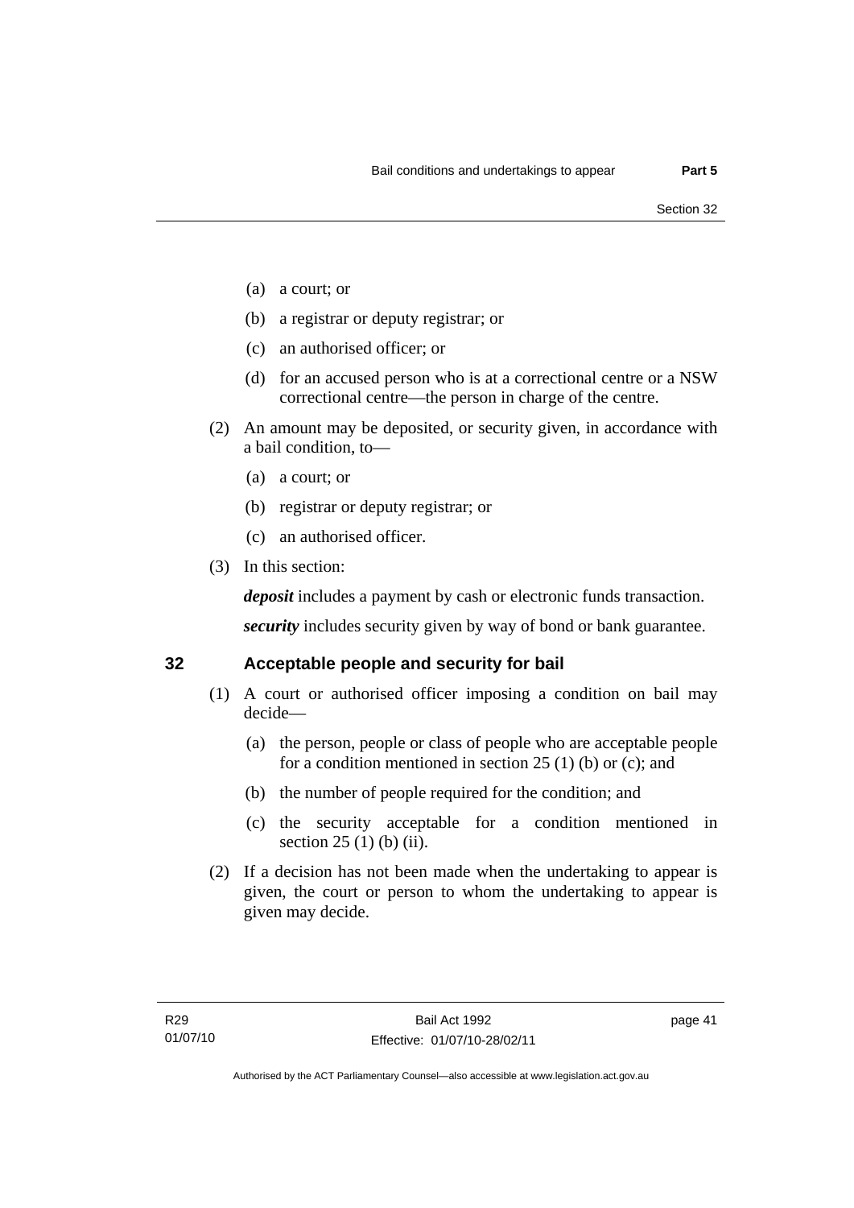(a) a court; or

(b) a registrar or deputy registrar; or

(c) an authorised officer; or

(d) for an accused person who is at a correctional centre or a NSW correctional centre—the person in charge of the centre.

(2) An amount may be deposited, or security given, in accordance with a bail condition, to—

(a) a court; or

(b) registrar or deputy registrar; or

(c) an authorised officer.

(3) In this section:

***deposit*** includes a payment by cash or electronic funds transaction.

***security*** includes security given by way of bond or bank guarantee.

## 32 Acceptable people and security for bail

(1) A court or authorised officer imposing a condition on bail may decide—

(a) the person, people or class of people who are acceptable people for a condition mentioned in section 25 (1) (b) or (c); and

(b) the number of people required for the condition; and

(c) the security acceptable for a condition mentioned in section 25 (1) (b) (ii).

(2) If a decision has not been made when the undertaking to appear is given, the court or person to whom the undertaking to appear is given may decide.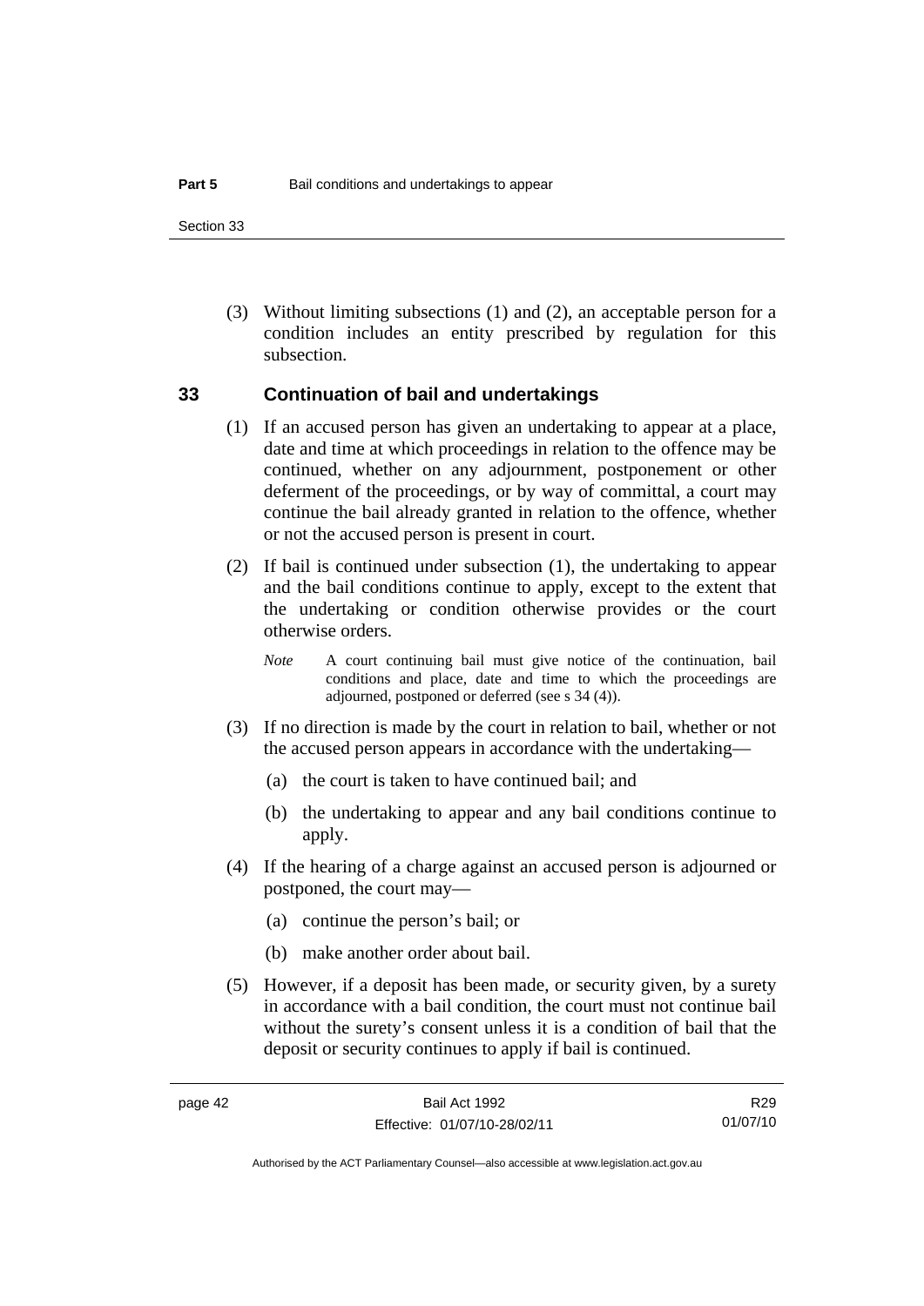(3) Without limiting subsections (1) and (2), an acceptable person for a condition includes an entity prescribed by regulation for this subsection.

## 33 Continuation of bail and undertakings

(1) If an accused person has given an undertaking to appear at a place, date and time at which proceedings in relation to the offence may be continued, whether on any adjournment, postponement or other deferment of the proceedings, or by way of committal, a court may continue the bail already granted in relation to the offence, whether or not the accused person is present in court.

(2) If bail is continued under subsection (1), the undertaking to appear and the bail conditions continue to apply, except to the extent that the undertaking or condition otherwise provides or the court otherwise orders.

*Note* A court continuing bail must give notice of the continuation, bail conditions and place, date and time to which the proceedings are adjourned, postponed or deferred (see s 34 (4)).

(3) If no direction is made by the court in relation to bail, whether or not the accused person appears in accordance with the undertaking—

(a) the court is taken to have continued bail; and

(b) the undertaking to appear and any bail conditions continue to apply.

(4) If the hearing of a charge against an accused person is adjourned or postponed, the court may—

(a) continue the person's bail; or

(b) make another order about bail.

(5) However, if a deposit has been made, or security given, by a surety in accordance with a bail condition, the court must not continue bail without the surety's consent unless it is a condition of bail that the deposit or security continues to apply if bail is continued.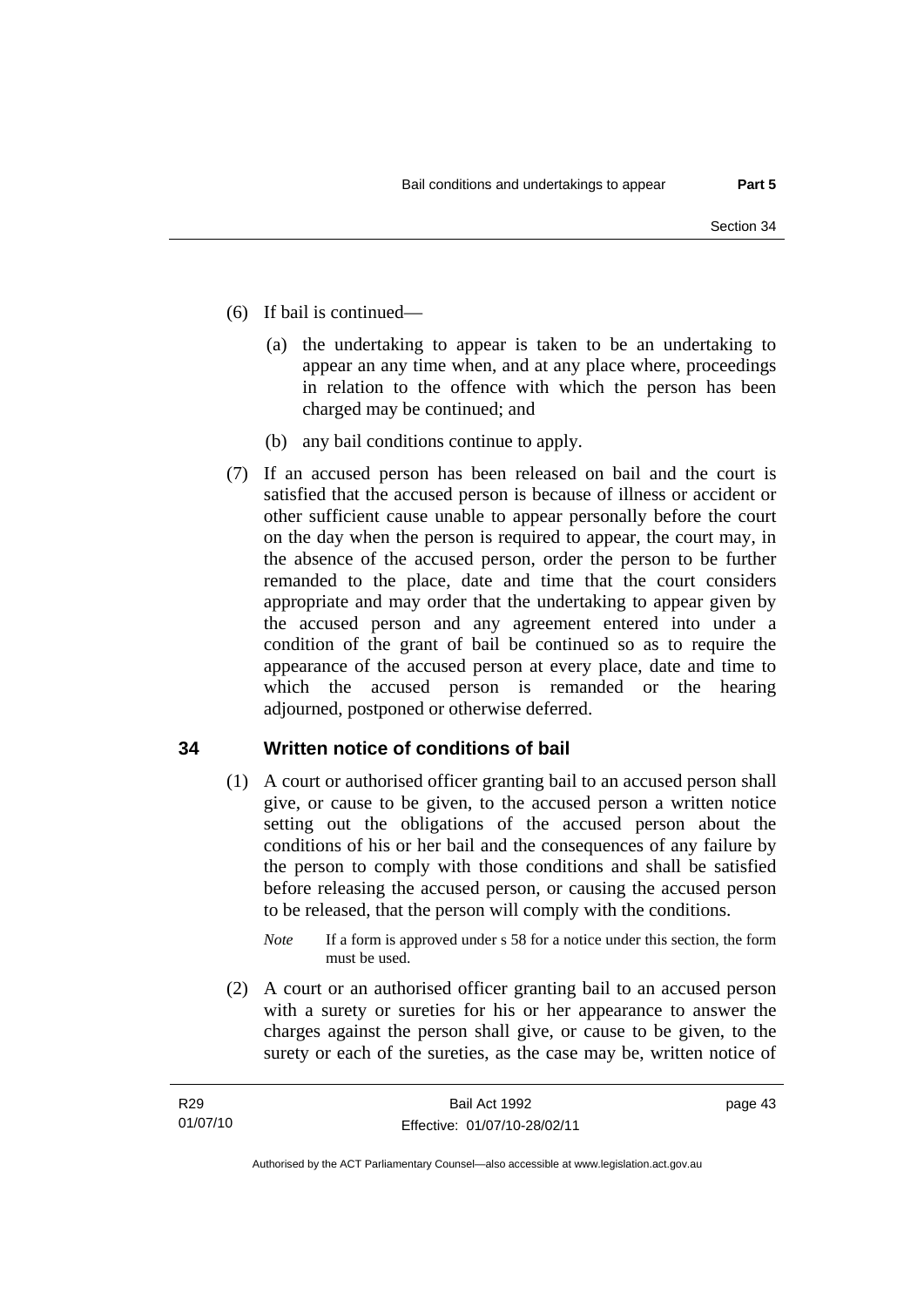(6) If bail is continued—

(a) the undertaking to appear is taken to be an undertaking to appear an any time when, and at any place where, proceedings in relation to the offence with which the person has been charged may be continued; and

(b) any bail conditions continue to apply.

(7) If an accused person has been released on bail and the court is satisfied that the accused person is because of illness or accident or other sufficient cause unable to appear personally before the court on the day when the person is required to appear, the court may, in the absence of the accused person, order the person to be further remanded to the place, date and time that the court considers appropriate and may order that the undertaking to appear given by the accused person and any agreement entered into under a condition of the grant of bail be continued so as to require the appearance of the accused person at every place, date and time to which the accused person is remanded or the hearing adjourned, postponed or otherwise deferred.

## 34 Written notice of conditions of bail

(1) A court or authorised officer granting bail to an accused person shall give, or cause to be given, to the accused person a written notice setting out the obligations of the accused person about the conditions of his or her bail and the consequences of any failure by the person to comply with those conditions and shall be satisfied before releasing the accused person, or causing the accused person to be released, that the person will comply with the conditions.

*Note* If a form is approved under s 58 for a notice under this section, the form must be used.

(2) A court or an authorised officer granting bail to an accused person with a surety or sureties for his or her appearance to answer the charges against the person shall give, or cause to be given, to the surety or each of the sureties, as the case may be, written notice of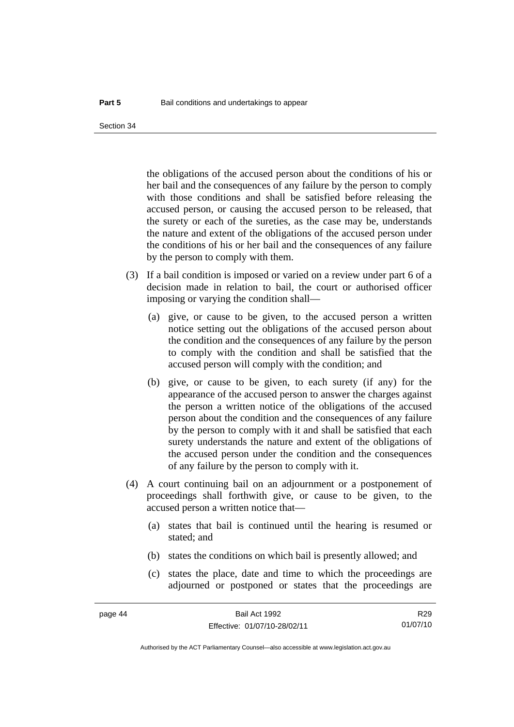the obligations of the accused person about the conditions of his or her bail and the consequences of any failure by the person to comply with those conditions and shall be satisfied before releasing the accused person, or causing the accused person to be released, that the surety or each of the sureties, as the case may be, understands the nature and extent of the obligations of the accused person under the conditions of his or her bail and the consequences of any failure by the person to comply with them.

(3) If a bail condition is imposed or varied on a review under part 6 of a decision made in relation to bail, the court or authorised officer imposing or varying the condition shall—

(a) give, or cause to be given, to the accused person a written notice setting out the obligations of the accused person about the condition and the consequences of any failure by the person to comply with the condition and shall be satisfied that the accused person will comply with the condition; and

(b) give, or cause to be given, to each surety (if any) for the appearance of the accused person to answer the charges against the person a written notice of the obligations of the accused person about the condition and the consequences of any failure by the person to comply with it and shall be satisfied that each surety understands the nature and extent of the obligations of the accused person under the condition and the consequences of any failure by the person to comply with it.

(4) A court continuing bail on an adjournment or a postponement of proceedings shall forthwith give, or cause to be given, to the accused person a written notice that—

(a) states that bail is continued until the hearing is resumed or stated; and

(b) states the conditions on which bail is presently allowed; and

(c) states the place, date and time to which the proceedings are adjourned or postponed or states that the proceedings are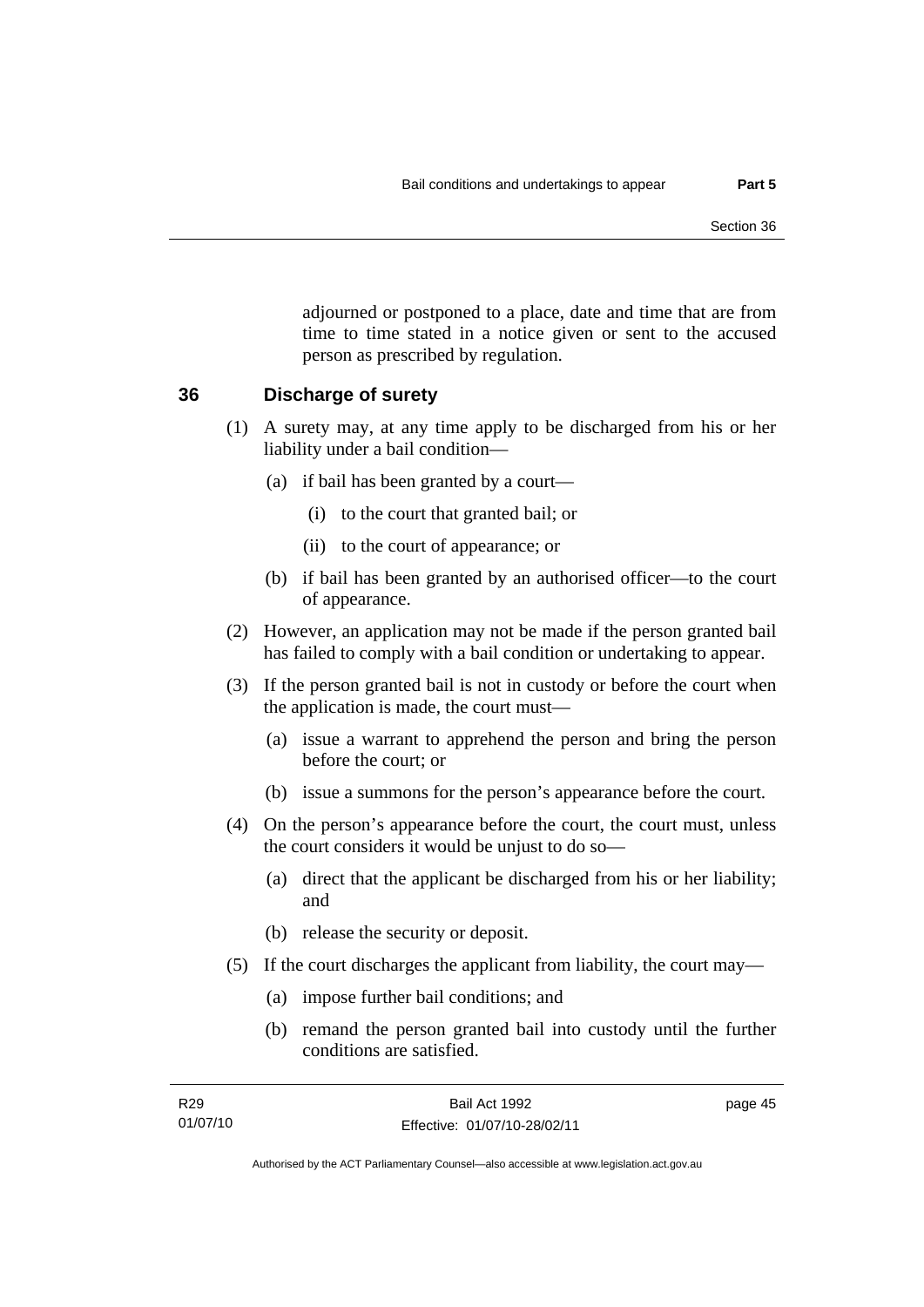adjourned or postponed to a place, date and time that are from time to time stated in a notice given or sent to the accused person as prescribed by regulation.

## 36 Discharge of surety

(1) A surety may, at any time apply to be discharged from his or her liability under a bail condition—

 (a) if bail has been granted by a court—

  (i) to the court that granted bail; or

  (ii) to the court of appearance; or

 (b) if bail has been granted by an authorised officer—to the court of appearance.

(2) However, an application may not be made if the person granted bail has failed to comply with a bail condition or undertaking to appear.

(3) If the person granted bail is not in custody or before the court when the application is made, the court must—

 (a) issue a warrant to apprehend the person and bring the person before the court; or

 (b) issue a summons for the person's appearance before the court.

(4) On the person's appearance before the court, the court must, unless the court considers it would be unjust to do so—

 (a) direct that the applicant be discharged from his or her liability; and

 (b) release the security or deposit.

(5) If the court discharges the applicant from liability, the court may—

 (a) impose further bail conditions; and

 (b) remand the person granted bail into custody until the further conditions are satisfied.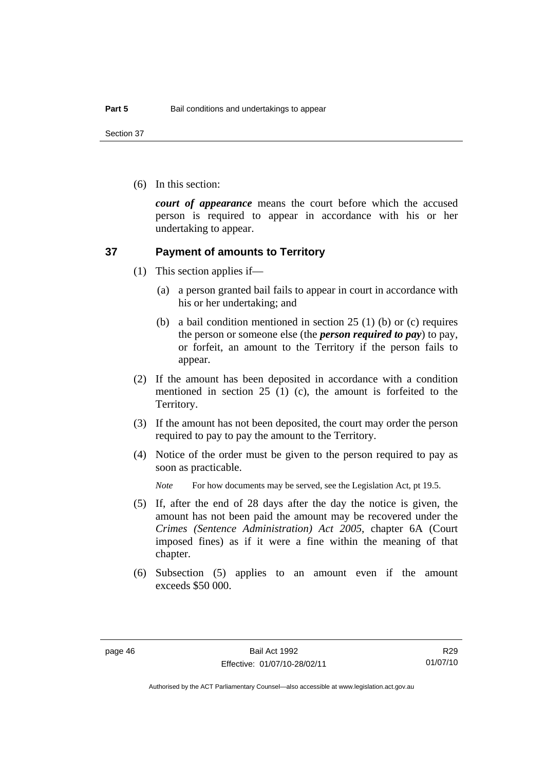(6) In this section:

***court of appearance*** means the court before which the accused person is required to appear in accordance with his or her undertaking to appear.

## 37 Payment of amounts to Territory

(1) This section applies if—

(a) a person granted bail fails to appear in court in accordance with his or her undertaking; and

(b) a bail condition mentioned in section 25 (1) (b) or (c) requires the person or someone else (the ***person required to pay***) to pay, or forfeit, an amount to the Territory if the person fails to appear.

(2) If the amount has been deposited in accordance with a condition mentioned in section 25 (1) (c), the amount is forfeited to the Territory.

(3) If the amount has not been deposited, the court may order the person required to pay to pay the amount to the Territory.

(4) Notice of the order must be given to the person required to pay as soon as practicable.

*Note* For how documents may be served, see the Legislation Act, pt 19.5.

(5) If, after the end of 28 days after the day the notice is given, the amount has not been paid the amount may be recovered under the *Crimes (Sentence Administration) Act 2005*, chapter 6A (Court imposed fines) as if it were a fine within the meaning of that chapter.

(6) Subsection (5) applies to an amount even if the amount exceeds $50 000.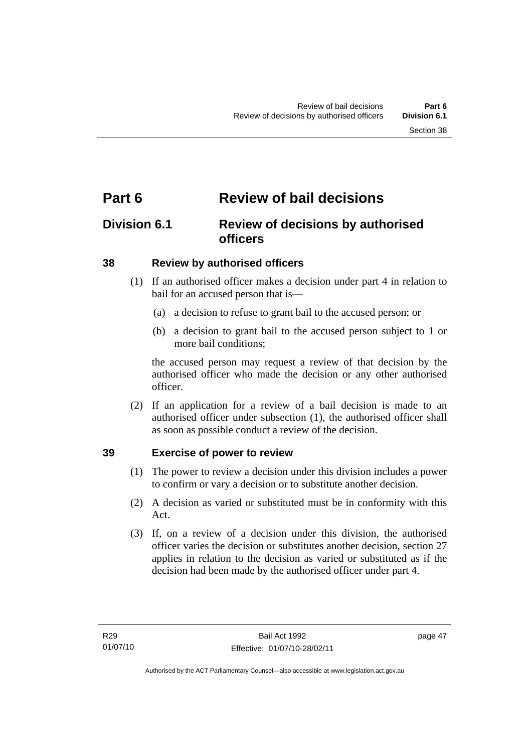# Part 6 Review of bail decisions

## Division 6.1 Review of decisions by authorised officers

### 38 Review by authorised officers

(1) If an authorised officer makes a decision under part 4 in relation to bail for an accused person that is—

(a) a decision to refuse to grant bail to the accused person; or

(b) a decision to grant bail to the accused person subject to 1 or more bail conditions;

the accused person may request a review of that decision by the authorised officer who made the decision or any other authorised officer.

(2) If an application for a review of a bail decision is made to an authorised officer under subsection (1), the authorised officer shall as soon as possible conduct a review of the decision.

### 39 Exercise of power to review

(1) The power to review a decision under this division includes a power to confirm or vary a decision or to substitute another decision.

(2) A decision as varied or substituted must be in conformity with this Act.

(3) If, on a review of a decision under this division, the authorised officer varies the decision or substitutes another decision, section 27 applies in relation to the decision as varied or substituted as if the decision had been made by the authorised officer under part 4.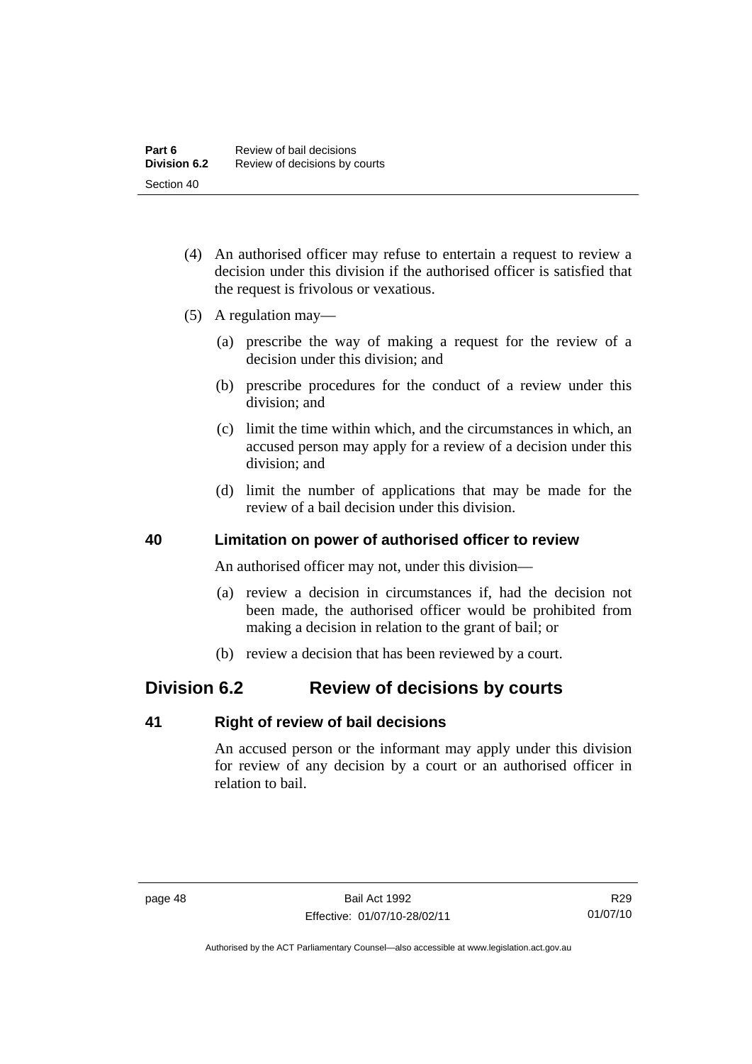(4) An authorised officer may refuse to entertain a request to review a decision under this division if the authorised officer is satisfied that the request is frivolous or vexatious.

(5) A regulation may—

(a) prescribe the way of making a request for the review of a decision under this division; and

(b) prescribe procedures for the conduct of a review under this division; and

(c) limit the time within which, and the circumstances in which, an accused person may apply for a review of a decision under this division; and

(d) limit the number of applications that may be made for the review of a bail decision under this division.

### 40 Limitation on power of authorised officer to review

An authorised officer may not, under this division—

(a) review a decision in circumstances if, had the decision not been made, the authorised officer would be prohibited from making a decision in relation to the grant of bail; or

(b) review a decision that has been reviewed by a court.

## Division 6.2 Review of decisions by courts

### 41 Right of review of bail decisions

An accused person or the informant may apply under this division for review of any decision by a court or an authorised officer in relation to bail.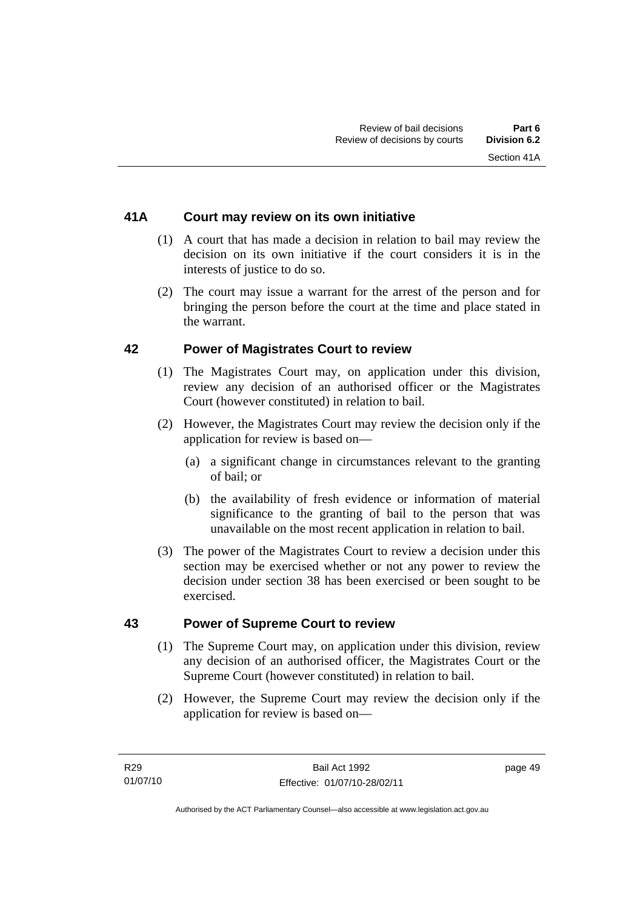## 41A Court may review on its own initiative

(1) A court that has made a decision in relation to bail may review the decision on its own initiative if the court considers it is in the interests of justice to do so.

(2) The court may issue a warrant for the arrest of the person and for bringing the person before the court at the time and place stated in the warrant.

## 42 Power of Magistrates Court to review

(1) The Magistrates Court may, on application under this division, review any decision of an authorised officer or the Magistrates Court (however constituted) in relation to bail.

(2) However, the Magistrates Court may review the decision only if the application for review is based on—

(a) a significant change in circumstances relevant to the granting of bail; or

(b) the availability of fresh evidence or information of material significance to the granting of bail to the person that was unavailable on the most recent application in relation to bail.

(3) The power of the Magistrates Court to review a decision under this section may be exercised whether or not any power to review the decision under section 38 has been exercised or been sought to be exercised.

## 43 Power of Supreme Court to review

(1) The Supreme Court may, on application under this division, review any decision of an authorised officer, the Magistrates Court or the Supreme Court (however constituted) in relation to bail.

(2) However, the Supreme Court may review the decision only if the application for review is based on—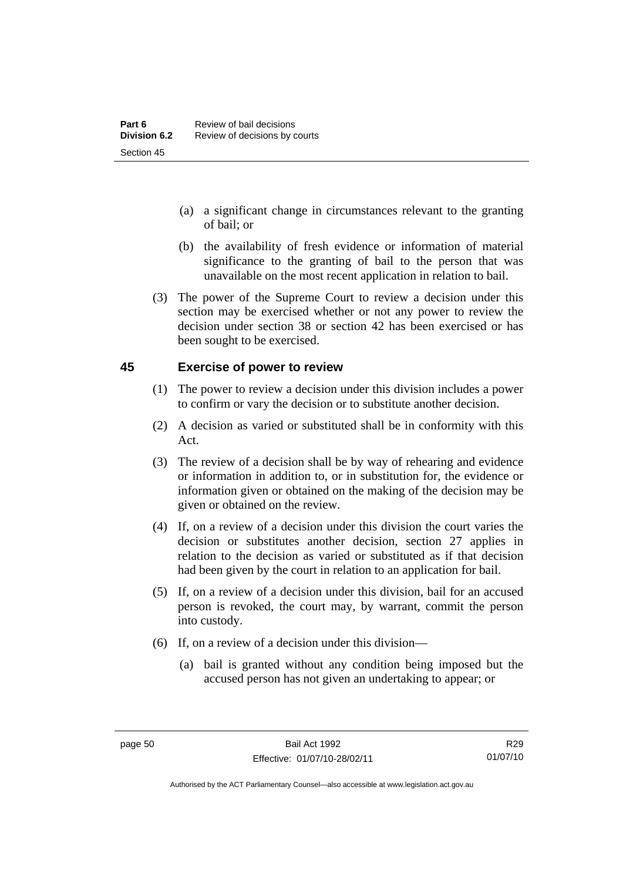(a) a significant change in circumstances relevant to the granting of bail; or

(b) the availability of fresh evidence or information of material significance to the granting of bail to the person that was unavailable on the most recent application in relation to bail.

(3) The power of the Supreme Court to review a decision under this section may be exercised whether or not any power to review the decision under section 38 or section 42 has been exercised or has been sought to be exercised.

## 45 Exercise of power to review

(1) The power to review a decision under this division includes a power to confirm or vary the decision or to substitute another decision.

(2) A decision as varied or substituted shall be in conformity with this Act.

(3) The review of a decision shall be by way of rehearing and evidence or information in addition to, or in substitution for, the evidence or information given or obtained on the making of the decision may be given or obtained on the review.

(4) If, on a review of a decision under this division the court varies the decision or substitutes another decision, section 27 applies in relation to the decision as varied or substituted as if that decision had been given by the court in relation to an application for bail.

(5) If, on a review of a decision under this division, bail for an accused person is revoked, the court may, by warrant, commit the person into custody.

(6) If, on a review of a decision under this division—

(a) bail is granted without any condition being imposed but the accused person has not given an undertaking to appear; or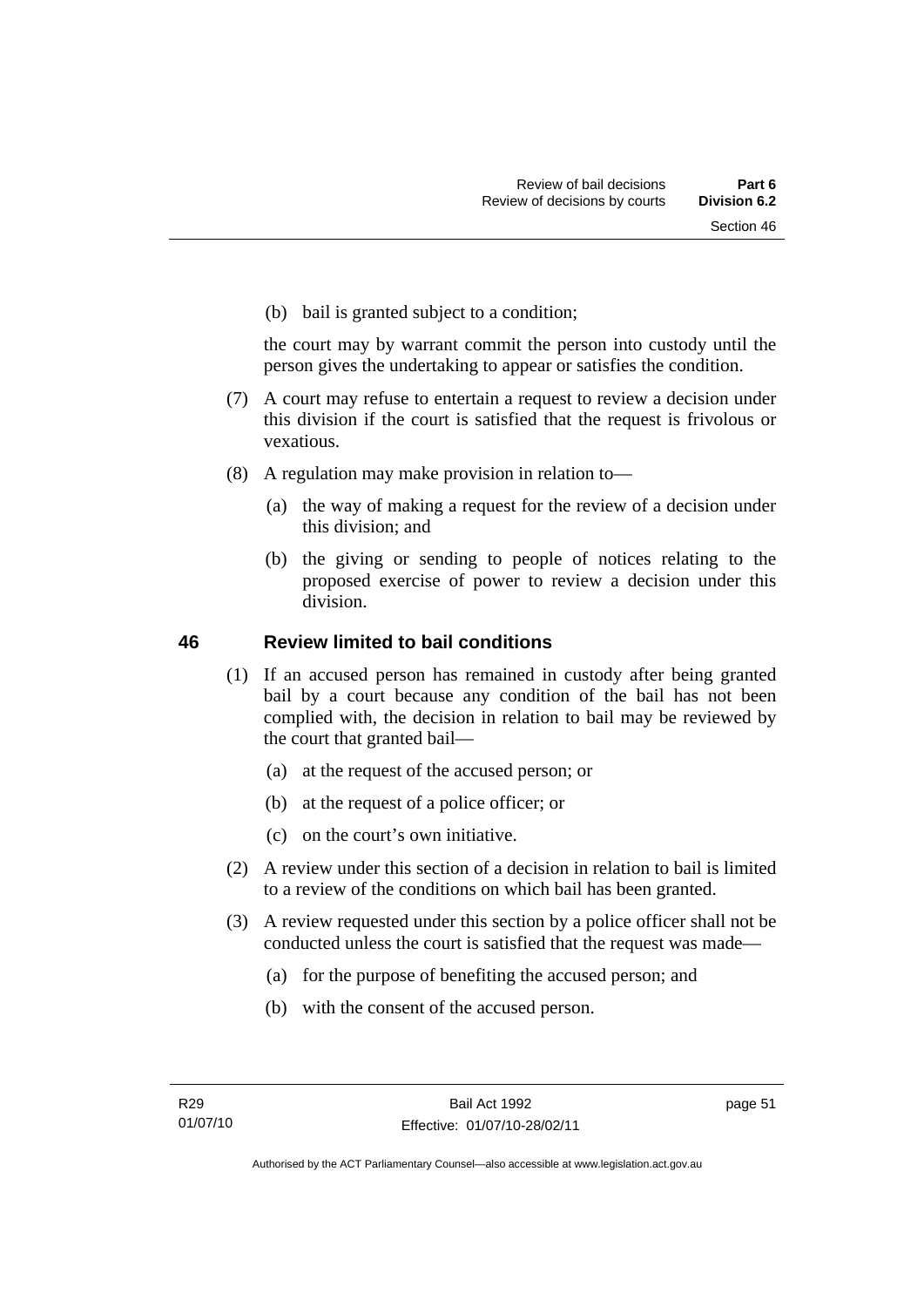(b) bail is granted subject to a condition;

the court may by warrant commit the person into custody until the person gives the undertaking to appear or satisfies the condition.

(7) A court may refuse to entertain a request to review a decision under this division if the court is satisfied that the request is frivolous or vexatious.

(8) A regulation may make provision in relation to—

(a) the way of making a request for the review of a decision under this division; and

(b) the giving or sending to people of notices relating to the proposed exercise of power to review a decision under this division.

## 46 Review limited to bail conditions

(1) If an accused person has remained in custody after being granted bail by a court because any condition of the bail has not been complied with, the decision in relation to bail may be reviewed by the court that granted bail—

(a) at the request of the accused person; or

(b) at the request of a police officer; or

(c) on the court's own initiative.

(2) A review under this section of a decision in relation to bail is limited to a review of the conditions on which bail has been granted.

(3) A review requested under this section by a police officer shall not be conducted unless the court is satisfied that the request was made—

(a) for the purpose of benefiting the accused person; and

(b) with the consent of the accused person.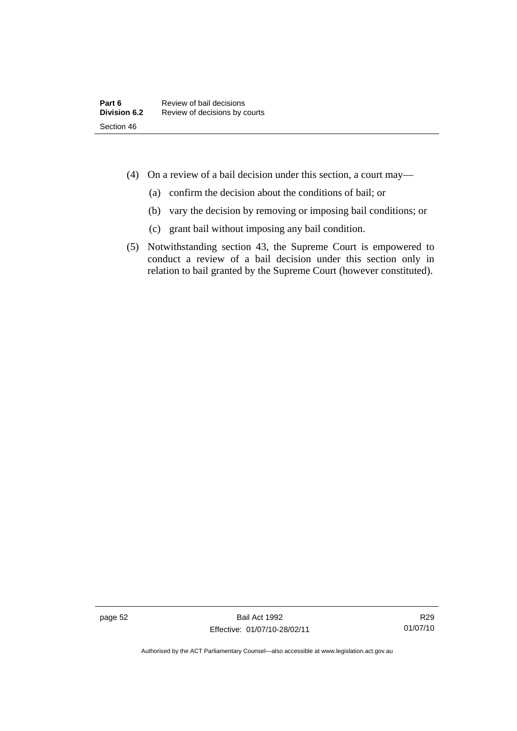(4) On a review of a bail decision under this section, a court may—

(a) confirm the decision about the conditions of bail; or

(b) vary the decision by removing or imposing bail conditions; or

(c) grant bail without imposing any bail condition.

(5) Notwithstanding section 43, the Supreme Court is empowered to conduct a review of a bail decision under this section only in relation to bail granted by the Supreme Court (however constituted).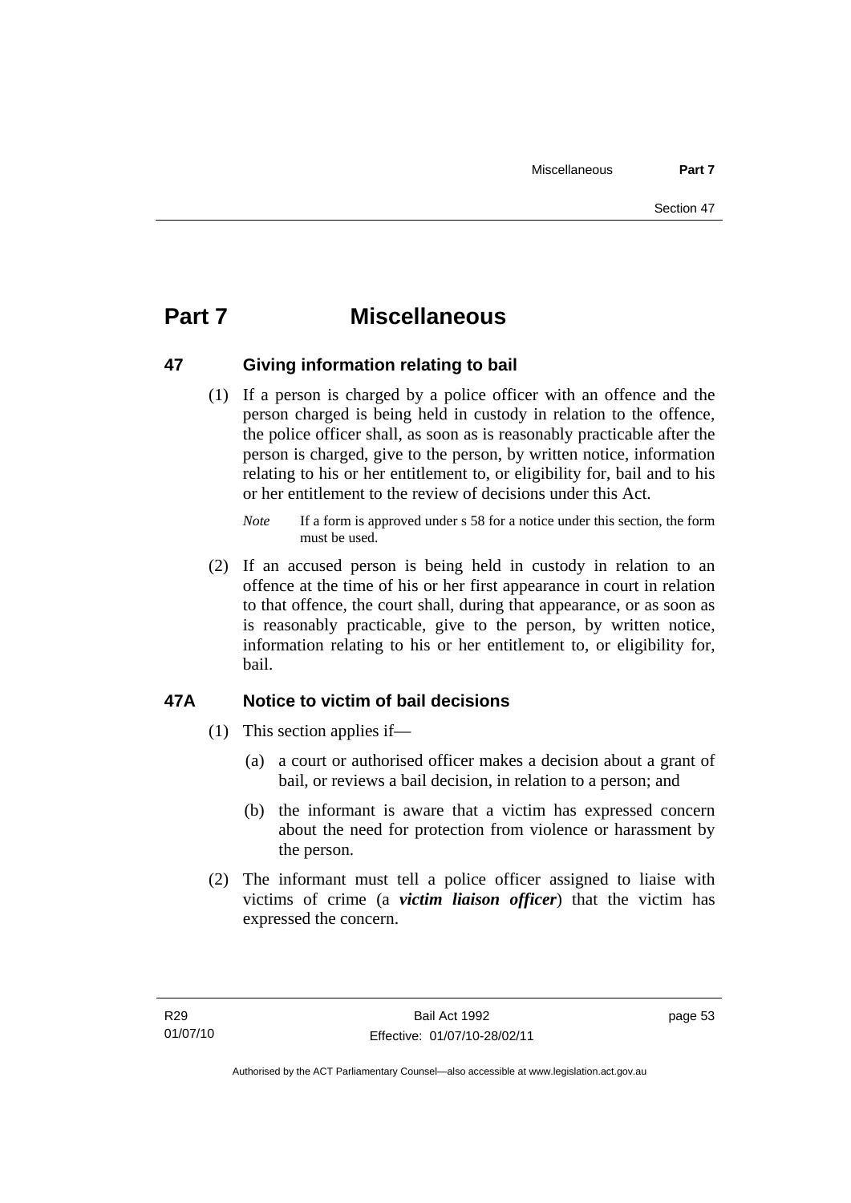# Part 7 Miscellaneous

## 47 Giving information relating to bail

(1) If a person is charged by a police officer with an offence and the person charged is being held in custody in relation to the offence, the police officer shall, as soon as is reasonably practicable after the person is charged, give to the person, by written notice, information relating to his or her entitlement to, or eligibility for, bail and to his or her entitlement to the review of decisions under this Act.

*Note* If a form is approved under s 58 for a notice under this section, the form must be used.

(2) If an accused person is being held in custody in relation to an offence at the time of his or her first appearance in court in relation to that offence, the court shall, during that appearance, or as soon as is reasonably practicable, give to the person, by written notice, information relating to his or her entitlement to, or eligibility for, bail.

## 47A Notice to victim of bail decisions

(1) This section applies if—

(a) a court or authorised officer makes a decision about a grant of bail, or reviews a bail decision, in relation to a person; and

(b) the informant is aware that a victim has expressed concern about the need for protection from violence or harassment by the person.

(2) The informant must tell a police officer assigned to liaise with victims of crime (a ***victim liaison officer***) that the victim has expressed the concern.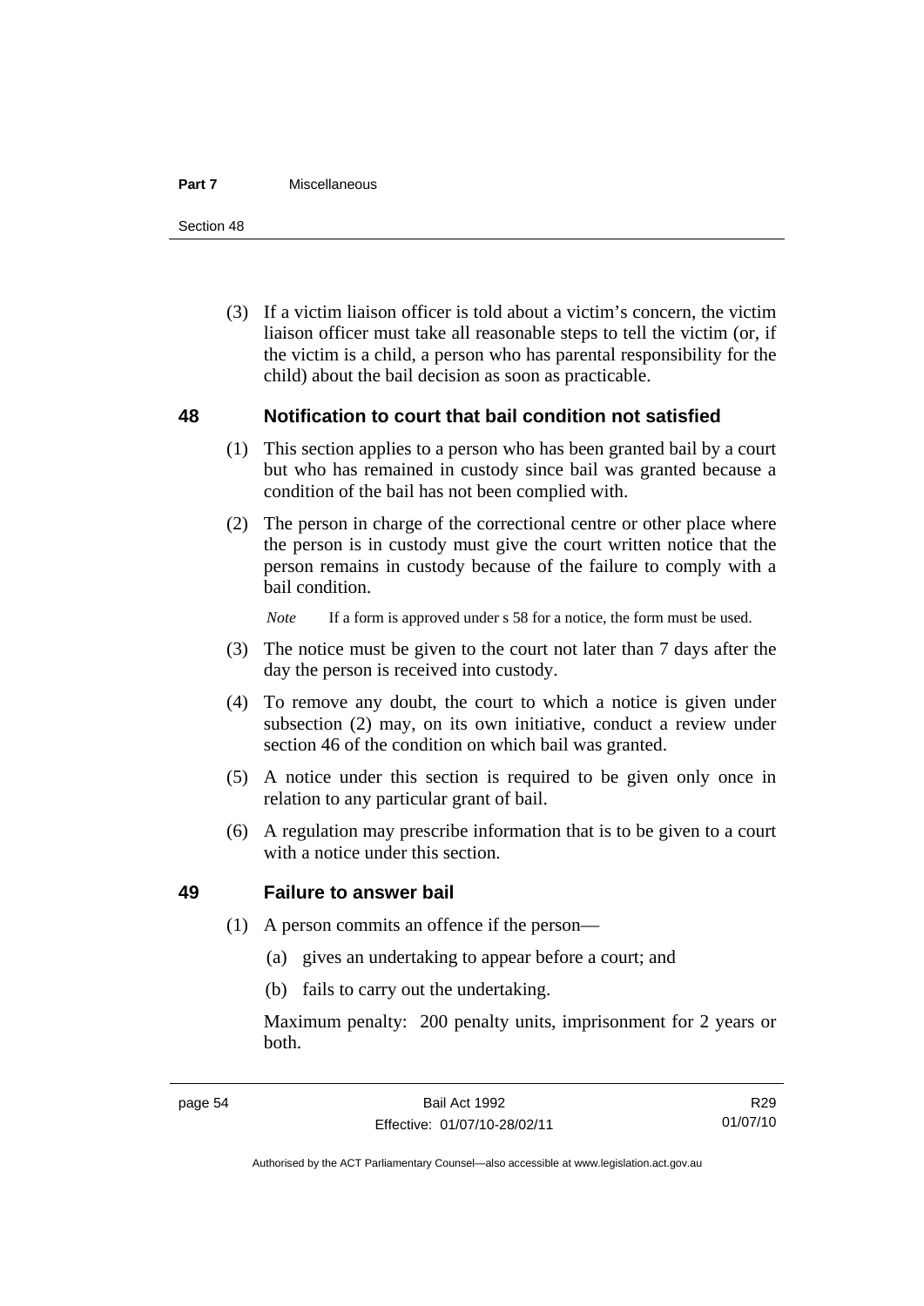(3) If a victim liaison officer is told about a victim's concern, the victim liaison officer must take all reasonable steps to tell the victim (or, if the victim is a child, a person who has parental responsibility for the child) about the bail decision as soon as practicable.

## 48 Notification to court that bail condition not satisfied

(1) This section applies to a person who has been granted bail by a court but who has remained in custody since bail was granted because a condition of the bail has not been complied with.

(2) The person in charge of the correctional centre or other place where the person is in custody must give the court written notice that the person remains in custody because of the failure to comply with a bail condition.

*Note* If a form is approved under s 58 for a notice, the form must be used.

(3) The notice must be given to the court not later than 7 days after the day the person is received into custody.

(4) To remove any doubt, the court to which a notice is given under subsection (2) may, on its own initiative, conduct a review under section 46 of the condition on which bail was granted.

(5) A notice under this section is required to be given only once in relation to any particular grant of bail.

(6) A regulation may prescribe information that is to be given to a court with a notice under this section.

## 49 Failure to answer bail

(1) A person commits an offence if the person—

(a) gives an undertaking to appear before a court; and

(b) fails to carry out the undertaking.

Maximum penalty: 200 penalty units, imprisonment for 2 years or both.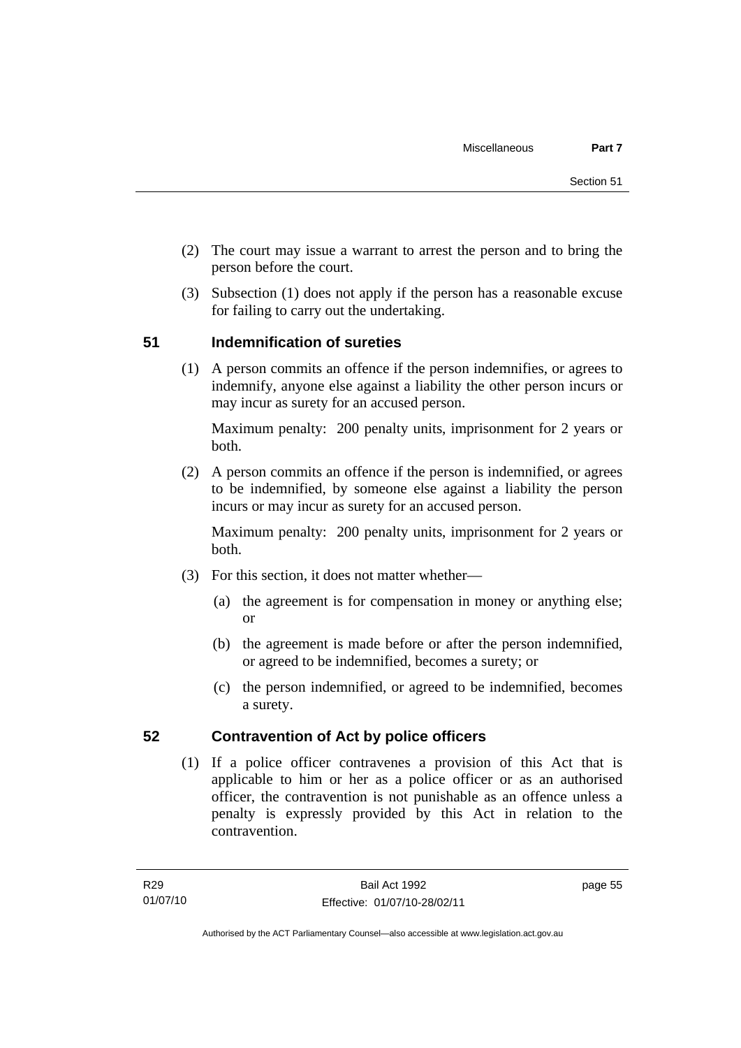(2) The court may issue a warrant to arrest the person and to bring the person before the court.

(3) Subsection (1) does not apply if the person has a reasonable excuse for failing to carry out the undertaking.

## 51 Indemnification of sureties

(1) A person commits an offence if the person indemnifies, or agrees to indemnify, anyone else against a liability the other person incurs or may incur as surety for an accused person.

Maximum penalty: 200 penalty units, imprisonment for 2 years or both.

(2) A person commits an offence if the person is indemnified, or agrees to be indemnified, by someone else against a liability the person incurs or may incur as surety for an accused person.

Maximum penalty: 200 penalty units, imprisonment for 2 years or both.

(3) For this section, it does not matter whether—

(a) the agreement is for compensation in money or anything else; or

(b) the agreement is made before or after the person indemnified, or agreed to be indemnified, becomes a surety; or

(c) the person indemnified, or agreed to be indemnified, becomes a surety.

## 52 Contravention of Act by police officers

(1) If a police officer contravenes a provision of this Act that is applicable to him or her as a police officer or as an authorised officer, the contravention is not punishable as an offence unless a penalty is expressly provided by this Act in relation to the contravention.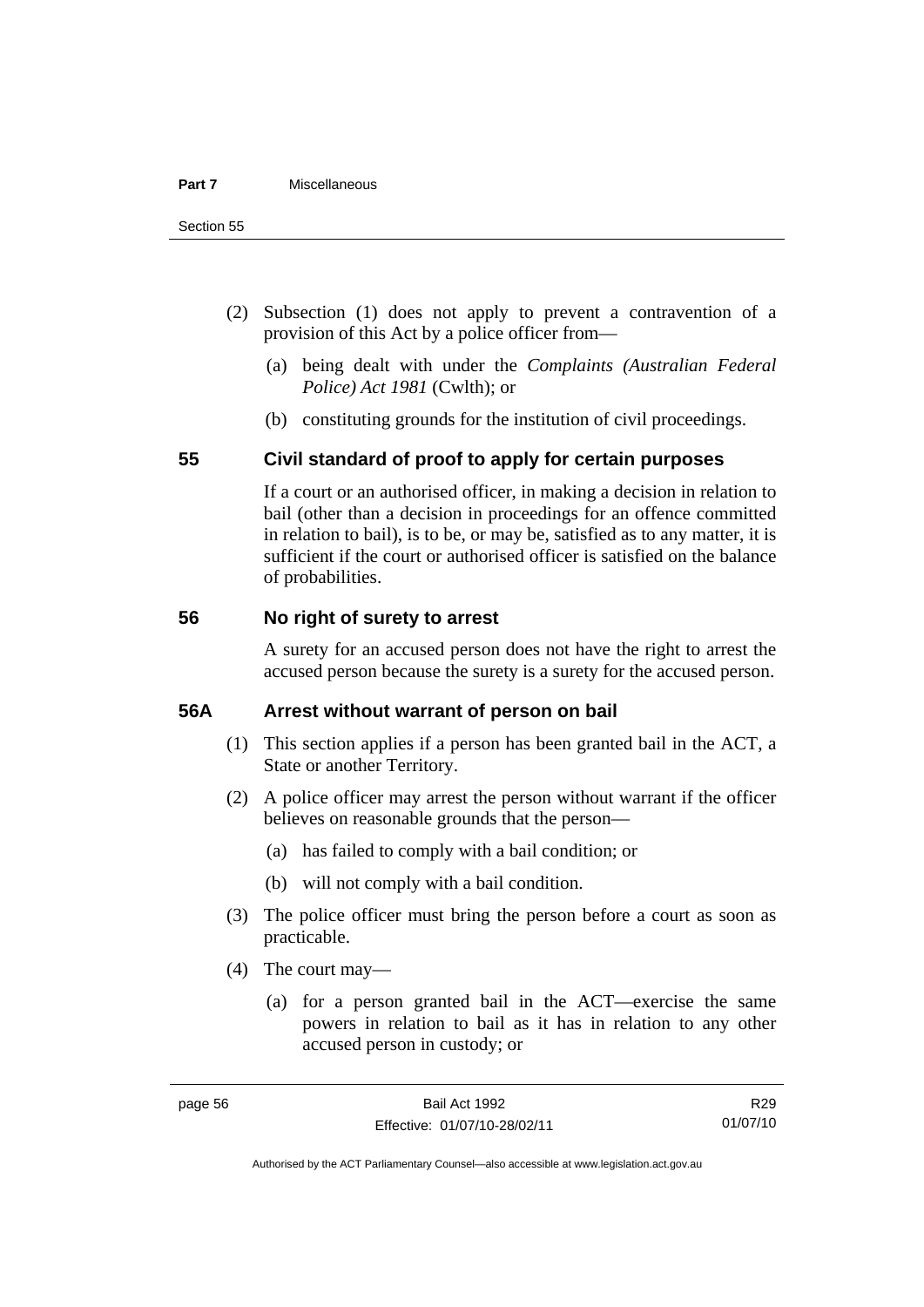(2) Subsection (1) does not apply to prevent a contravention of a provision of this Act by a police officer from—

(a) being dealt with under the *Complaints (Australian Federal Police) Act 1981* (Cwlth); or

(b) constituting grounds for the institution of civil proceedings.

## 55 Civil standard of proof to apply for certain purposes

If a court or an authorised officer, in making a decision in relation to bail (other than a decision in proceedings for an offence committed in relation to bail), is to be, or may be, satisfied as to any matter, it is sufficient if the court or authorised officer is satisfied on the balance of probabilities.

## 56 No right of surety to arrest

A surety for an accused person does not have the right to arrest the accused person because the surety is a surety for the accused person.

## 56A Arrest without warrant of person on bail

(1) This section applies if a person has been granted bail in the ACT, a State or another Territory.

(2) A police officer may arrest the person without warrant if the officer believes on reasonable grounds that the person—

(a) has failed to comply with a bail condition; or

(b) will not comply with a bail condition.

(3) The police officer must bring the person before a court as soon as practicable.

(4) The court may—

(a) for a person granted bail in the ACT—exercise the same powers in relation to bail as it has in relation to any other accused person in custody; or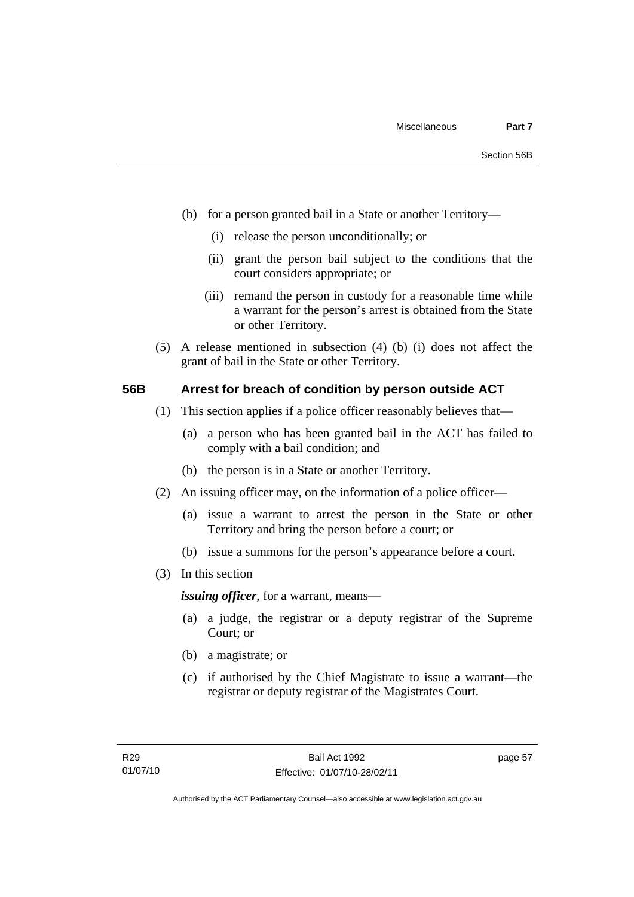(b) for a person granted bail in a State or another Territory—

    (i) release the person unconditionally; or

    (ii) grant the person bail subject to the conditions that the court considers appropriate; or

    (iii) remand the person in custody for a reasonable time while a warrant for the person's arrest is obtained from the State or other Territory.

(5) A release mentioned in subsection (4) (b) (i) does not affect the grant of bail in the State or other Territory.

### 56B Arrest for breach of condition by person outside ACT

(1) This section applies if a police officer reasonably believes that—

  (a) a person who has been granted bail in the ACT has failed to comply with a bail condition; and

  (b) the person is in a State or another Territory.

(2) An issuing officer may, on the information of a police officer—

  (a) issue a warrant to arrest the person in the State or other Territory and bring the person before a court; or

  (b) issue a summons for the person's appearance before a court.

(3) In this section

***issuing officer***, for a warrant, means—

  (a) a judge, the registrar or a deputy registrar of the Supreme Court; or

  (b) a magistrate; or

  (c) if authorised by the Chief Magistrate to issue a warrant—the registrar or deputy registrar of the Magistrates Court.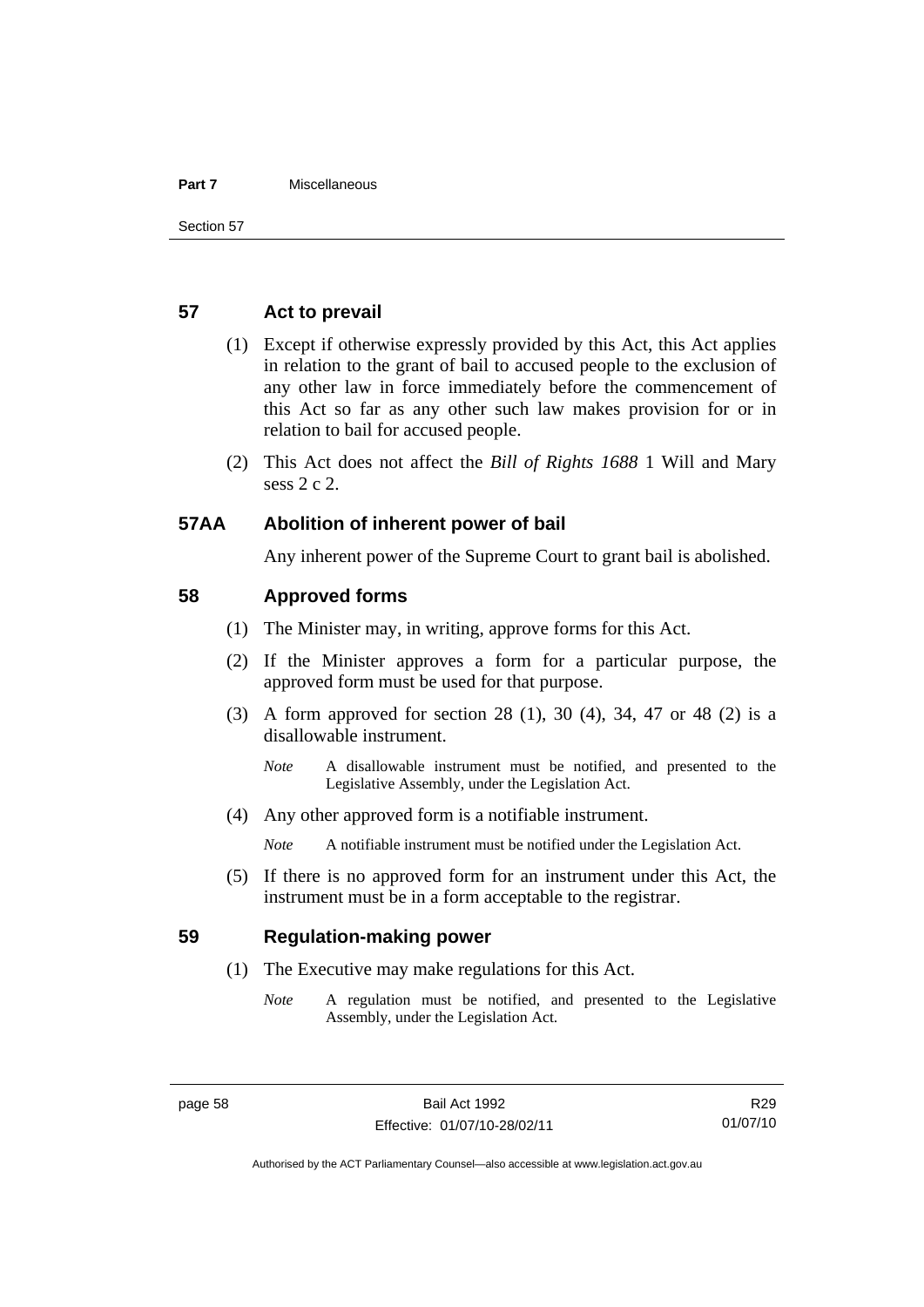## 57 Act to prevail

(1) Except if otherwise expressly provided by this Act, this Act applies in relation to the grant of bail to accused people to the exclusion of any other law in force immediately before the commencement of this Act so far as any other such law makes provision for or in relation to bail for accused people.

(2) This Act does not affect the *Bill of Rights 1688* 1 Will and Mary sess 2 c 2.

## 57AA Abolition of inherent power of bail

Any inherent power of the Supreme Court to grant bail is abolished.

## 58 Approved forms

(1) The Minister may, in writing, approve forms for this Act.

(2) If the Minister approves a form for a particular purpose, the approved form must be used for that purpose.

(3) A form approved for section 28 (1), 30 (4), 34, 47 or 48 (2) is a disallowable instrument.

*Note* A disallowable instrument must be notified, and presented to the Legislative Assembly, under the Legislation Act.

(4) Any other approved form is a notifiable instrument.

*Note* A notifiable instrument must be notified under the Legislation Act.

(5) If there is no approved form for an instrument under this Act, the instrument must be in a form acceptable to the registrar.

## 59 Regulation-making power

(1) The Executive may make regulations for this Act.

*Note* A regulation must be notified, and presented to the Legislative Assembly, under the Legislation Act.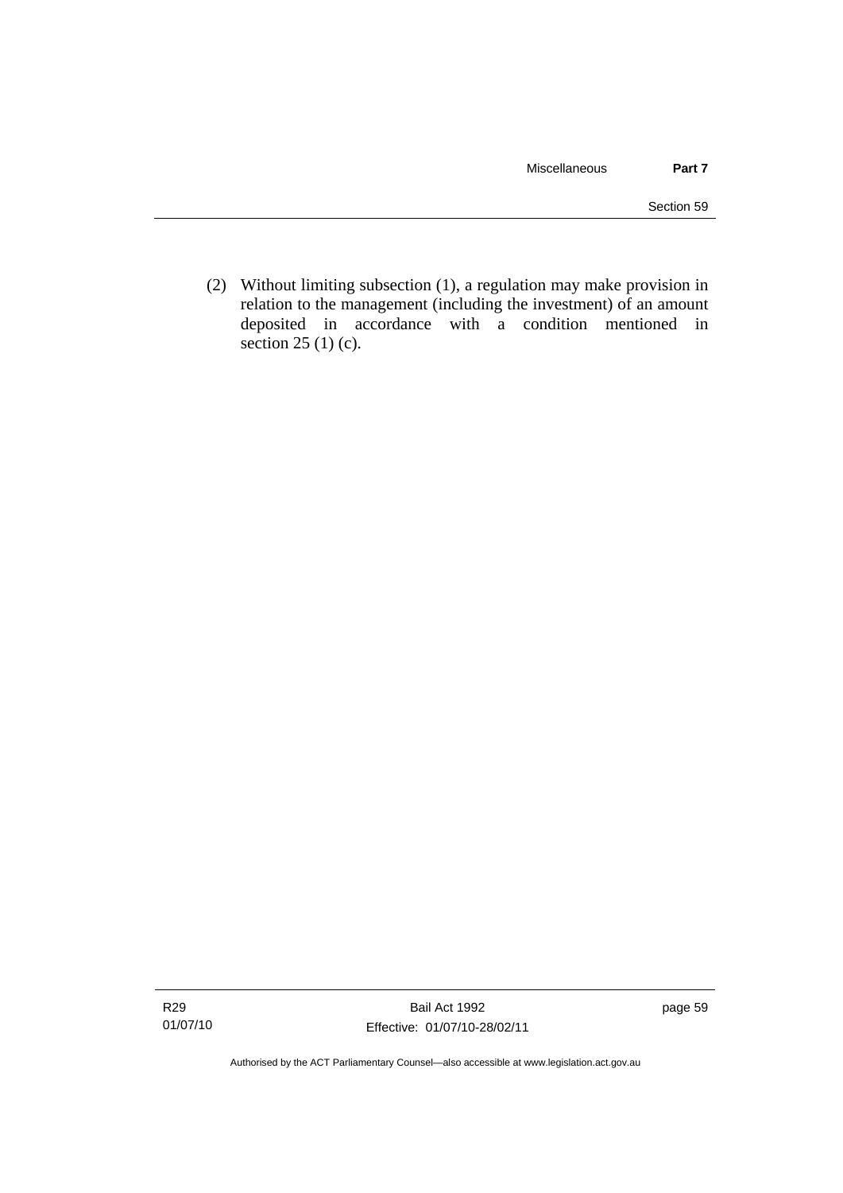(2) Without limiting subsection (1), a regulation may make provision in relation to the management (including the investment) of an amount deposited in accordance with a condition mentioned in section 25 (1) (c).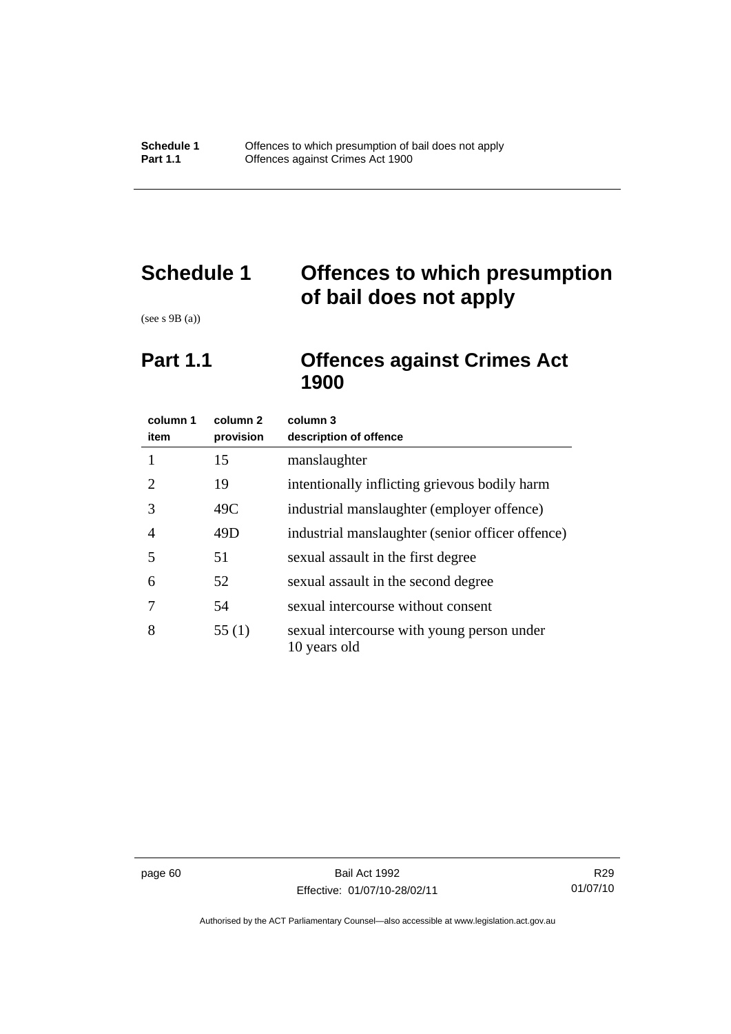# Schedule 1 Offences to which presumption of bail does not apply

(see s 9B (a))

## Part 1.1 Offences against Crimes Act 1900

| column 1 item | column 2 provision | column 3 description of offence |
|---|---|---|
| 1 | 15 | manslaughter |
| 2 | 19 | intentionally inflicting grievous bodily harm |
| 3 | 49C | industrial manslaughter (employer offence) |
| 4 | 49D | industrial manslaughter (senior officer offence) |
| 5 | 51 | sexual assault in the first degree |
| 6 | 52 | sexual assault in the second degree |
| 7 | 54 | sexual intercourse without consent |
| 8 | 55 (1) | sexual intercourse with young person under 10 years old |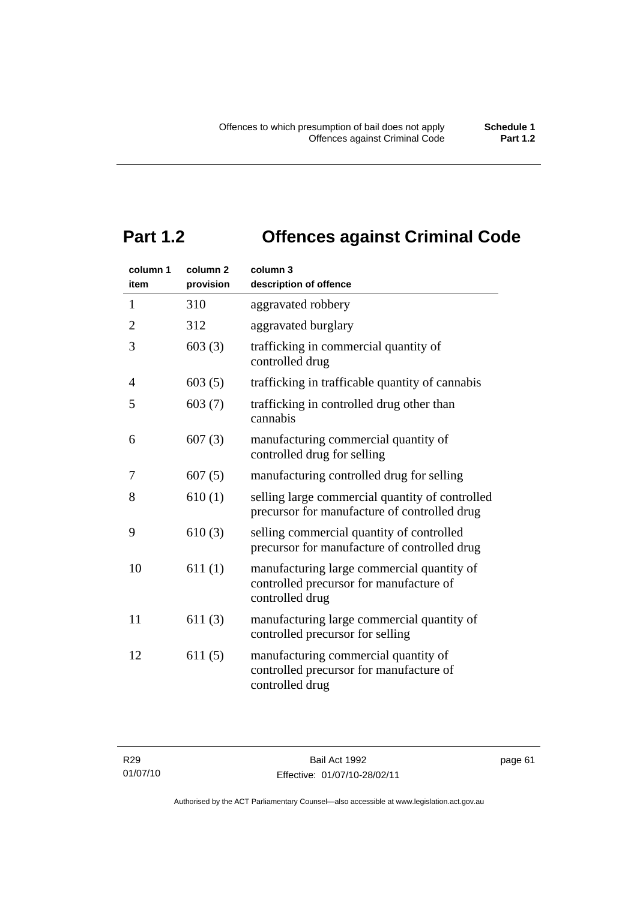# Part 1.2 Offences against Criminal Code

| column 1<br>item | column 2<br>provision | column 3<br>description of offence |
|---|---|---|
| 1 | 310 | aggravated robbery |
| 2 | 312 | aggravated burglary |
| 3 | 603 (3) | trafficking in commercial quantity of controlled drug |
| 4 | 603 (5) | trafficking in trafficable quantity of cannabis |
| 5 | 603 (7) | trafficking in controlled drug other than cannabis |
| 6 | 607 (3) | manufacturing commercial quantity of controlled drug for selling |
| 7 | 607 (5) | manufacturing controlled drug for selling |
| 8 | 610 (1) | selling large commercial quantity of controlled precursor for manufacture of controlled drug |
| 9 | 610 (3) | selling commercial quantity of controlled precursor for manufacture of controlled drug |
| 10 | 611 (1) | manufacturing large commercial quantity of controlled precursor for manufacture of controlled drug |
| 11 | 611 (3) | manufacturing large commercial quantity of controlled precursor for selling |
| 12 | 611 (5) | manufacturing commercial quantity of controlled precursor for manufacture of controlled drug |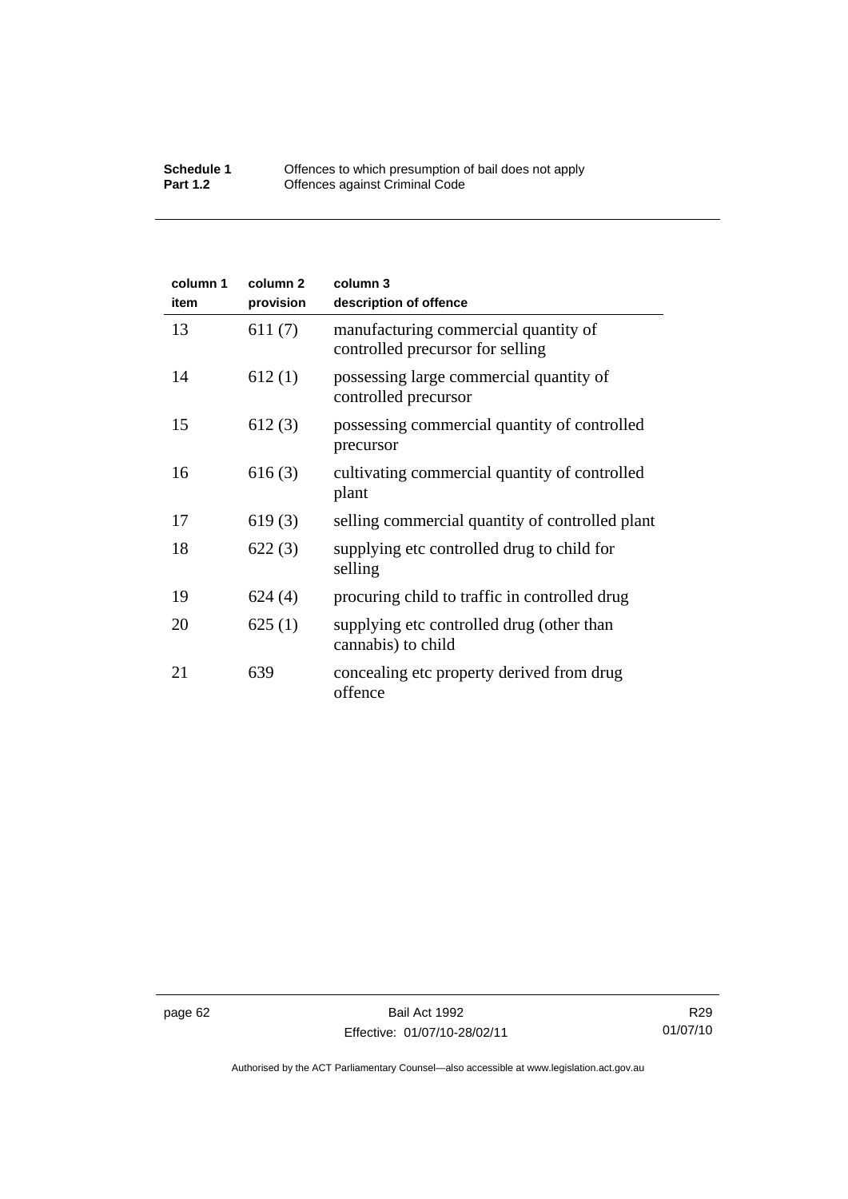| column 1 item | column 2 provision | column 3 description of offence |
|---|---|---|
| 13 | 611 (7) | manufacturing commercial quantity of controlled precursor for selling |
| 14 | 612 (1) | possessing large commercial quantity of controlled precursor |
| 15 | 612 (3) | possessing commercial quantity of controlled precursor |
| 16 | 616 (3) | cultivating commercial quantity of controlled plant |
| 17 | 619 (3) | selling commercial quantity of controlled plant |
| 18 | 622 (3) | supplying etc controlled drug to child for selling |
| 19 | 624 (4) | procuring child to traffic in controlled drug |
| 20 | 625 (1) | supplying etc controlled drug (other than cannabis) to child |
| 21 | 639 | concealing etc property derived from drug offence |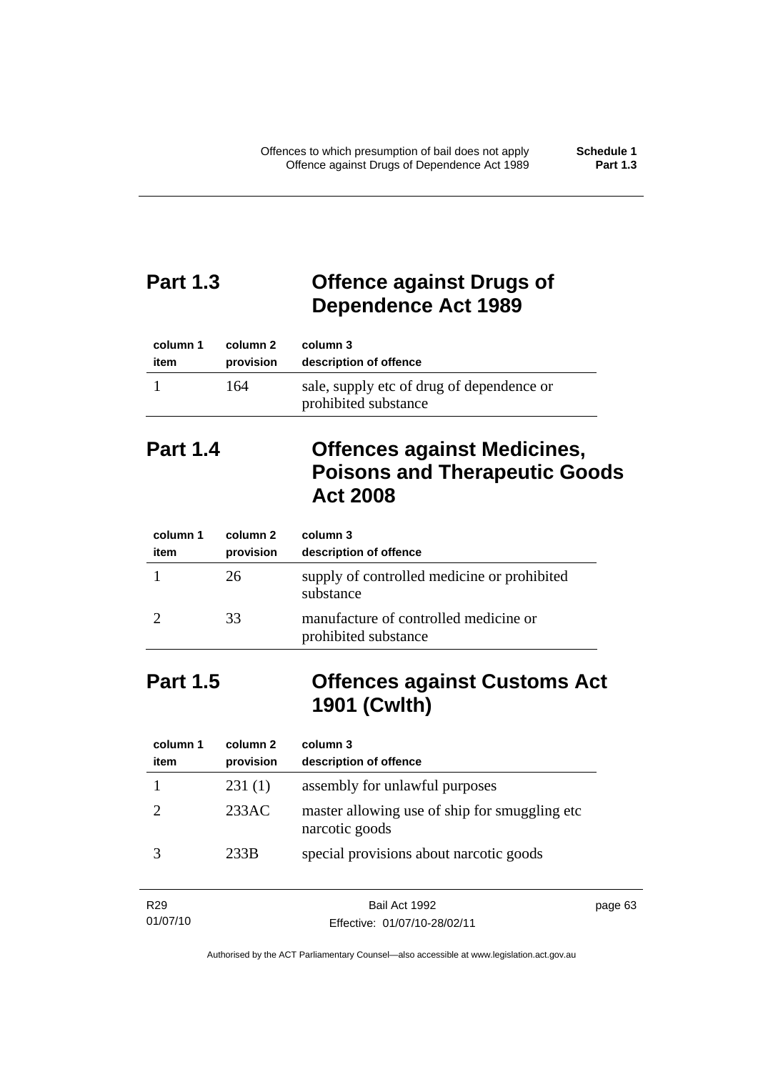## Part 1.3 Offence against Drugs of Dependence Act 1989

| column 1 item | column 2 provision | column 3 description of offence |
|---|---|---|
| 1 | 164 | sale, supply etc of drug of dependence or prohibited substance |

## Part 1.4 Offences against Medicines, Poisons and Therapeutic Goods Act 2008

| column 1 item | column 2 provision | column 3 description of offence |
|---|---|---|
| 1 | 26 | supply of controlled medicine or prohibited substance |
| 2 | 33 | manufacture of controlled medicine or prohibited substance |

## Part 1.5 Offences against Customs Act 1901 (Cwlth)

| column 1 item | column 2 provision | column 3 description of offence |
|---|---|---|
| 1 | 231 (1) | assembly for unlawful purposes |
| 2 | 233AC | master allowing use of ship for smuggling etc narcotic goods |
| 3 | 233B | special provisions about narcotic goods |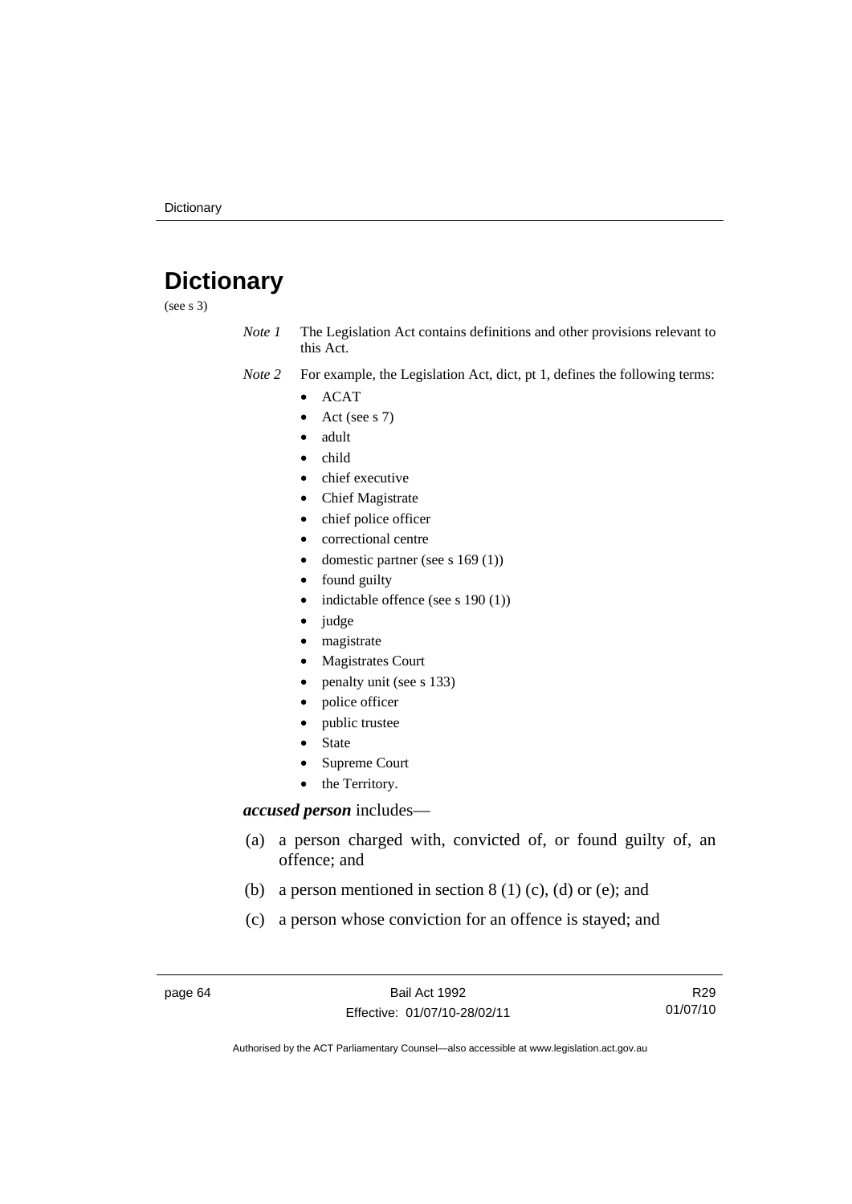# Dictionary

(see s 3)

*Note 1* The Legislation Act contains definitions and other provisions relevant to this Act.

*Note 2* For example, the Legislation Act, dict, pt 1, defines the following terms:

- ACAT
- Act (see s 7)
- adult
- child
- chief executive
- Chief Magistrate
- chief police officer
- correctional centre
- domestic partner (see s 169 (1))
- found guilty
- indictable offence (see s 190 (1))
- judge
- magistrate
- Magistrates Court
- penalty unit (see s 133)
- police officer
- public trustee
- State
- Supreme Court
- the Territory.

***accused person*** includes—

(a) a person charged with, convicted of, or found guilty of, an offence; and

(b) a person mentioned in section 8 (1) (c), (d) or (e); and

(c) a person whose conviction for an offence is stayed; and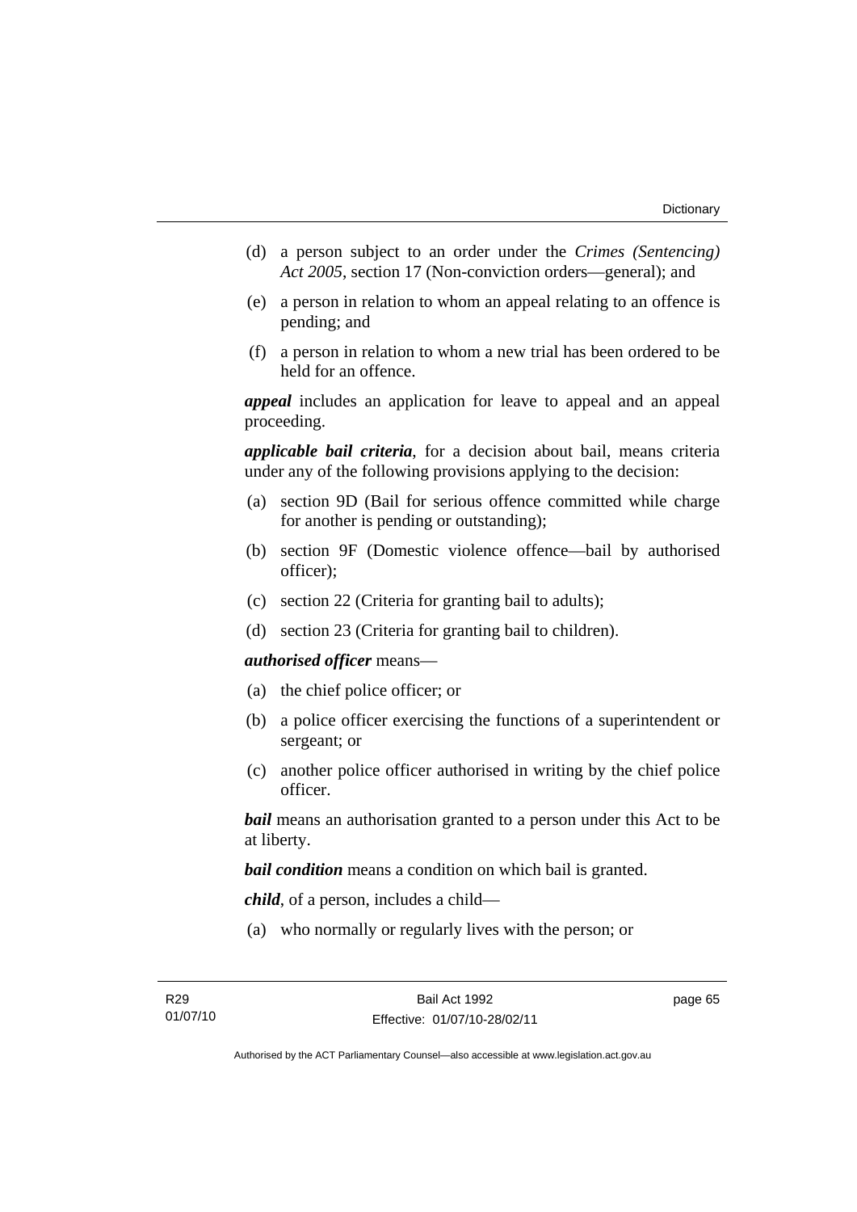(d) a person subject to an order under the *Crimes (Sentencing) Act 2005*, section 17 (Non-conviction orders—general); and

(e) a person in relation to whom an appeal relating to an offence is pending; and

(f) a person in relation to whom a new trial has been ordered to be held for an offence.

***appeal*** includes an application for leave to appeal and an appeal proceeding.

***applicable bail criteria***, for a decision about bail, means criteria under any of the following provisions applying to the decision:

(a) section 9D (Bail for serious offence committed while charge for another is pending or outstanding);

(b) section 9F (Domestic violence offence—bail by authorised officer);

(c) section 22 (Criteria for granting bail to adults);

(d) section 23 (Criteria for granting bail to children).

***authorised officer*** means—

(a) the chief police officer; or

(b) a police officer exercising the functions of a superintendent or sergeant; or

(c) another police officer authorised in writing by the chief police officer.

***bail*** means an authorisation granted to a person under this Act to be at liberty.

***bail condition*** means a condition on which bail is granted.

***child***, of a person, includes a child—

(a) who normally or regularly lives with the person; or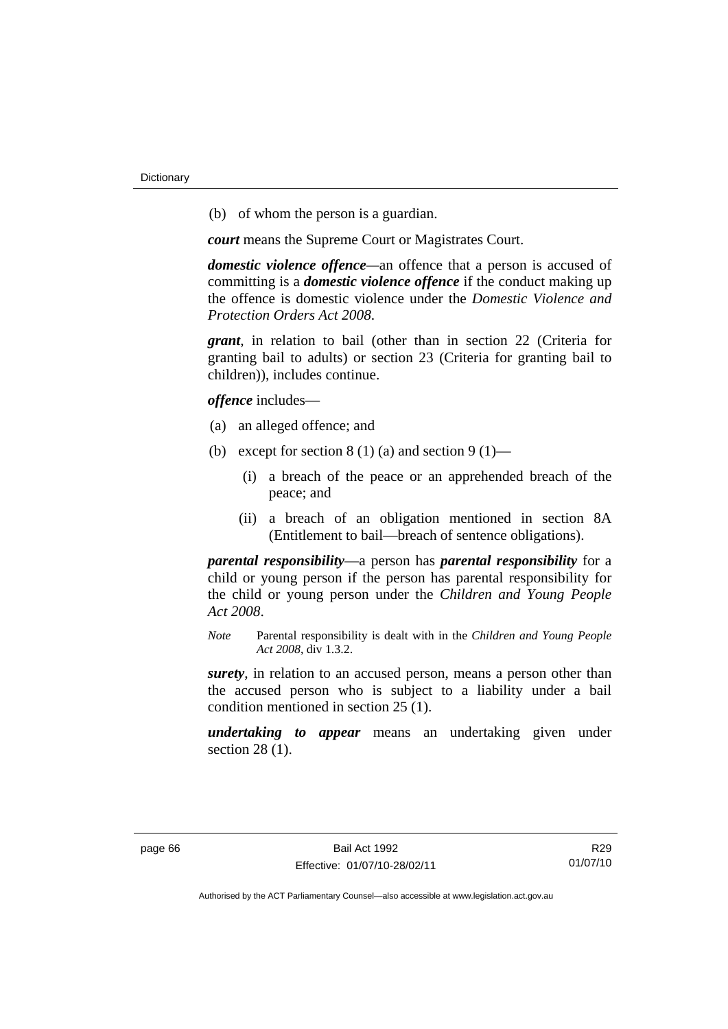(b) of whom the person is a guardian.

***court*** means the Supreme Court or Magistrates Court.

***domestic violence offence***—an offence that a person is accused of committing is a ***domestic violence offence*** if the conduct making up the offence is domestic violence under the *Domestic Violence and Protection Orders Act 2008*.

***grant***, in relation to bail (other than in section 22 (Criteria for granting bail to adults) or section 23 (Criteria for granting bail to children)), includes continue.

***offence*** includes—

(a) an alleged offence; and

(b) except for section 8 (1) (a) and section 9 (1)—

 (i) a breach of the peace or an apprehended breach of the peace; and

 (ii) a breach of an obligation mentioned in section 8A (Entitlement to bail—breach of sentence obligations).

***parental responsibility***—a person has ***parental responsibility*** for a child or young person if the person has parental responsibility for the child or young person under the *Children and Young People Act 2008*.

*Note* Parental responsibility is dealt with in the *Children and Young People Act 2008*, div 1.3.2.

***surety***, in relation to an accused person, means a person other than the accused person who is subject to a liability under a bail condition mentioned in section 25 (1).

***undertaking to appear*** means an undertaking given under section 28 (1).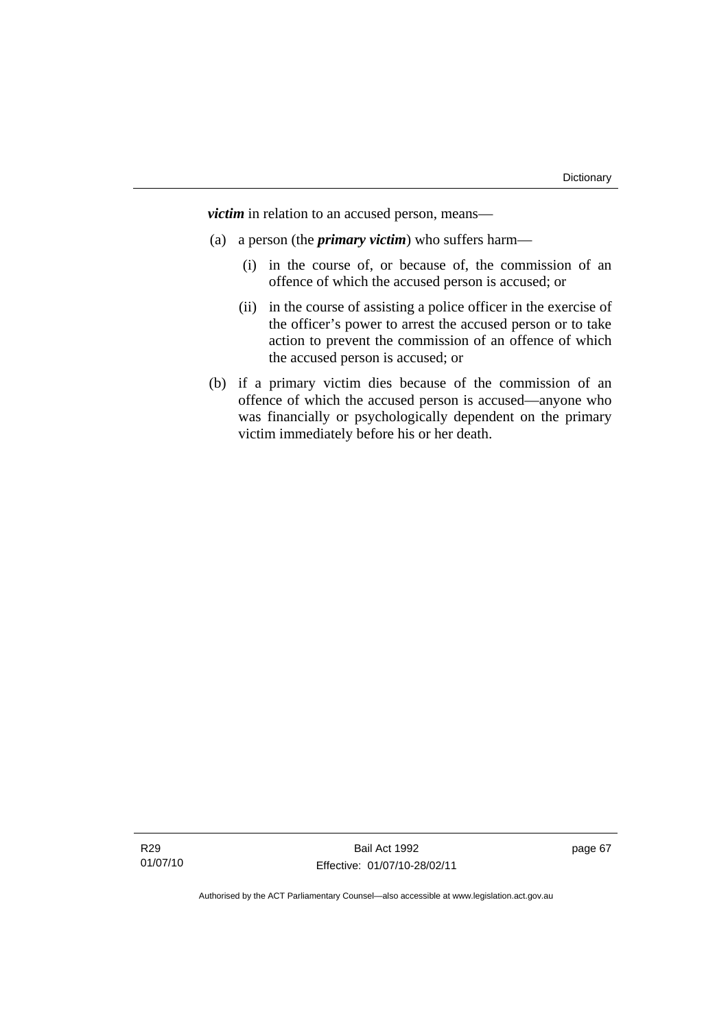***victim*** in relation to an accused person, means—

(a) a person (the ***primary victim***) who suffers harm—

  (i) in the course of, or because of, the commission of an offence of which the accused person is accused; or

  (ii) in the course of assisting a police officer in the exercise of the officer's power to arrest the accused person or to take action to prevent the commission of an offence of which the accused person is accused; or

(b) if a primary victim dies because of the commission of an offence of which the accused person is accused—anyone who was financially or psychologically dependent on the primary victim immediately before his or her death.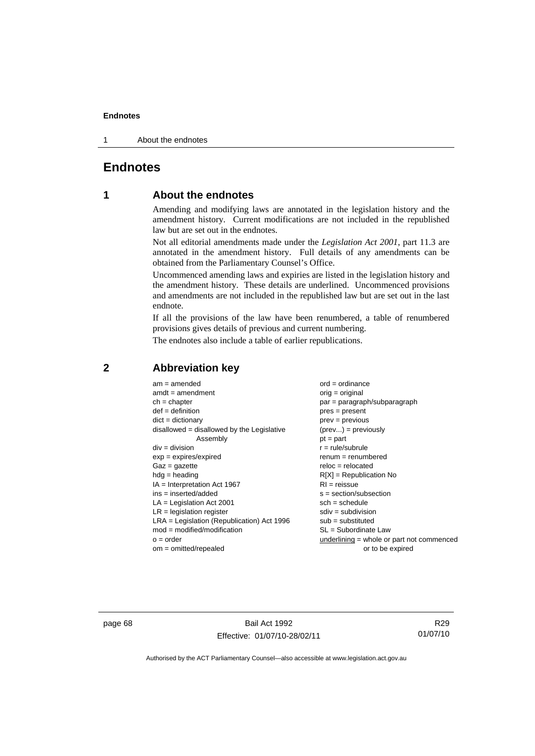# Endnotes

## 1 About the endnotes

Amending and modifying laws are annotated in the legislation history and the amendment history. Current modifications are not included in the republished law but are set out in the endnotes.

Not all editorial amendments made under the *Legislation Act 2001*, part 11.3 are annotated in the amendment history. Full details of any amendments can be obtained from the Parliamentary Counsel's Office.

Uncommenced amending laws and expiries are listed in the legislation history and the amendment history. These details are underlined. Uncommenced provisions and amendments are not included in the republished law but are set out in the last endnote.

If all the provisions of the law have been renumbered, a table of renumbered provisions gives details of previous and current numbering.

The endnotes also include a table of earlier republications.

## 2 Abbreviation key

am = amended
amdt = amendment
ch = chapter
def = definition
dict = dictionary
disallowed = disallowed by the Legislative Assembly
div = division
exp = expires/expired
Gaz = gazette
hdg = heading
IA = Interpretation Act 1967
ins = inserted/added
LA = Legislation Act 2001
LR = legislation register
LRA = Legislation (Republication) Act 1996
mod = modified/modification
o = order
om = omitted/repealed
ord = ordinance
orig = original
par = paragraph/subparagraph
pres = present
prev = previous
(prev...) = previously
pt = part
r = rule/subrule
renum = renumbered
reloc = relocated
R[X] = Republication No
RI = reissue
s = section/subsection
sch = schedule
sdiv = subdivision
sub = substituted
SL = Subordinate Law
<u>underlining</u> = whole or part not commenced or to be expired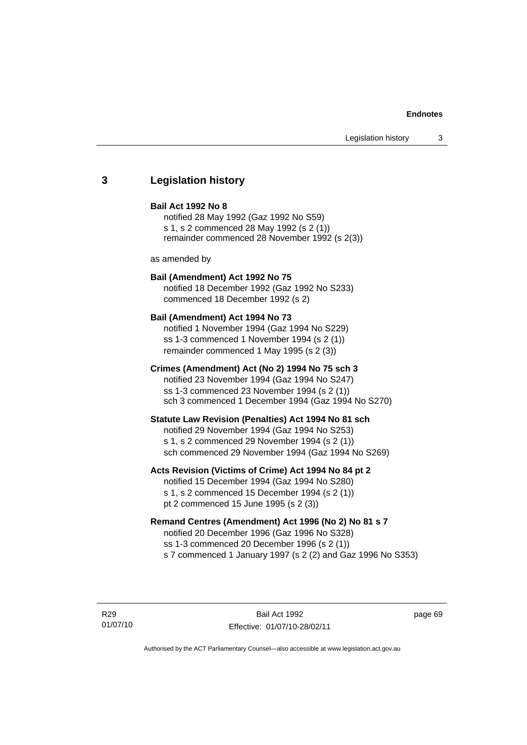## 3 Legislation history

**Bail Act 1992 No 8**

notified 28 May 1992 (Gaz 1992 No S59)
s 1, s 2 commenced 28 May 1992 (s 2 (1))
remainder commenced 28 November 1992 (s 2(3))

as amended by

**Bail (Amendment) Act 1992 No 75**

notified 18 December 1992 (Gaz 1992 No S233)
commenced 18 December 1992 (s 2)

**Bail (Amendment) Act 1994 No 73**

notified 1 November 1994 (Gaz 1994 No S229)
ss 1-3 commenced 1 November 1994 (s 2 (1))
remainder commenced 1 May 1995 (s 2 (3))

**Crimes (Amendment) Act (No 2) 1994 No 75 sch 3**

notified 23 November 1994 (Gaz 1994 No S247)
ss 1-3 commenced 23 November 1994 (s 2 (1))
sch 3 commenced 1 December 1994 (Gaz 1994 No S270)

**Statute Law Revision (Penalties) Act 1994 No 81 sch**

notified 29 November 1994 (Gaz 1994 No S253)
s 1, s 2 commenced 29 November 1994 (s 2 (1))
sch commenced 29 November 1994 (Gaz 1994 No S269)

**Acts Revision (Victims of Crime) Act 1994 No 84 pt 2**

notified 15 December 1994 (Gaz 1994 No S280)
s 1, s 2 commenced 15 December 1994 (s 2 (1))
pt 2 commenced 15 June 1995 (s 2 (3))

**Remand Centres (Amendment) Act 1996 (No 2) No 81 s 7**

notified 20 December 1996 (Gaz 1996 No S328)
ss 1-3 commenced 20 December 1996 (s 2 (1))
s 7 commenced 1 January 1997 (s 2 (2) and Gaz 1996 No S353)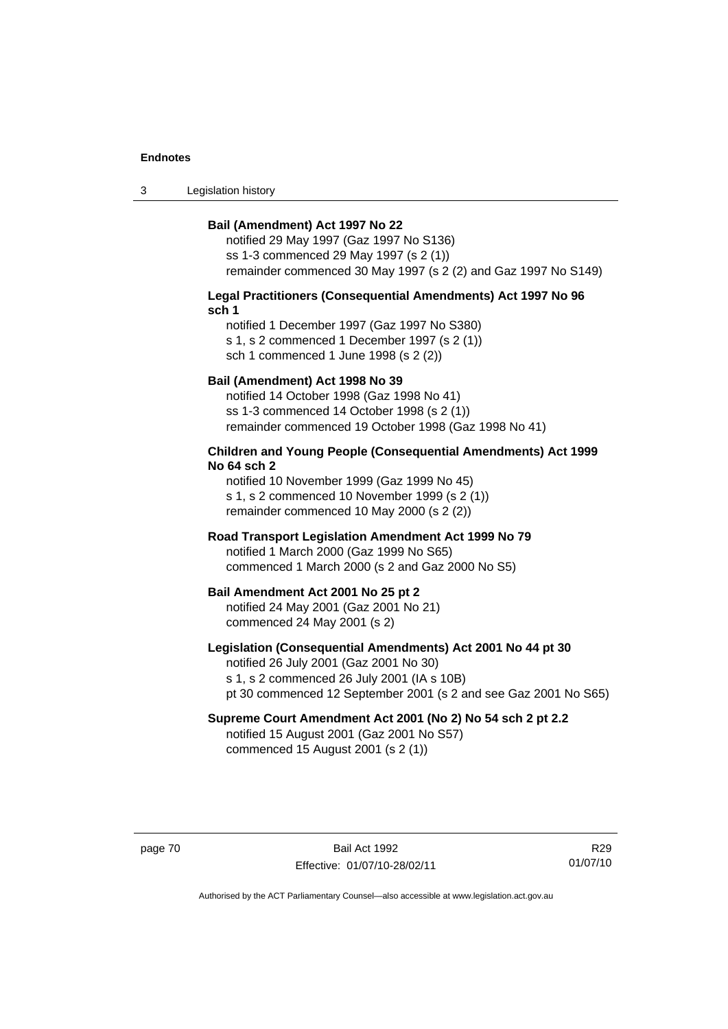**Bail (Amendment) Act 1997 No 22**

notified 29 May 1997 (Gaz 1997 No S136)
ss 1-3 commenced 29 May 1997 (s 2 (1))
remainder commenced 30 May 1997 (s 2 (2) and Gaz 1997 No S149)

**Legal Practitioners (Consequential Amendments) Act 1997 No 96 sch 1**

notified 1 December 1997 (Gaz 1997 No S380)
s 1, s 2 commenced 1 December 1997 (s 2 (1))
sch 1 commenced 1 June 1998 (s 2 (2))

**Bail (Amendment) Act 1998 No 39**

notified 14 October 1998 (Gaz 1998 No 41)
ss 1-3 commenced 14 October 1998 (s 2 (1))
remainder commenced 19 October 1998 (Gaz 1998 No 41)

**Children and Young People (Consequential Amendments) Act 1999 No 64 sch 2**

notified 10 November 1999 (Gaz 1999 No 45)
s 1, s 2 commenced 10 November 1999 (s 2 (1))
remainder commenced 10 May 2000 (s 2 (2))

**Road Transport Legislation Amendment Act 1999 No 79**

notified 1 March 2000 (Gaz 1999 No S65)
commenced 1 March 2000 (s 2 and Gaz 2000 No S5)

**Bail Amendment Act 2001 No 25 pt 2**

notified 24 May 2001 (Gaz 2001 No 21)
commenced 24 May 2001 (s 2)

**Legislation (Consequential Amendments) Act 2001 No 44 pt 30**

notified 26 July 2001 (Gaz 2001 No 30)
s 1, s 2 commenced 26 July 2001 (IA s 10B)
pt 30 commenced 12 September 2001 (s 2 and see Gaz 2001 No S65)

**Supreme Court Amendment Act 2001 (No 2) No 54 sch 2 pt 2.2**

notified 15 August 2001 (Gaz 2001 No S57)
commenced 15 August 2001 (s 2 (1))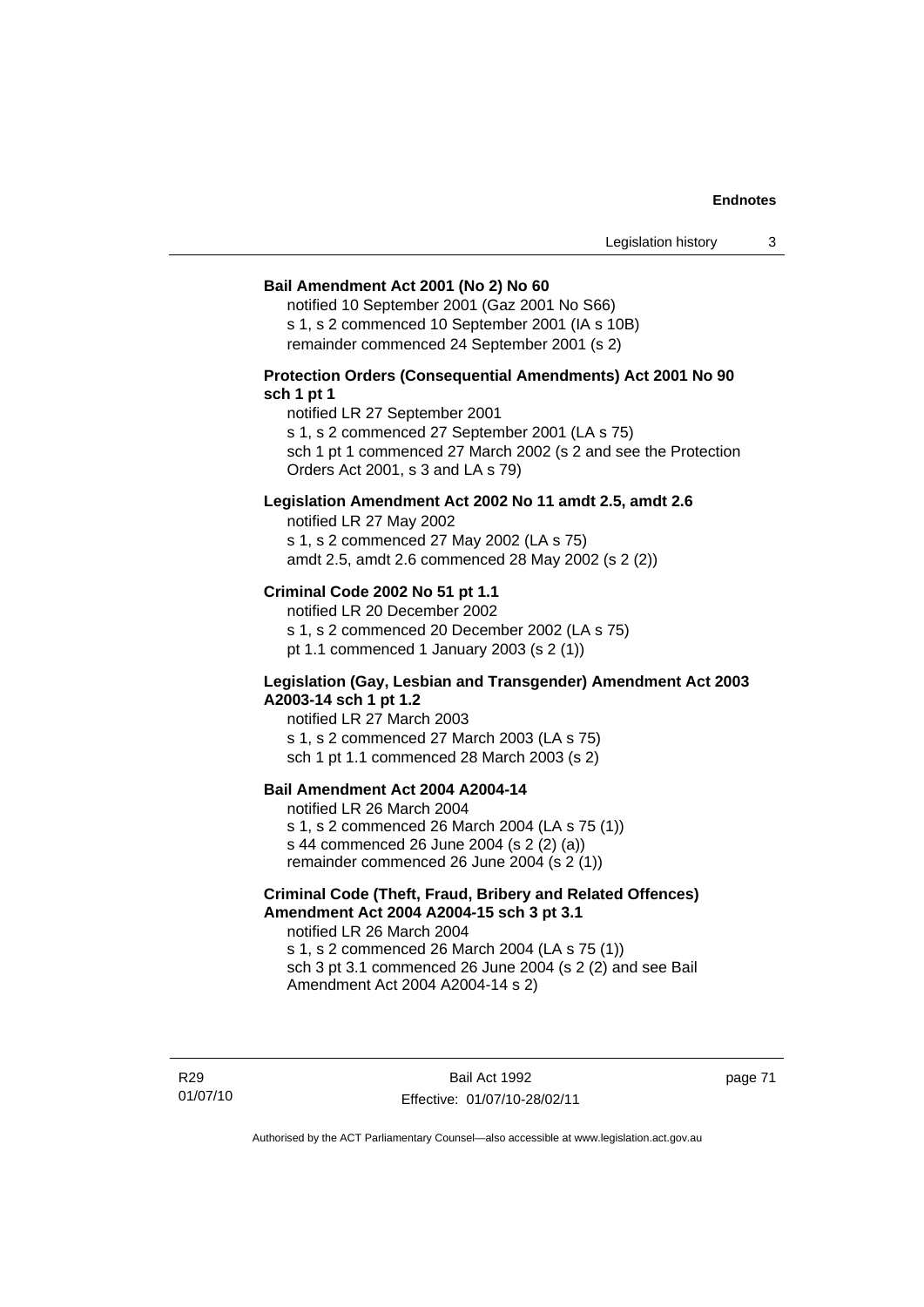**Bail Amendment Act 2001 (No 2) No 60**

notified 10 September 2001 (Gaz 2001 No S66)
s 1, s 2 commenced 10 September 2001 (IA s 10B)
remainder commenced 24 September 2001 (s 2)

**Protection Orders (Consequential Amendments) Act 2001 No 90 sch 1 pt 1**

notified LR 27 September 2001
s 1, s 2 commenced 27 September 2001 (LA s 75)
sch 1 pt 1 commenced 27 March 2002 (s 2 and see the Protection Orders Act 2001, s 3 and LA s 79)

**Legislation Amendment Act 2002 No 11 amdt 2.5, amdt 2.6**

notified LR 27 May 2002
s 1, s 2 commenced 27 May 2002 (LA s 75)
amdt 2.5, amdt 2.6 commenced 28 May 2002 (s 2 (2))

**Criminal Code 2002 No 51 pt 1.1**

notified LR 20 December 2002
s 1, s 2 commenced 20 December 2002 (LA s 75)
pt 1.1 commenced 1 January 2003 (s 2 (1))

**Legislation (Gay, Lesbian and Transgender) Amendment Act 2003 A2003-14 sch 1 pt 1.2**

notified LR 27 March 2003
s 1, s 2 commenced 27 March 2003 (LA s 75)
sch 1 pt 1.1 commenced 28 March 2003 (s 2)

**Bail Amendment Act 2004 A2004-14**

notified LR 26 March 2004
s 1, s 2 commenced 26 March 2004 (LA s 75 (1))
s 44 commenced 26 June 2004 (s 2 (2) (a))
remainder commenced 26 June 2004 (s 2 (1))

**Criminal Code (Theft, Fraud, Bribery and Related Offences) Amendment Act 2004 A2004-15 sch 3 pt 3.1**

notified LR 26 March 2004
s 1, s 2 commenced 26 March 2004 (LA s 75 (1))
sch 3 pt 3.1 commenced 26 June 2004 (s 2 (2) and see Bail Amendment Act 2004 A2004-14 s 2)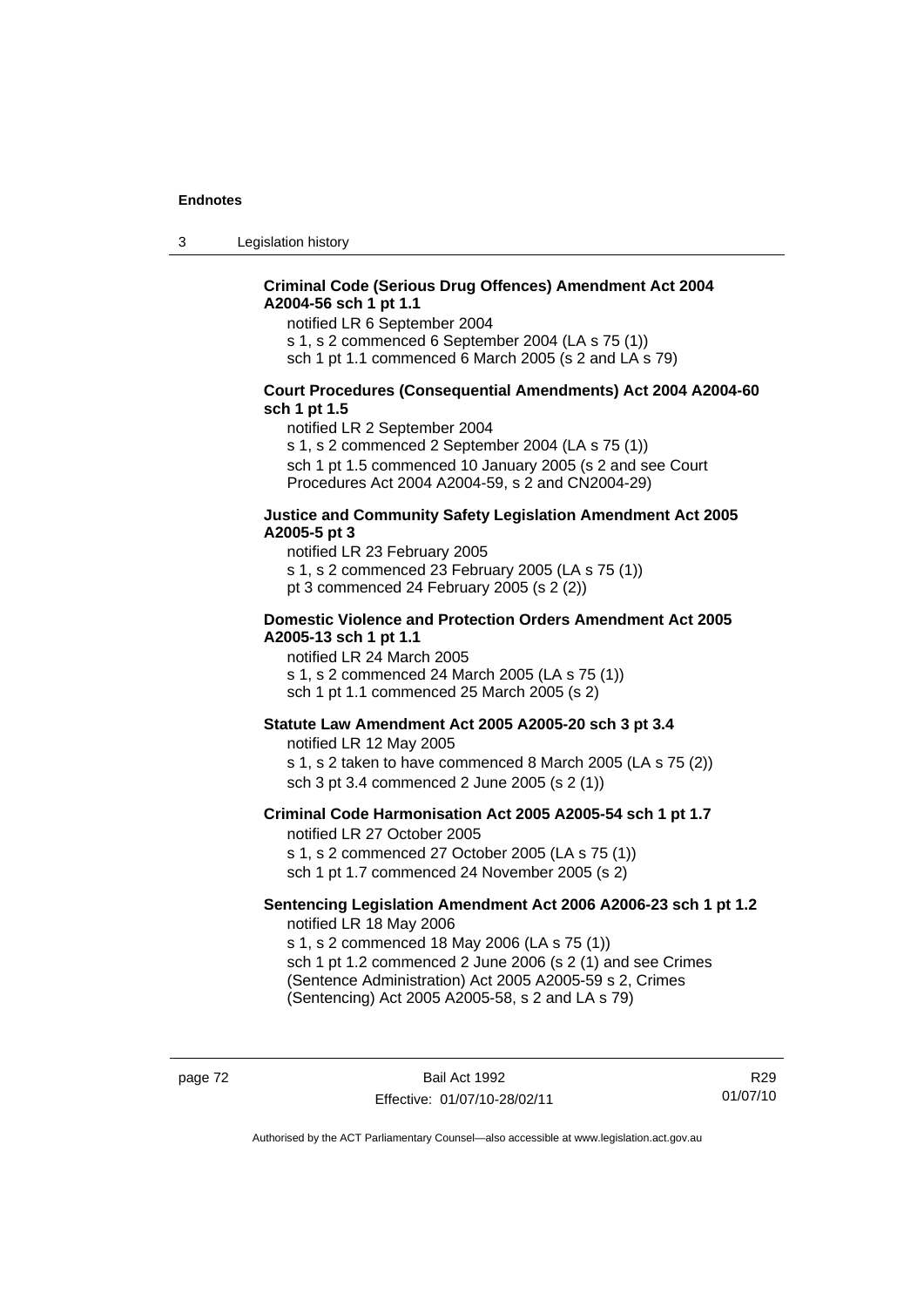**Criminal Code (Serious Drug Offences) Amendment Act 2004 A2004-56 sch 1 pt 1.1**

notified LR 6 September 2004
s 1, s 2 commenced 6 September 2004 (LA s 75 (1))
sch 1 pt 1.1 commenced 6 March 2005 (s 2 and LA s 79)

**Court Procedures (Consequential Amendments) Act 2004 A2004-60 sch 1 pt 1.5**

notified LR 2 September 2004
s 1, s 2 commenced 2 September 2004 (LA s 75 (1))
sch 1 pt 1.5 commenced 10 January 2005 (s 2 and see Court Procedures Act 2004 A2004-59, s 2 and CN2004-29)

**Justice and Community Safety Legislation Amendment Act 2005 A2005-5 pt 3**

notified LR 23 February 2005
s 1, s 2 commenced 23 February 2005 (LA s 75 (1))
pt 3 commenced 24 February 2005 (s 2 (2))

**Domestic Violence and Protection Orders Amendment Act 2005 A2005-13 sch 1 pt 1.1**

notified LR 24 March 2005
s 1, s 2 commenced 24 March 2005 (LA s 75 (1))
sch 1 pt 1.1 commenced 25 March 2005 (s 2)

**Statute Law Amendment Act 2005 A2005-20 sch 3 pt 3.4**

notified LR 12 May 2005
s 1, s 2 taken to have commenced 8 March 2005 (LA s 75 (2))
sch 3 pt 3.4 commenced 2 June 2005 (s 2 (1))

**Criminal Code Harmonisation Act 2005 A2005-54 sch 1 pt 1.7**

notified LR 27 October 2005
s 1, s 2 commenced 27 October 2005 (LA s 75 (1))
sch 1 pt 1.7 commenced 24 November 2005 (s 2)

**Sentencing Legislation Amendment Act 2006 A2006-23 sch 1 pt 1.2**

notified LR 18 May 2006
s 1, s 2 commenced 18 May 2006 (LA s 75 (1))
sch 1 pt 1.2 commenced 2 June 2006 (s 2 (1) and see Crimes (Sentence Administration) Act 2005 A2005-59 s 2, Crimes (Sentencing) Act 2005 A2005-58, s 2 and LA s 79)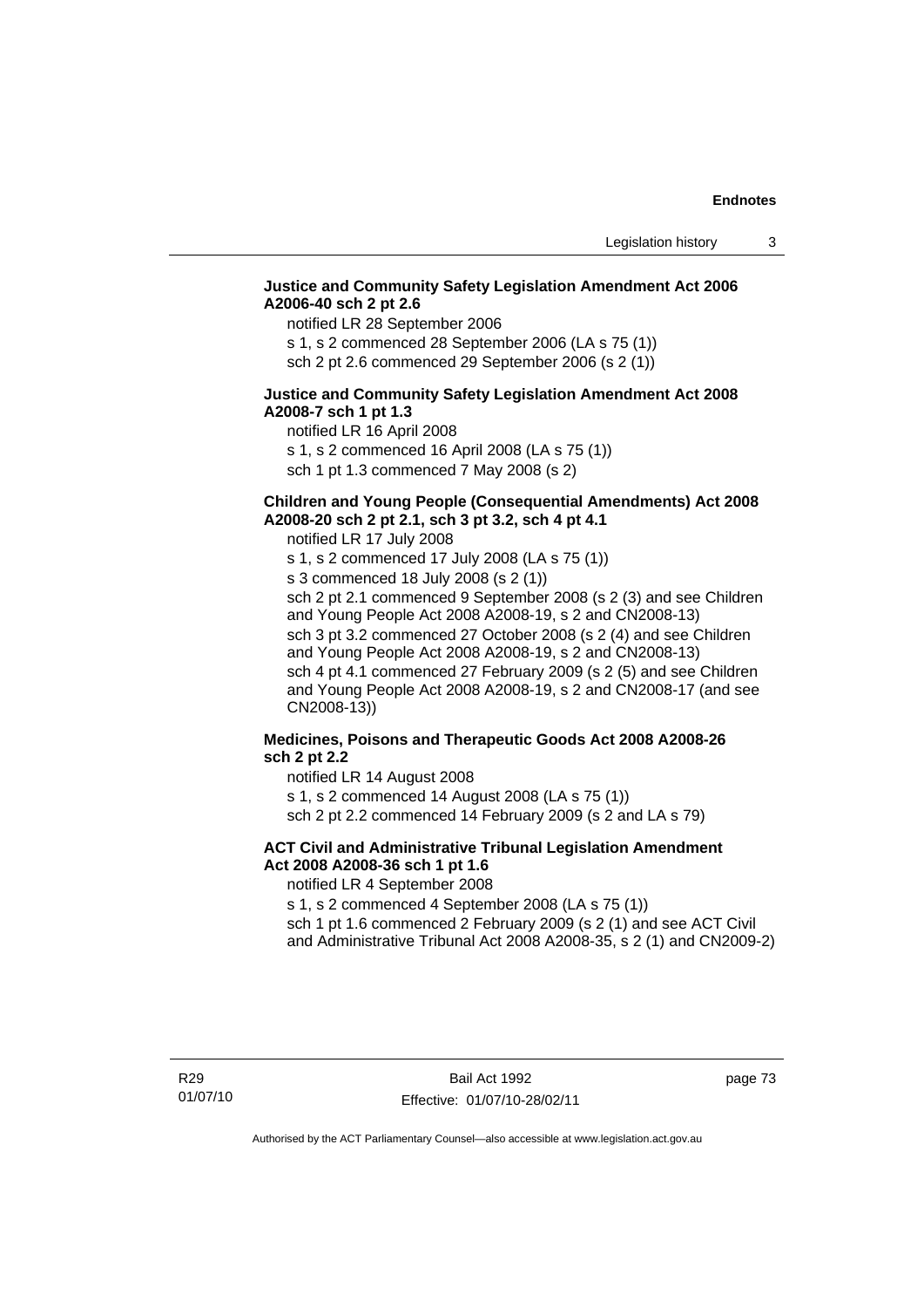**Justice and Community Safety Legislation Amendment Act 2006 A2006-40 sch 2 pt 2.6**

notified LR 28 September 2006

s 1, s 2 commenced 28 September 2006 (LA s 75 (1))

sch 2 pt 2.6 commenced 29 September 2006 (s 2 (1))

**Justice and Community Safety Legislation Amendment Act 2008 A2008-7 sch 1 pt 1.3**

notified LR 16 April 2008

s 1, s 2 commenced 16 April 2008 (LA s 75 (1))

sch 1 pt 1.3 commenced 7 May 2008 (s 2)

**Children and Young People (Consequential Amendments) Act 2008 A2008-20 sch 2 pt 2.1, sch 3 pt 3.2, sch 4 pt 4.1**

notified LR 17 July 2008

s 1, s 2 commenced 17 July 2008 (LA s 75 (1))

s 3 commenced 18 July 2008 (s 2 (1))

sch 2 pt 2.1 commenced 9 September 2008 (s 2 (3) and see Children and Young People Act 2008 A2008-19, s 2 and CN2008-13)

sch 3 pt 3.2 commenced 27 October 2008 (s 2 (4) and see Children and Young People Act 2008 A2008-19, s 2 and CN2008-13)

sch 4 pt 4.1 commenced 27 February 2009 (s 2 (5) and see Children and Young People Act 2008 A2008-19, s 2 and CN2008-17 (and see CN2008-13))

**Medicines, Poisons and Therapeutic Goods Act 2008 A2008-26 sch 2 pt 2.2**

notified LR 14 August 2008

s 1, s 2 commenced 14 August 2008 (LA s 75 (1))

sch 2 pt 2.2 commenced 14 February 2009 (s 2 and LA s 79)

**ACT Civil and Administrative Tribunal Legislation Amendment Act 2008 A2008-36 sch 1 pt 1.6**

notified LR 4 September 2008

s 1, s 2 commenced 4 September 2008 (LA s 75 (1))

sch 1 pt 1.6 commenced 2 February 2009 (s 2 (1) and see ACT Civil and Administrative Tribunal Act 2008 A2008-35, s 2 (1) and CN2009-2)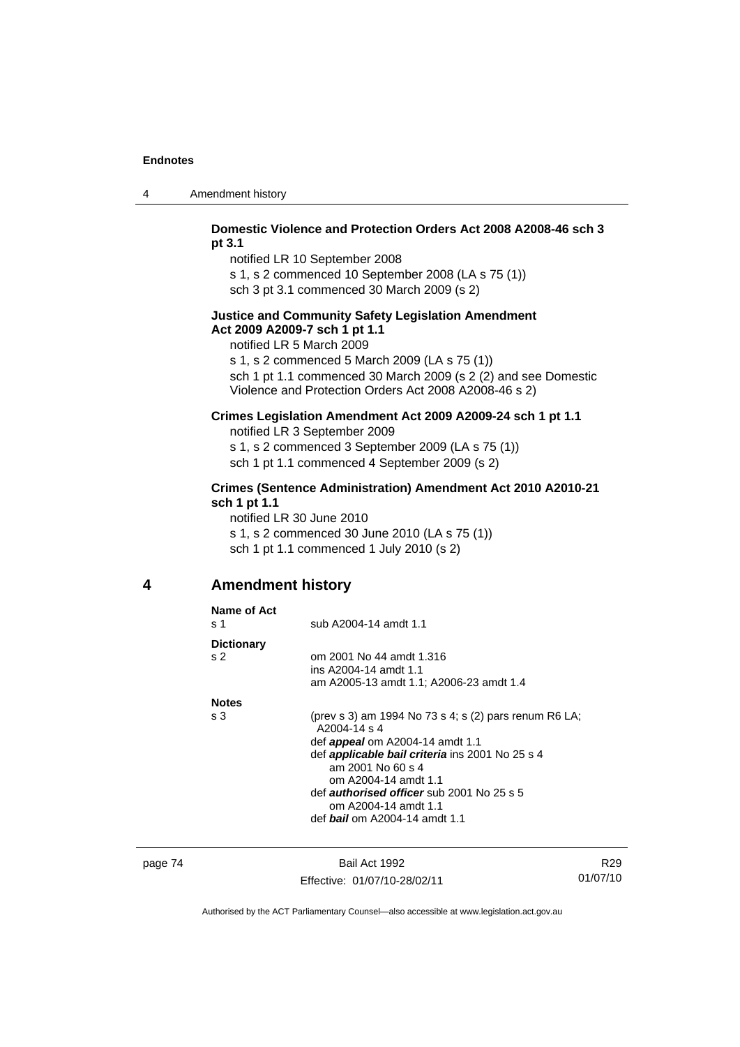**Domestic Violence and Protection Orders Act 2008 A2008-46 sch 3 pt 3.1**

notified LR 10 September 2008

s 1, s 2 commenced 10 September 2008 (LA s 75 (1))

sch 3 pt 3.1 commenced 30 March 2009 (s 2)

**Justice and Community Safety Legislation Amendment Act 2009 A2009-7 sch 1 pt 1.1**

notified LR 5 March 2009

s 1, s 2 commenced 5 March 2009 (LA s 75 (1))

sch 1 pt 1.1 commenced 30 March 2009 (s 2 (2) and see Domestic Violence and Protection Orders Act 2008 A2008-46 s 2)

**Crimes Legislation Amendment Act 2009 A2009-24 sch 1 pt 1.1**

notified LR 3 September 2009

s 1, s 2 commenced 3 September 2009 (LA s 75 (1))

sch 1 pt 1.1 commenced 4 September 2009 (s 2)

**Crimes (Sentence Administration) Amendment Act 2010 A2010-21 sch 1 pt 1.1**

notified LR 30 June 2010

s 1, s 2 commenced 30 June 2010 (LA s 75 (1))

sch 1 pt 1.1 commenced 1 July 2010 (s 2)

## 4 Amendment history

**Name of Act**

s 1 — sub A2004-14 amdt 1.1

**Dictionary**

s 2 — om 2001 No 44 amdt 1.316
ins A2004-14 amdt 1.1
am A2005-13 amdt 1.1; A2006-23 amdt 1.4

**Notes**

s 3 — (prev s 3) am 1994 No 73 s 4; s (2) pars renum R6 LA; A2004-14 s 4
def ***appeal*** om A2004-14 amdt 1.1
def ***applicable bail criteria*** ins 2001 No 25 s 4
  am 2001 No 60 s 4
  om A2004-14 amdt 1.1
def ***authorised officer*** sub 2001 No 25 s 5
  om A2004-14 amdt 1.1
def ***bail*** om A2004-14 amdt 1.1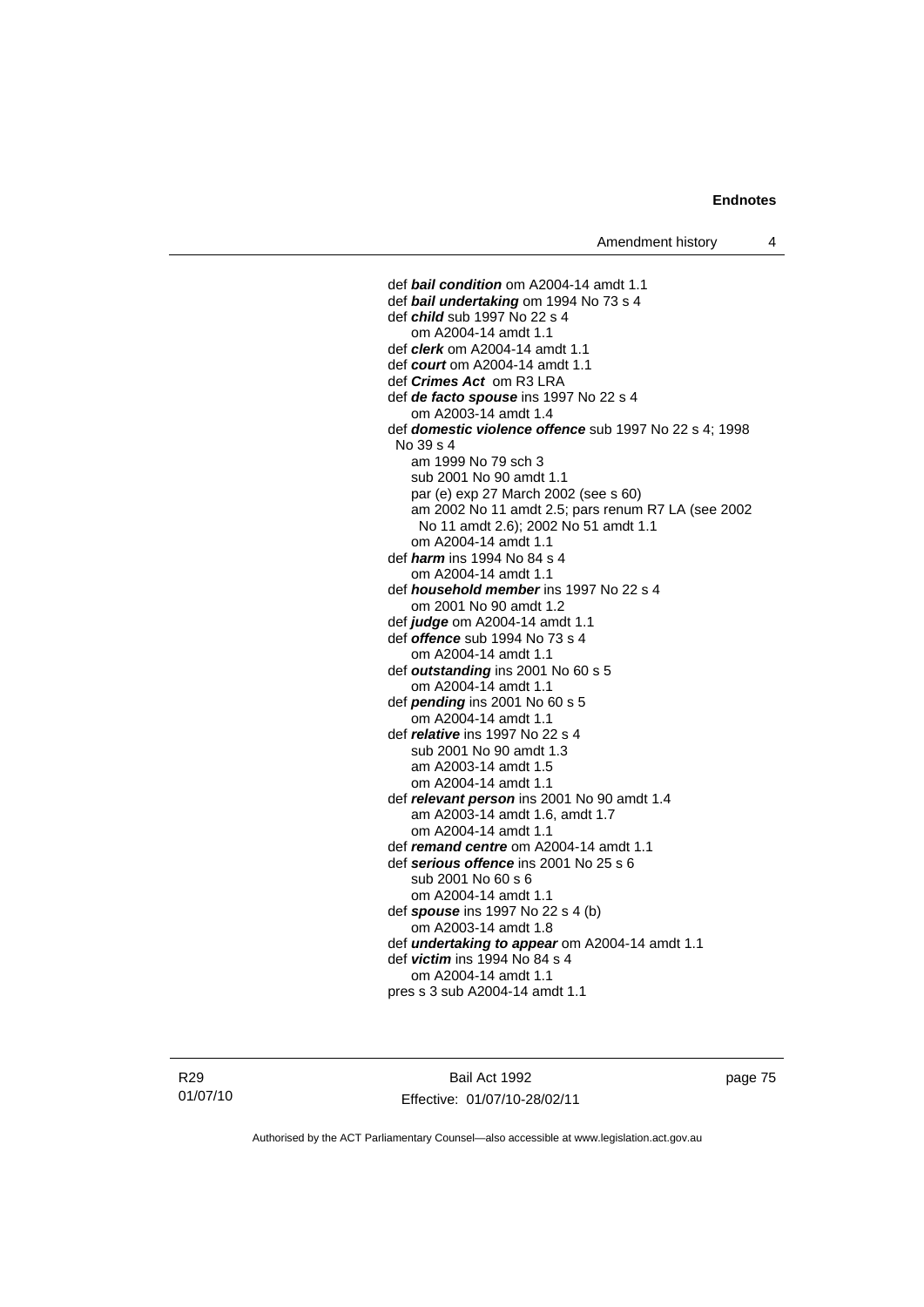def ***bail condition*** om A2004-14 amdt 1.1
def ***bail undertaking*** om 1994 No 73 s 4
def ***child*** sub 1997 No 22 s 4
om A2004-14 amdt 1.1
def ***clerk*** om A2004-14 amdt 1.1
def ***court*** om A2004-14 amdt 1.1
def ***Crimes Act*** om R3 LRA
def ***de facto spouse*** ins 1997 No 22 s 4
om A2003-14 amdt 1.4
def ***domestic violence offence*** sub 1997 No 22 s 4; 1998 No 39 s 4
am 1999 No 79 sch 3
sub 2001 No 90 amdt 1.1
par (e) exp 27 March 2002 (see s 60)
am 2002 No 11 amdt 2.5; pars renum R7 LA (see 2002 No 11 amdt 2.6); 2002 No 51 amdt 1.1
om A2004-14 amdt 1.1
def ***harm*** ins 1994 No 84 s 4
om A2004-14 amdt 1.1
def ***household member*** ins 1997 No 22 s 4
om 2001 No 90 amdt 1.2
def ***judge*** om A2004-14 amdt 1.1
def ***offence*** sub 1994 No 73 s 4
om A2004-14 amdt 1.1
def ***outstanding*** ins 2001 No 60 s 5
om A2004-14 amdt 1.1
def ***pending*** ins 2001 No 60 s 5
om A2004-14 amdt 1.1
def ***relative*** ins 1997 No 22 s 4
sub 2001 No 90 amdt 1.3
am A2003-14 amdt 1.5
om A2004-14 amdt 1.1
def ***relevant person*** ins 2001 No 90 amdt 1.4
am A2003-14 amdt 1.6, amdt 1.7
om A2004-14 amdt 1.1
def ***remand centre*** om A2004-14 amdt 1.1
def ***serious offence*** ins 2001 No 25 s 6
sub 2001 No 60 s 6
om A2004-14 amdt 1.1
def ***spouse*** ins 1997 No 22 s 4 (b)
om A2003-14 amdt 1.8
def ***undertaking to appear*** om A2004-14 amdt 1.1
def ***victim*** ins 1994 No 84 s 4
om A2004-14 amdt 1.1
pres s 3 sub A2004-14 amdt 1.1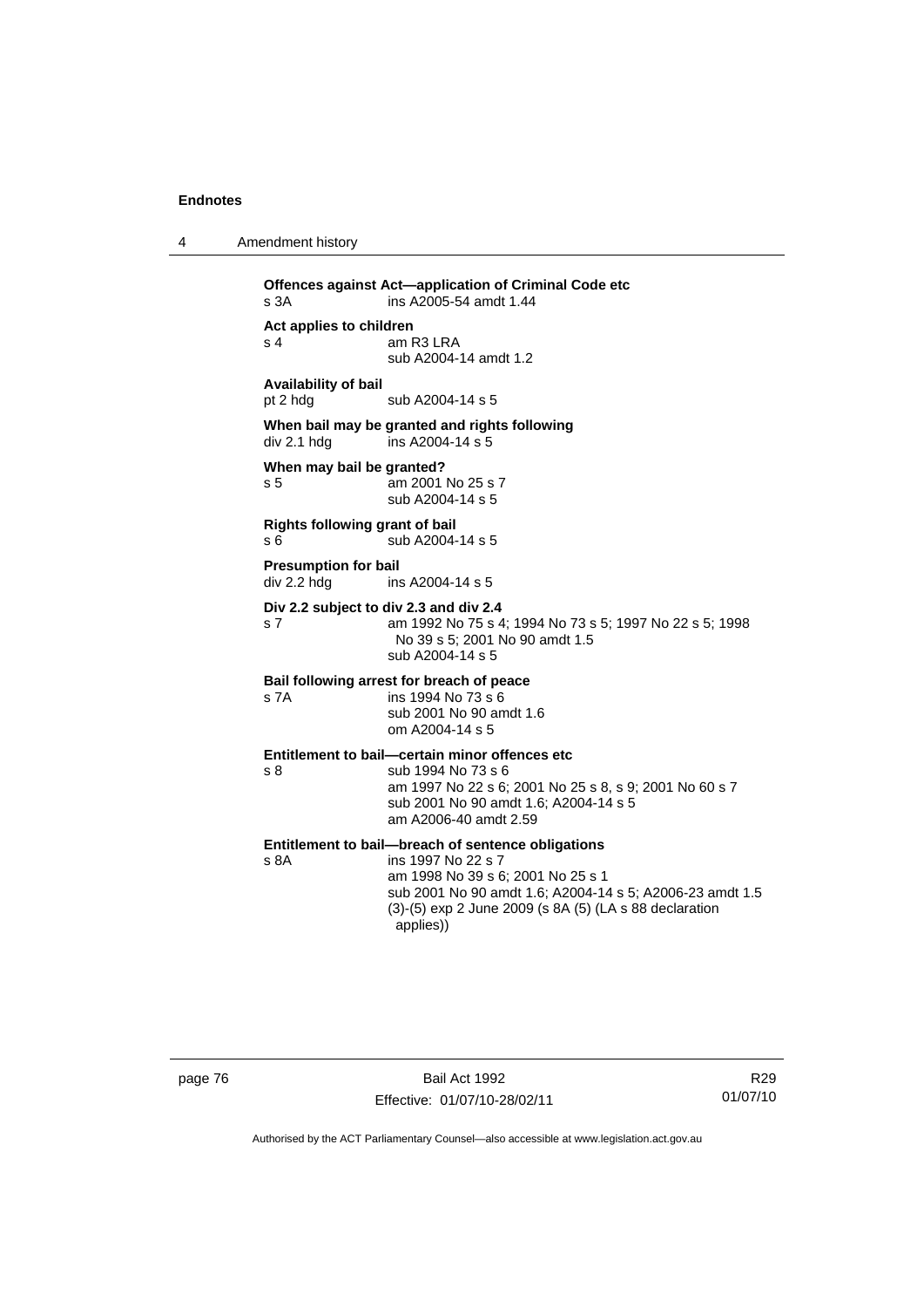**Offences against Act—application of Criminal Code etc**
s 3A ins A2005-54 amdt 1.44

**Act applies to children**
s 4 am R3 LRA
sub A2004-14 amdt 1.2

**Availability of bail**
pt 2 hdg sub A2004-14 s 5

**When bail may be granted and rights following**
div 2.1 hdg ins A2004-14 s 5

**When may bail be granted?**
s 5 am 2001 No 25 s 7
sub A2004-14 s 5

**Rights following grant of bail**
s 6 sub A2004-14 s 5

**Presumption for bail**
div 2.2 hdg ins A2004-14 s 5

**Div 2.2 subject to div 2.3 and div 2.4**
s 7 am 1992 No 75 s 4; 1994 No 73 s 5; 1997 No 22 s 5; 1998 No 39 s 5; 2001 No 90 amdt 1.5
sub A2004-14 s 5

**Bail following arrest for breach of peace**
s 7A ins 1994 No 73 s 6
sub 2001 No 90 amdt 1.6
om A2004-14 s 5

**Entitlement to bail—certain minor offences etc**
s 8 sub 1994 No 73 s 6
am 1997 No 22 s 6; 2001 No 25 s 8, s 9; 2001 No 60 s 7
sub 2001 No 90 amdt 1.6; A2004-14 s 5
am A2006-40 amdt 2.59

**Entitlement to bail—breach of sentence obligations**
s 8A ins 1997 No 22 s 7
am 1998 No 39 s 6; 2001 No 25 s 1
sub 2001 No 90 amdt 1.6; A2004-14 s 5; A2006-23 amdt 1.5
(3)-(5) exp 2 June 2009 (s 8A (5) (LA s 88 declaration applies))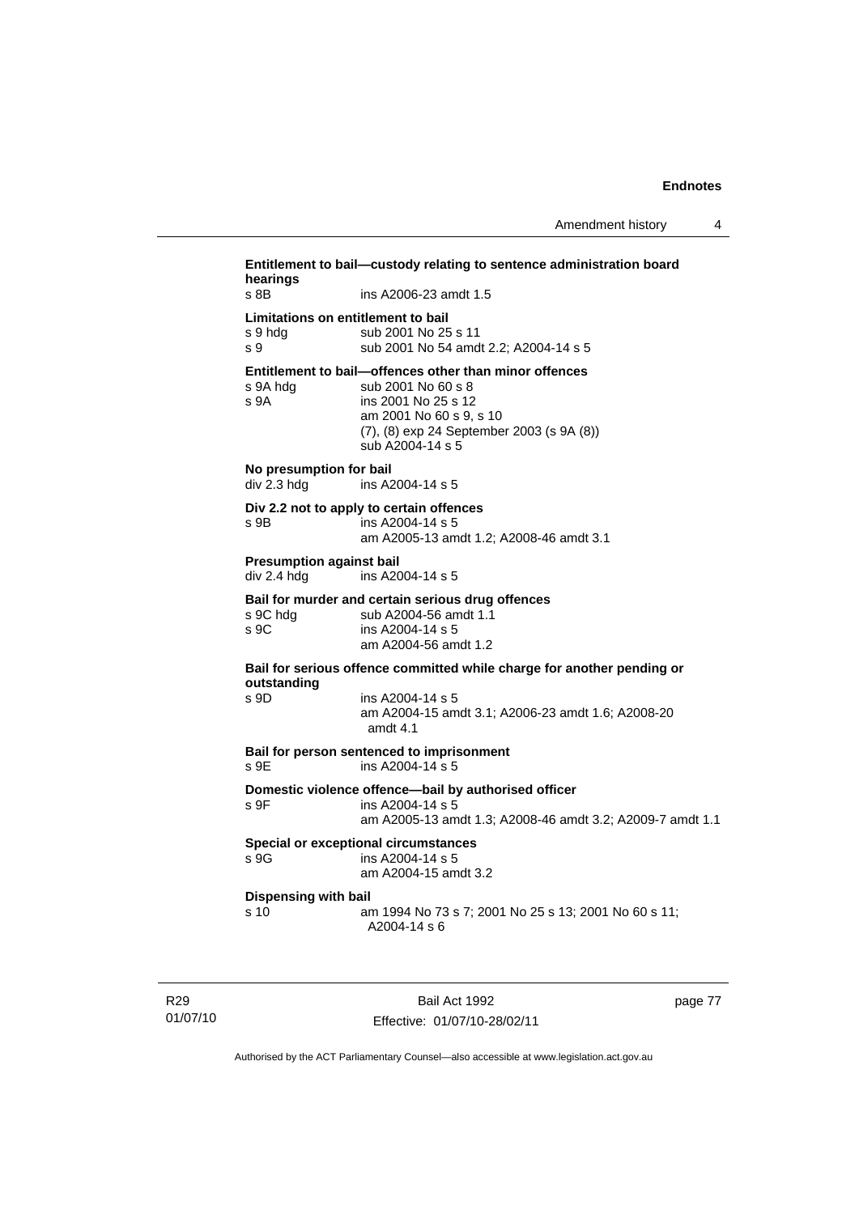**Entitlement to bail—custody relating to sentence administration board hearings**

s 8B ins A2006-23 amdt 1.5

**Limitations on entitlement to bail**

s 9 hdg sub 2001 No 25 s 11
s 9 sub 2001 No 54 amdt 2.2; A2004-14 s 5

**Entitlement to bail—offences other than minor offences**

s 9A hdg sub 2001 No 60 s 8
s 9A ins 2001 No 25 s 12
am 2001 No 60 s 9, s 10
(7), (8) exp 24 September 2003 (s 9A (8))
sub A2004-14 s 5

**No presumption for bail**

div 2.3 hdg ins A2004-14 s 5

**Div 2.2 not to apply to certain offences**

s 9B ins A2004-14 s 5
am A2005-13 amdt 1.2; A2008-46 amdt 3.1

**Presumption against bail**

div 2.4 hdg ins A2004-14 s 5

**Bail for murder and certain serious drug offences**

s 9C hdg sub A2004-56 amdt 1.1
s 9C ins A2004-14 s 5
am A2004-56 amdt 1.2

**Bail for serious offence committed while charge for another pending or outstanding**

s 9D ins A2004-14 s 5
am A2004-15 amdt 3.1; A2006-23 amdt 1.6; A2008-20 amdt 4.1

**Bail for person sentenced to imprisonment**

s 9E ins A2004-14 s 5

**Domestic violence offence—bail by authorised officer**

s 9F ins A2004-14 s 5
am A2005-13 amdt 1.3; A2008-46 amdt 3.2; A2009-7 amdt 1.1

**Special or exceptional circumstances**

s 9G ins A2004-14 s 5
am A2004-15 amdt 3.2

**Dispensing with bail**

s 10 am 1994 No 73 s 7; 2001 No 25 s 13; 2001 No 60 s 11; A2004-14 s 6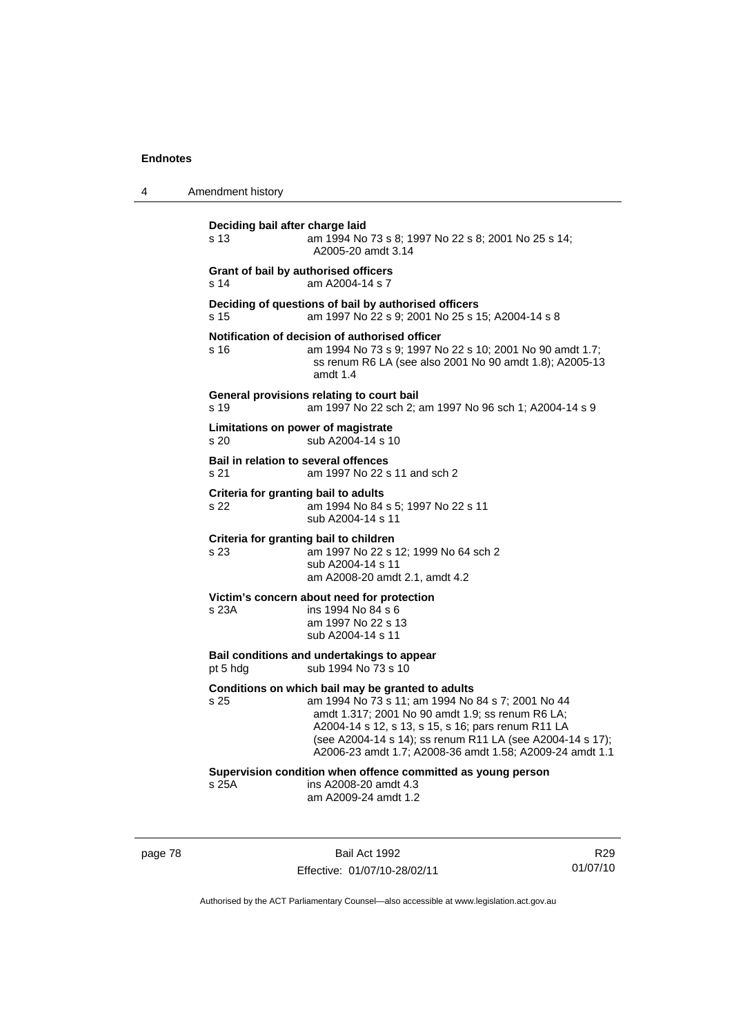**Deciding bail after charge laid**

s 13 am 1994 No 73 s 8; 1997 No 22 s 8; 2001 No 25 s 14; A2005-20 amdt 3.14

**Grant of bail by authorised officers**

s 14 am A2004-14 s 7

**Deciding of questions of bail by authorised officers**

s 15 am 1997 No 22 s 9; 2001 No 25 s 15; A2004-14 s 8

**Notification of decision of authorised officer**

s 16 am 1994 No 73 s 9; 1997 No 22 s 10; 2001 No 90 amdt 1.7; ss renum R6 LA (see also 2001 No 90 amdt 1.8); A2005-13 amdt 1.4

**General provisions relating to court bail**

s 19 am 1997 No 22 sch 2; am 1997 No 96 sch 1; A2004-14 s 9

**Limitations on power of magistrate**

s 20 sub A2004-14 s 10

**Bail in relation to several offences**

s 21 am 1997 No 22 s 11 and sch 2

**Criteria for granting bail to adults**

s 22 am 1994 No 84 s 5; 1997 No 22 s 11
sub A2004-14 s 11

**Criteria for granting bail to children**

s 23 am 1997 No 22 s 12; 1999 No 64 sch 2
sub A2004-14 s 11
am A2008-20 amdt 2.1, amdt 4.2

**Victim's concern about need for protection**

s 23A ins 1994 No 84 s 6
am 1997 No 22 s 13
sub A2004-14 s 11

**Bail conditions and undertakings to appear**

pt 5 hdg sub 1994 No 73 s 10

**Conditions on which bail may be granted to adults**

s 25 am 1994 No 73 s 11; am 1994 No 84 s 7; 2001 No 44 amdt 1.317; 2001 No 90 amdt 1.9; ss renum R6 LA; A2004-14 s 12, s 13, s 15, s 16; pars renum R11 LA (see A2004-14 s 14); ss renum R11 LA (see A2004-14 s 17); A2006-23 amdt 1.7; A2008-36 amdt 1.58; A2009-24 amdt 1.1

**Supervision condition when offence committed as young person**

s 25A ins A2008-20 amdt 4.3
am A2009-24 amdt 1.2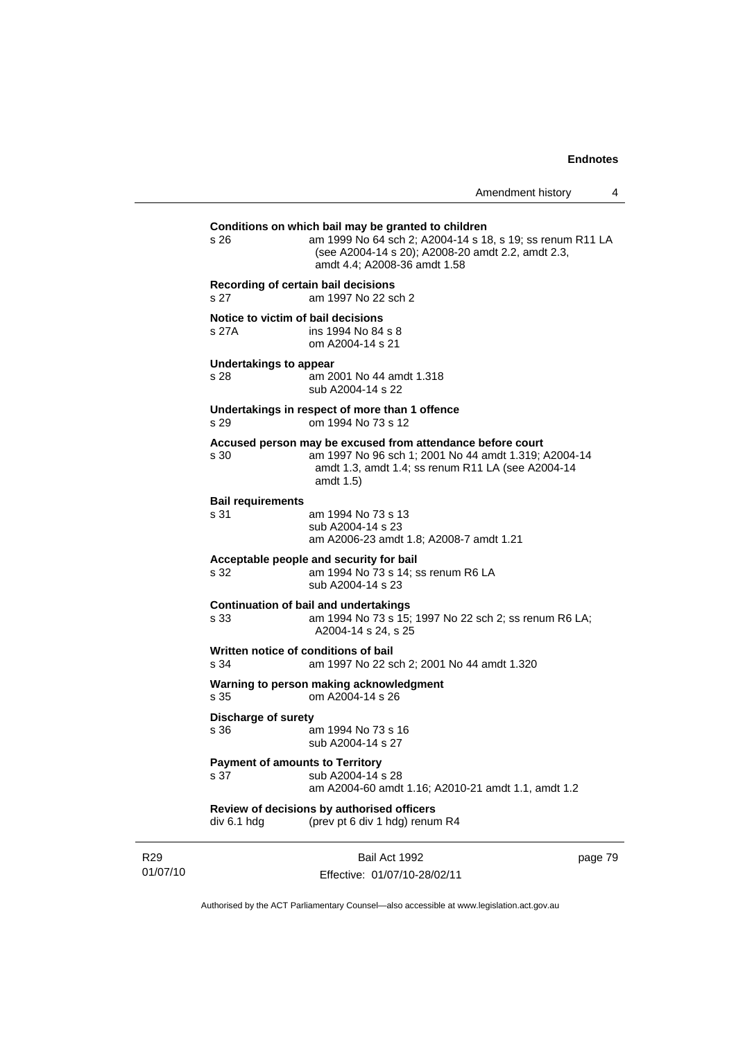**Conditions on which bail may be granted to children**

s 26 am 1999 No 64 sch 2; A2004-14 s 18, s 19; ss renum R11 LA (see A2004-14 s 20); A2008-20 amdt 2.2, amdt 2.3, amdt 4.4; A2008-36 amdt 1.58

**Recording of certain bail decisions**

s 27 am 1997 No 22 sch 2

**Notice to victim of bail decisions**

s 27A ins 1994 No 84 s 8
om A2004-14 s 21

**Undertakings to appear**

s 28 am 2001 No 44 amdt 1.318
sub A2004-14 s 22

**Undertakings in respect of more than 1 offence**

s 29 om 1994 No 73 s 12

**Accused person may be excused from attendance before court**

s 30 am 1997 No 96 sch 1; 2001 No 44 amdt 1.319; A2004-14 amdt 1.3, amdt 1.4; ss renum R11 LA (see A2004-14 amdt 1.5)

**Bail requirements**

s 31 am 1994 No 73 s 13
sub A2004-14 s 23
am A2006-23 amdt 1.8; A2008-7 amdt 1.21

**Acceptable people and security for bail**

s 32 am 1994 No 73 s 14; ss renum R6 LA
sub A2004-14 s 23

**Continuation of bail and undertakings**

s 33 am 1994 No 73 s 15; 1997 No 22 sch 2; ss renum R6 LA; A2004-14 s 24, s 25

**Written notice of conditions of bail**

s 34 am 1997 No 22 sch 2; 2001 No 44 amdt 1.320

**Warning to person making acknowledgment**

s 35 om A2004-14 s 26

**Discharge of surety**

s 36 am 1994 No 73 s 16
sub A2004-14 s 27

**Payment of amounts to Territory**

s 37 sub A2004-14 s 28
am A2004-60 amdt 1.16; A2010-21 amdt 1.1, amdt 1.2

**Review of decisions by authorised officers**

div 6.1 hdg (prev pt 6 div 1 hdg) renum R4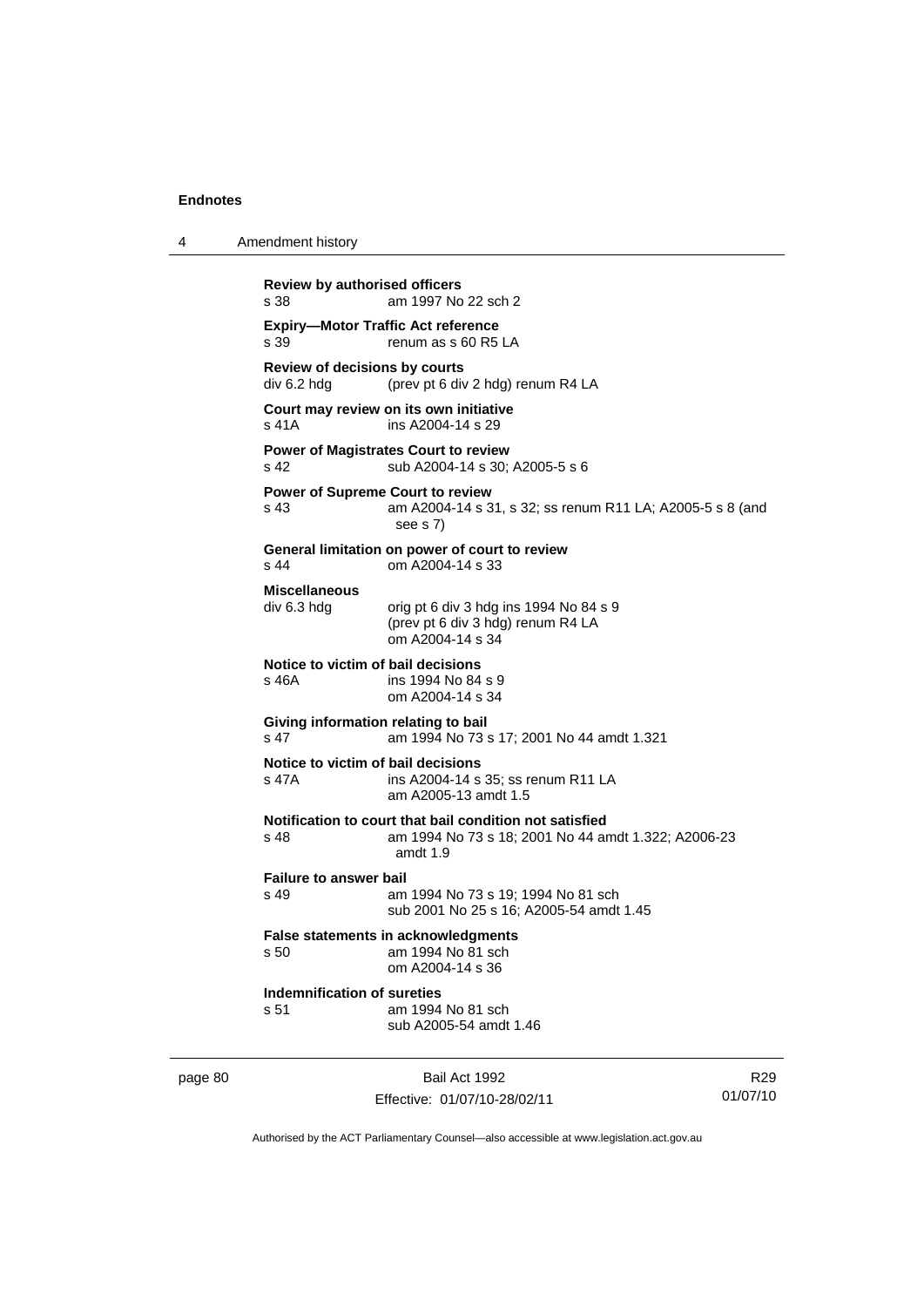**Review by authorised officers**
s 38 am 1997 No 22 sch 2

**Expiry—Motor Traffic Act reference**
s 39 renum as s 60 R5 LA

**Review of decisions by courts**
div 6.2 hdg (prev pt 6 div 2 hdg) renum R4 LA

**Court may review on its own initiative**
s 41A ins A2004-14 s 29

**Power of Magistrates Court to review**
s 42 sub A2004-14 s 30; A2005-5 s 6

**Power of Supreme Court to review**
s 43 am A2004-14 s 31, s 32; ss renum R11 LA; A2005-5 s 8 (and see s 7)

**General limitation on power of court to review**
s 44 om A2004-14 s 33

**Miscellaneous**
div 6.3 hdg orig pt 6 div 3 hdg ins 1994 No 84 s 9
(prev pt 6 div 3 hdg) renum R4 LA
om A2004-14 s 34

**Notice to victim of bail decisions**
s 46A ins 1994 No 84 s 9
om A2004-14 s 34

**Giving information relating to bail**
s 47 am 1994 No 73 s 17; 2001 No 44 amdt 1.321

**Notice to victim of bail decisions**
s 47A ins A2004-14 s 35; ss renum R11 LA
am A2005-13 amdt 1.5

**Notification to court that bail condition not satisfied**
s 48 am 1994 No 73 s 18; 2001 No 44 amdt 1.322; A2006-23 amdt 1.9

**Failure to answer bail**
s 49 am 1994 No 73 s 19; 1994 No 81 sch
sub 2001 No 25 s 16; A2005-54 amdt 1.45

**False statements in acknowledgments**
s 50 am 1994 No 81 sch
om A2004-14 s 36

**Indemnification of sureties**
s 51 am 1994 No 81 sch
sub A2005-54 amdt 1.46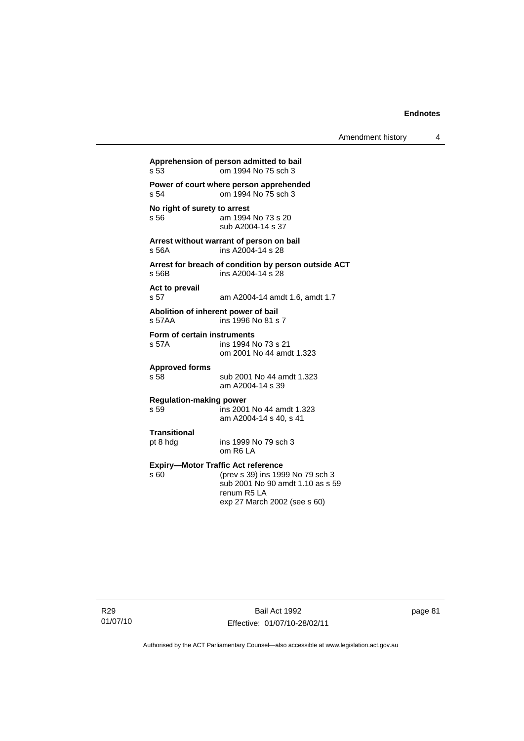**Apprehension of person admitted to bail**
s 53 om 1994 No 75 sch 3

**Power of court where person apprehended**
s 54 om 1994 No 75 sch 3

**No right of surety to arrest**
s 56 am 1994 No 73 s 20
sub A2004-14 s 37

**Arrest without warrant of person on bail**
s 56A ins A2004-14 s 28

**Arrest for breach of condition by person outside ACT**
s 56B ins A2004-14 s 28

**Act to prevail**
s 57 am A2004-14 amdt 1.6, amdt 1.7

**Abolition of inherent power of bail**
s 57AA ins 1996 No 81 s 7

**Form of certain instruments**
s 57A ins 1994 No 73 s 21
om 2001 No 44 amdt 1.323

**Approved forms**
s 58 sub 2001 No 44 amdt 1.323
am A2004-14 s 39

**Regulation-making power**
s 59 ins 2001 No 44 amdt 1.323
am A2004-14 s 40, s 41

**Transitional**
pt 8 hdg ins 1999 No 79 sch 3
om R6 LA

**Expiry—Motor Traffic Act reference**
s 60 (prev s 39) ins 1999 No 79 sch 3
sub 2001 No 90 amdt 1.10 as s 59
renum R5 LA
exp 27 March 2002 (see s 60)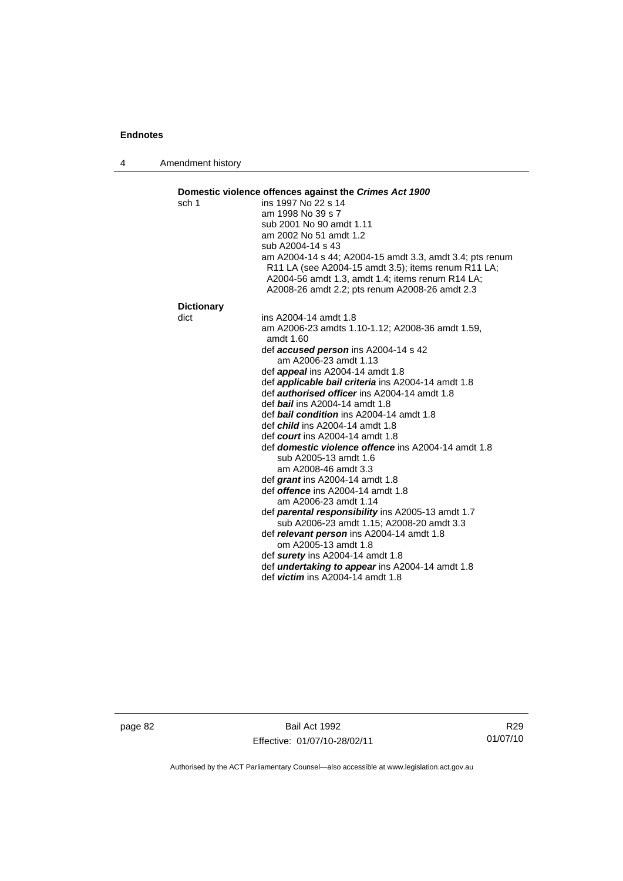**Domestic violence offences against the *Crimes Act 1900***

sch 1 ins 1997 No 22 s 14
am 1998 No 39 s 7
sub 2001 No 90 amdt 1.11
am 2002 No 51 amdt 1.2
sub A2004-14 s 43
am A2004-14 s 44; A2004-15 amdt 3.3, amdt 3.4; pts renum R11 LA (see A2004-15 amdt 3.5); items renum R11 LA; A2004-56 amdt 1.3, amdt 1.4; items renum R14 LA; A2008-26 amdt 2.2; pts renum A2008-26 amdt 2.3

**Dictionary**

dict ins A2004-14 amdt 1.8
am A2006-23 amdts 1.10-1.12; A2008-36 amdt 1.59, amdt 1.60
def ***accused person*** ins A2004-14 s 42
am A2006-23 amdt 1.13
def ***appeal*** ins A2004-14 amdt 1.8
def ***applicable bail criteria*** ins A2004-14 amdt 1.8
def ***authorised officer*** ins A2004-14 amdt 1.8
def ***bail*** ins A2004-14 amdt 1.8
def ***bail condition*** ins A2004-14 amdt 1.8
def ***child*** ins A2004-14 amdt 1.8
def ***court*** ins A2004-14 amdt 1.8
def ***domestic violence offence*** ins A2004-14 amdt 1.8
sub A2005-13 amdt 1.6
am A2008-46 amdt 3.3
def ***grant*** ins A2004-14 amdt 1.8
def ***offence*** ins A2004-14 amdt 1.8
am A2006-23 amdt 1.14
def ***parental responsibility*** ins A2005-13 amdt 1.7
sub A2006-23 amdt 1.15; A2008-20 amdt 3.3
def ***relevant person*** ins A2004-14 amdt 1.8
om A2005-13 amdt 1.8
def ***surety*** ins A2004-14 amdt 1.8
def ***undertaking to appear*** ins A2004-14 amdt 1.8
def ***victim*** ins A2004-14 amdt 1.8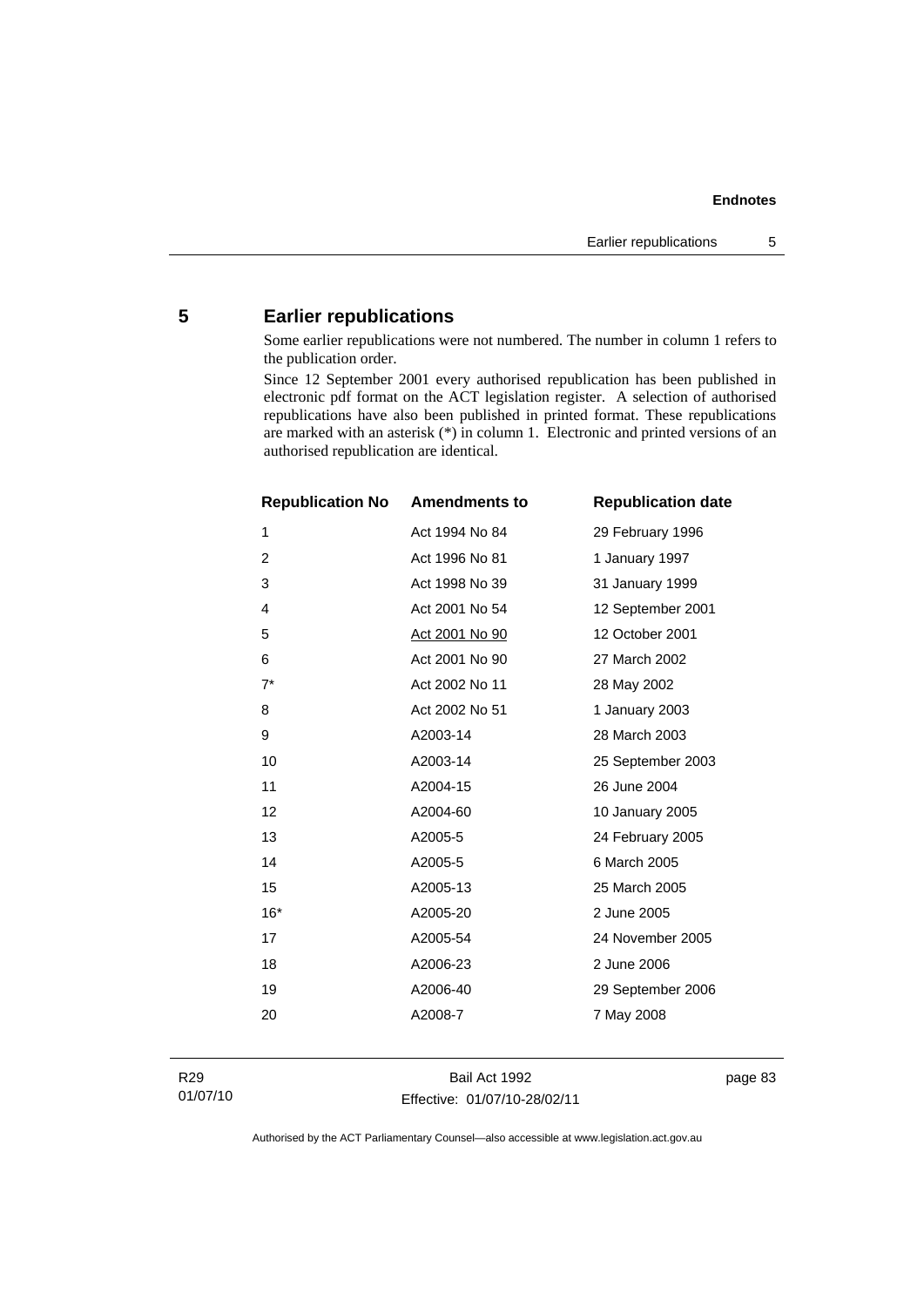## 5 Earlier republications

Some earlier republications were not numbered. The number in column 1 refers to the publication order.

Since 12 September 2001 every authorised republication has been published in electronic pdf format on the ACT legislation register. A selection of authorised republications have also been published in printed format. These republications are marked with an asterisk (*) in column 1. Electronic and printed versions of an authorised republication are identical.

| Republication No | Amendments to | Republication date |
|---|---|---|
| 1 | Act 1994 No 84 | 29 February 1996 |
| 2 | Act 1996 No 81 | 1 January 1997 |
| 3 | Act 1998 No 39 | 31 January 1999 |
| 4 | Act 2001 No 54 | 12 September 2001 |
| 5 | Act 2001 No 90 | 12 October 2001 |
| 6 | Act 2001 No 90 | 27 March 2002 |
| 7* | Act 2002 No 11 | 28 May 2002 |
| 8 | Act 2002 No 51 | 1 January 2003 |
| 9 | A2003-14 | 28 March 2003 |
| 10 | A2003-14 | 25 September 2003 |
| 11 | A2004-15 | 26 June 2004 |
| 12 | A2004-60 | 10 January 2005 |
| 13 | A2005-5 | 24 February 2005 |
| 14 | A2005-5 | 6 March 2005 |
| 15 | A2005-13 | 25 March 2005 |
| 16* | A2005-20 | 2 June 2005 |
| 17 | A2005-54 | 24 November 2005 |
| 18 | A2006-23 | 2 June 2006 |
| 19 | A2006-40 | 29 September 2006 |
| 20 | A2008-7 | 7 May 2008 |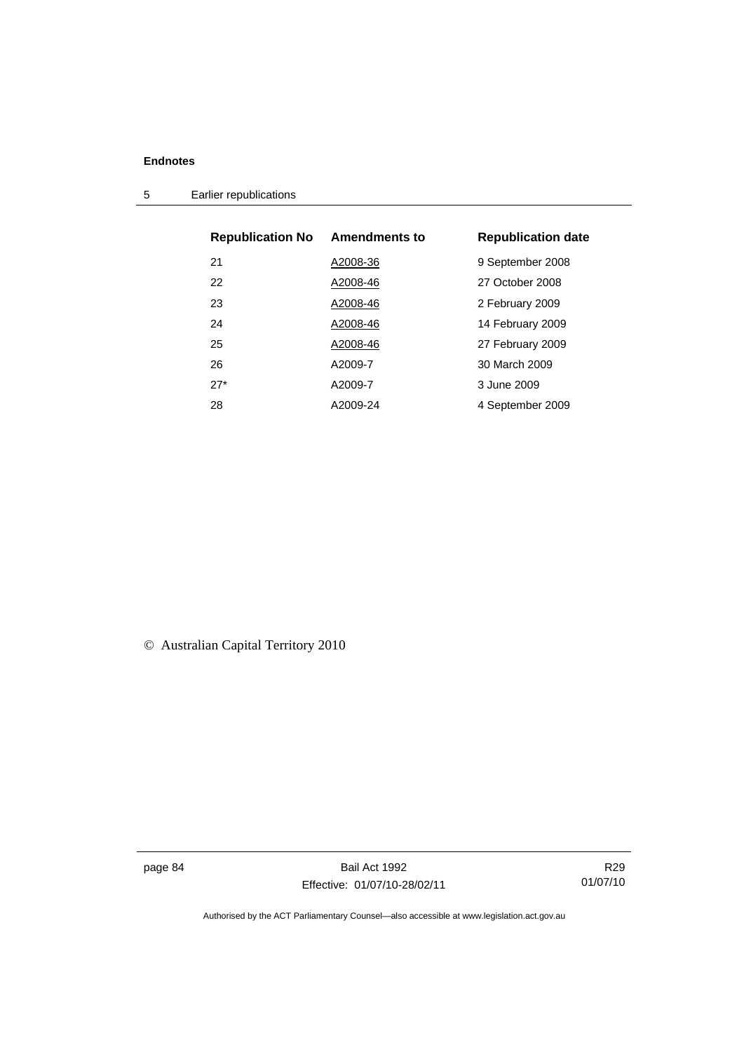| Republication No | Amendments to | Republication date |
|---|---|---|
| 21 | A2008-36 | 9 September 2008 |
| 22 | A2008-46 | 27 October 2008 |
| 23 | A2008-46 | 2 February 2009 |
| 24 | A2008-46 | 14 February 2009 |
| 25 | A2008-46 | 27 February 2009 |
| 26 | A2009-7 | 30 March 2009 |
| 27* | A2009-7 | 3 June 2009 |
| 28 | A2009-24 | 4 September 2009 |

© Australian Capital Territory 2010